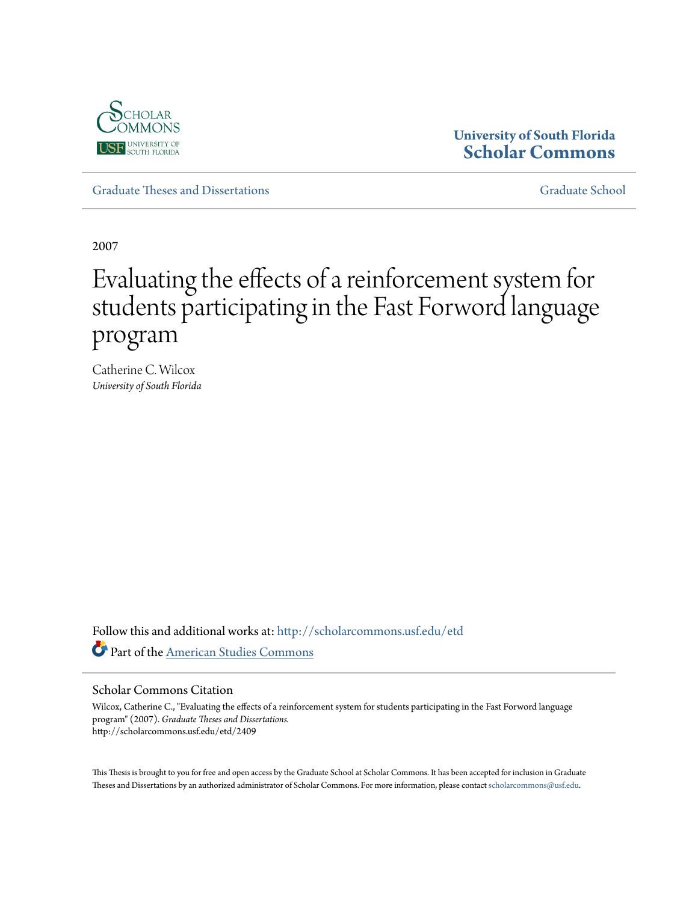University of South Florida
**Scholar Commons**

Graduate Theses and Dissertations | Graduate School

2007

# Evaluating the effects of a reinforcement system for students participating in the Fast Forword language program

Catherine C. Wilcox
*University of South Florida*

Follow this and additional works at: http://scholarcommons.usf.edu/etd

Part of the American Studies Commons

## Scholar Commons Citation

Wilcox, Catherine C., "Evaluating the effects of a reinforcement system for students participating in the Fast Forword language program" (2007). *Graduate Theses and Dissertations.*
http://scholarcommons.usf.edu/etd/2409

This Thesis is brought to you for free and open access by the Graduate School at Scholar Commons. It has been accepted for inclusion in Graduate Theses and Dissertations by an authorized administrator of Scholar Commons. For more information, please contact scholarcommons@usf.edu.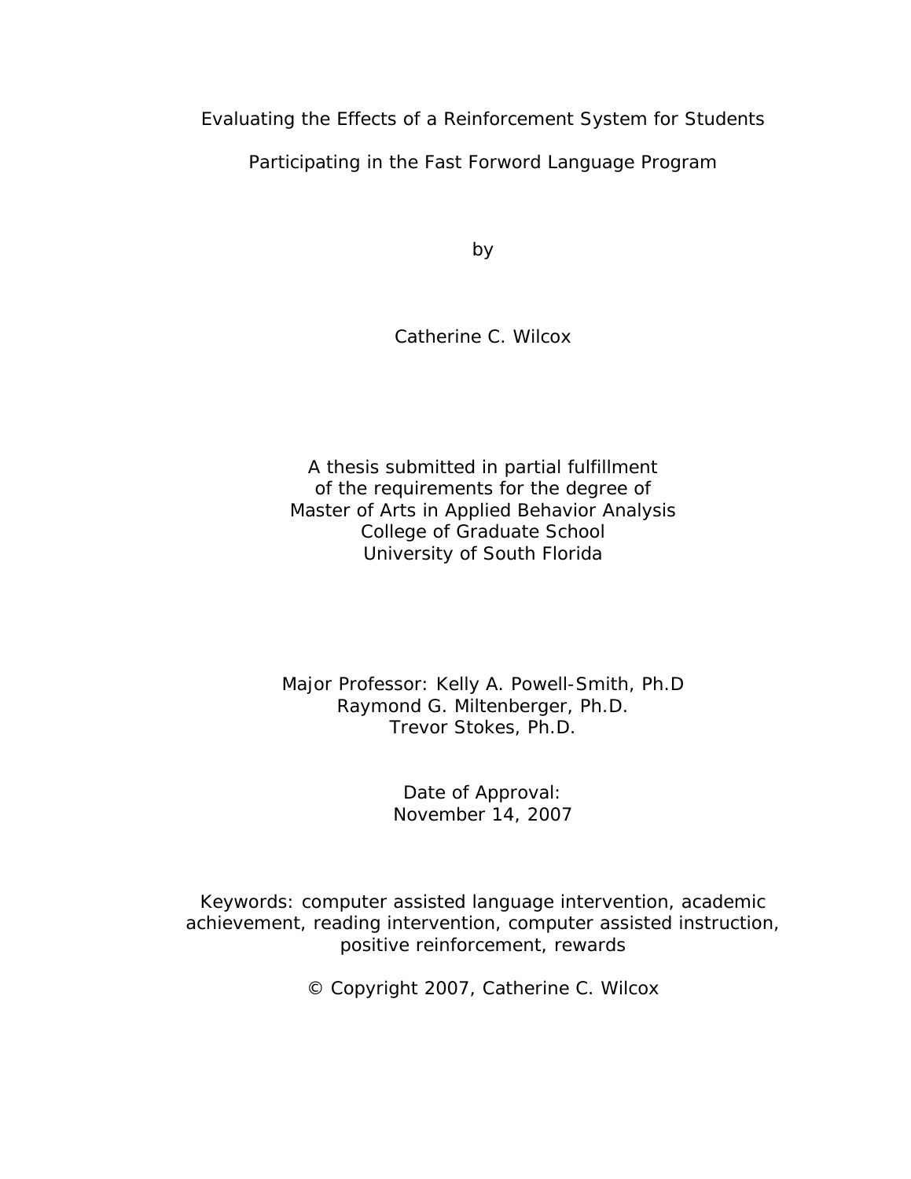# Evaluating the Effects of a Reinforcement System for Students Participating in the Fast Forword Language Program

by

Catherine C. Wilcox

A thesis submitted in partial fulfillment
of the requirements for the degree of
Master of Arts in Applied Behavior Analysis
College of Graduate School
University of South Florida

Major Professor: Kelly A. Powell-Smith, Ph.D
Raymond G. Miltenberger, Ph.D.
Trevor Stokes, Ph.D.

Date of Approval:
November 14, 2007

Keywords: computer assisted language intervention, academic achievement, reading intervention, computer assisted instruction, positive reinforcement, rewards

© Copyright 2007, Catherine C. Wilcox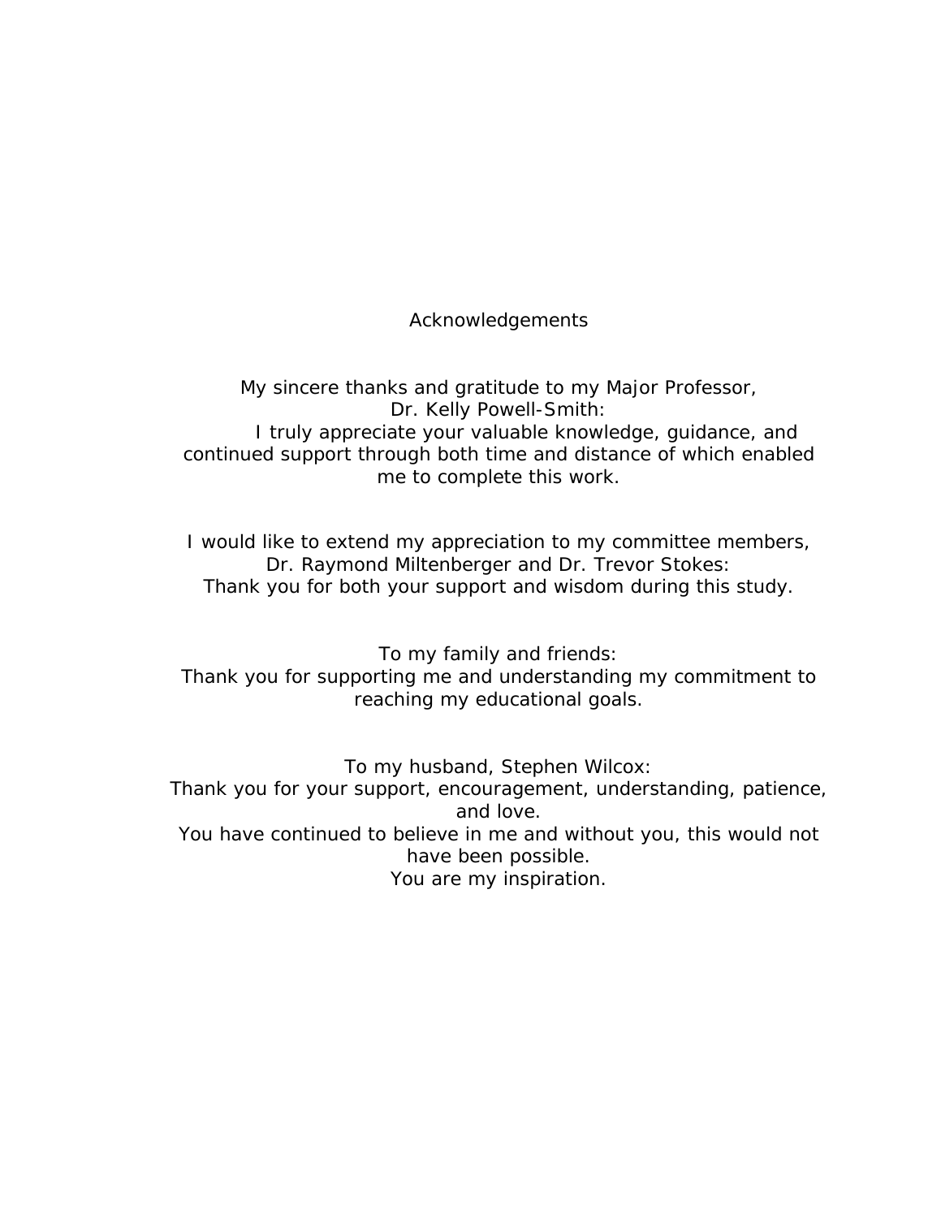# Acknowledgements

My sincere thanks and gratitude to my Major Professor,
Dr. Kelly Powell-Smith:
I truly appreciate your valuable knowledge, guidance, and continued support through both time and distance of which enabled me to complete this work.

I would like to extend my appreciation to my committee members,
Dr. Raymond Miltenberger and Dr. Trevor Stokes:
Thank you for both your support and wisdom during this study.

To my family and friends:
Thank you for supporting me and understanding my commitment to reaching my educational goals.

To my husband, Stephen Wilcox:
Thank you for your support, encouragement, understanding, patience, and love.
You have continued to believe in me and without you, this would not have been possible.
You are my inspiration.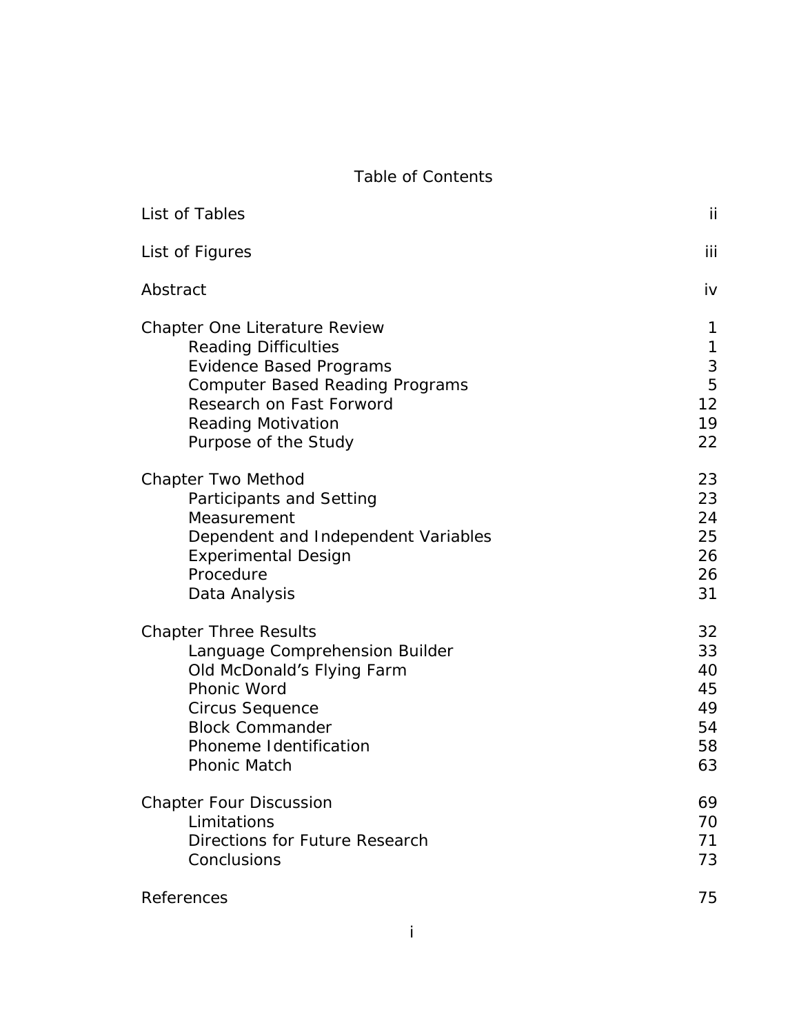# Table of Contents

| | |
|---|---|
| List of Tables | ii |
| List of Figures | iii |
| Abstract | iv |
| Chapter One Literature Review | 1 |
| Reading Difficulties | 1 |
| Evidence Based Programs | 3 |
| Computer Based Reading Programs | 5 |
| Research on Fast Forword | 12 |
| Reading Motivation | 19 |
| Purpose of the Study | 22 |
| Chapter Two Method | 23 |
| Participants and Setting | 23 |
| Measurement | 24 |
| Dependent and Independent Variables | 25 |
| Experimental Design | 26 |
| Procedure | 26 |
| Data Analysis | 31 |
| Chapter Three Results | 32 |
| Language Comprehension Builder | 33 |
| Old McDonald's Flying Farm | 40 |
| Phonic Word | 45 |
| Circus Sequence | 49 |
| Block Commander | 54 |
| Phoneme Identification | 58 |
| Phonic Match | 63 |
| Chapter Four Discussion | 69 |
| Limitations | 70 |
| Directions for Future Research | 71 |
| Conclusions | 73 |
| References | 75 |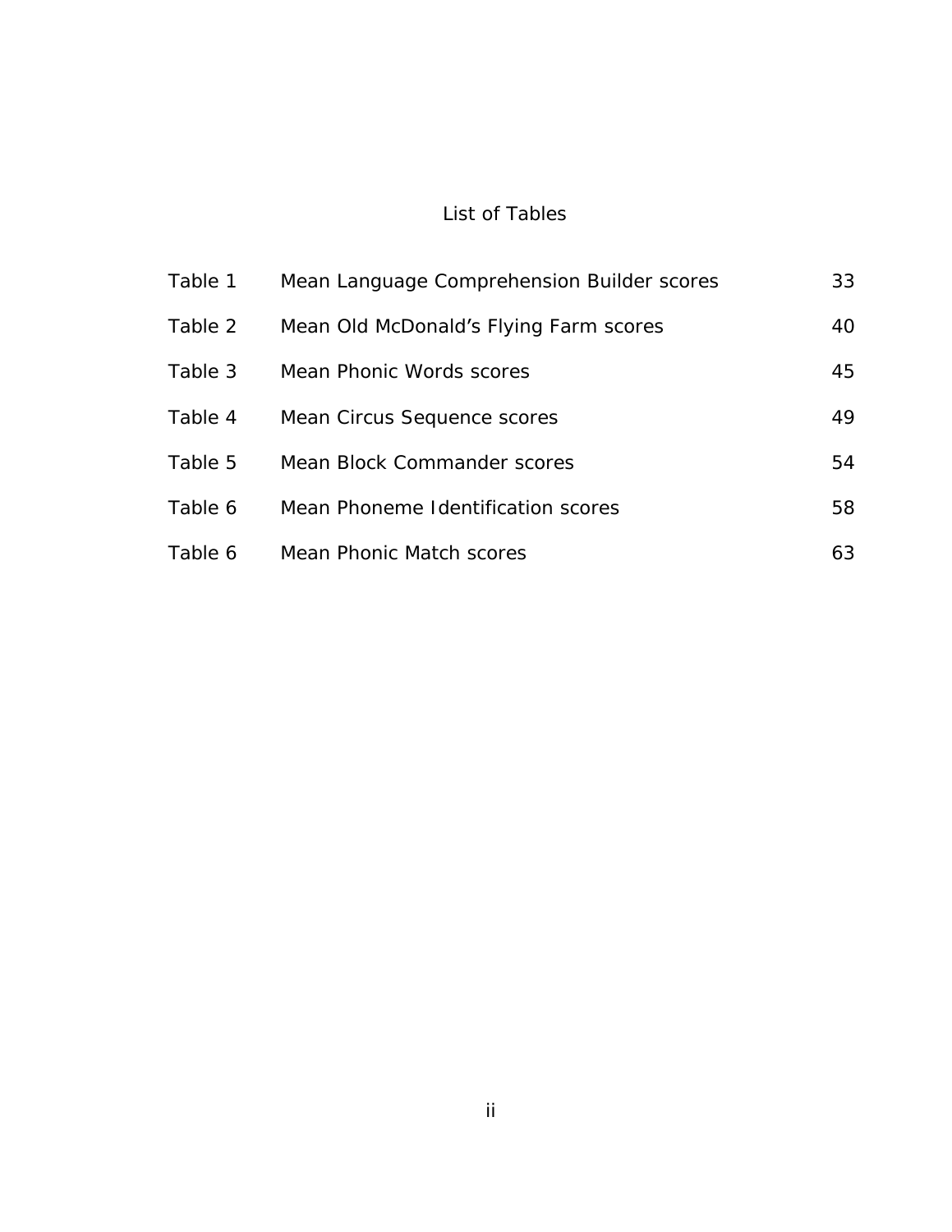# List of Tables

| | | |
|---|---|---|
| Table 1 | Mean Language Comprehension Builder scores | 33 |
| Table 2 | Mean Old McDonald's Flying Farm scores | 40 |
| Table 3 | Mean Phonic Words scores | 45 |
| Table 4 | Mean Circus Sequence scores | 49 |
| Table 5 | Mean Block Commander scores | 54 |
| Table 6 | Mean Phoneme Identification scores | 58 |
| Table 6 | Mean Phonic Match scores | 63 |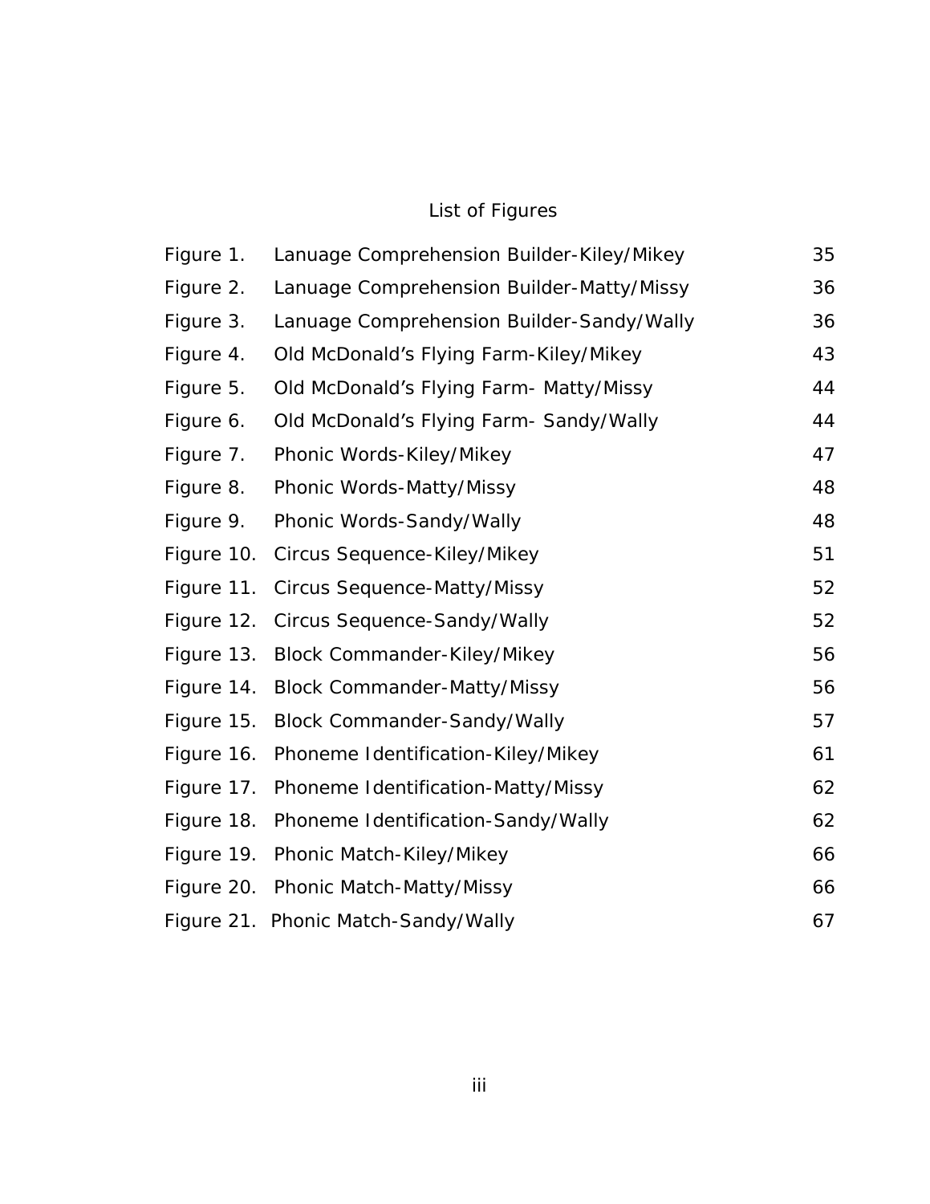# List of Figures

| | | |
|---|---|---|
| Figure 1. | Lanuage Comprehension Builder-Kiley/Mikey | 35 |
| Figure 2. | Lanuage Comprehension Builder-Matty/Missy | 36 |
| Figure 3. | Lanuage Comprehension Builder-Sandy/Wally | 36 |
| Figure 4. | Old McDonald's Flying Farm-Kiley/Mikey | 43 |
| Figure 5. | Old McDonald's Flying Farm- Matty/Missy | 44 |
| Figure 6. | Old McDonald's Flying Farm- Sandy/Wally | 44 |
| Figure 7. | Phonic Words-Kiley/Mikey | 47 |
| Figure 8. | Phonic Words-Matty/Missy | 48 |
| Figure 9. | Phonic Words-Sandy/Wally | 48 |
| Figure 10. | Circus Sequence-Kiley/Mikey | 51 |
| Figure 11. | Circus Sequence-Matty/Missy | 52 |
| Figure 12. | Circus Sequence-Sandy/Wally | 52 |
| Figure 13. | Block Commander-Kiley/Mikey | 56 |
| Figure 14. | Block Commander-Matty/Missy | 56 |
| Figure 15. | Block Commander-Sandy/Wally | 57 |
| Figure 16. | Phoneme Identification-Kiley/Mikey | 61 |
| Figure 17. | Phoneme Identification-Matty/Missy | 62 |
| Figure 18. | Phoneme Identification-Sandy/Wally | 62 |
| Figure 19. | Phonic Match-Kiley/Mikey | 66 |
| Figure 20. | Phonic Match-Matty/Missy | 66 |
| Figure 21. | Phonic Match-Sandy/Wally | 67 |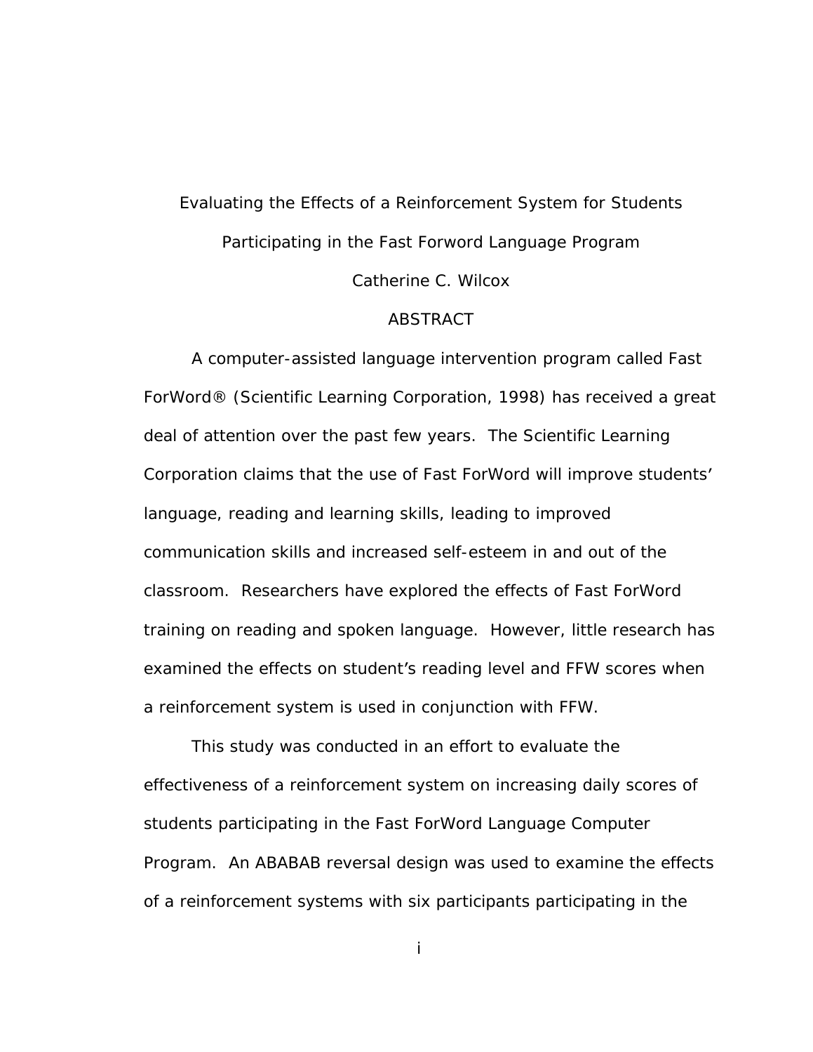# Evaluating the Effects of a Reinforcement System for Students Participating in the Fast Forword Language Program

Catherine C. Wilcox

## ABSTRACT

A computer-assisted language intervention program called Fast ForWord® (Scientific Learning Corporation, 1998) has received a great deal of attention over the past few years. The Scientific Learning Corporation claims that the use of Fast ForWord will improve students' language, reading and learning skills, leading to improved communication skills and increased self-esteem in and out of the classroom. Researchers have explored the effects of Fast ForWord training on reading and spoken language. However, little research has examined the effects on student's reading level and FFW scores when a reinforcement system is used in conjunction with FFW.

This study was conducted in an effort to evaluate the effectiveness of a reinforcement system on increasing daily scores of students participating in the Fast ForWord Language Computer Program. An ABABAB reversal design was used to examine the effects of a reinforcement systems with six participants participating in the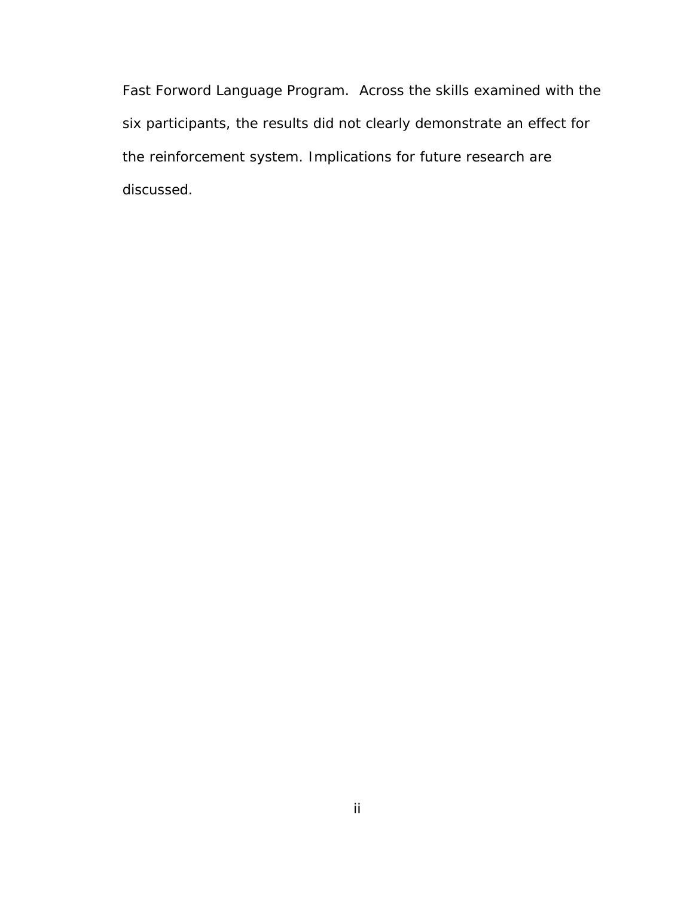Fast Forword Language Program.  Across the skills examined with the six participants, the results did not clearly demonstrate an effect for the reinforcement system. Implications for future research are discussed.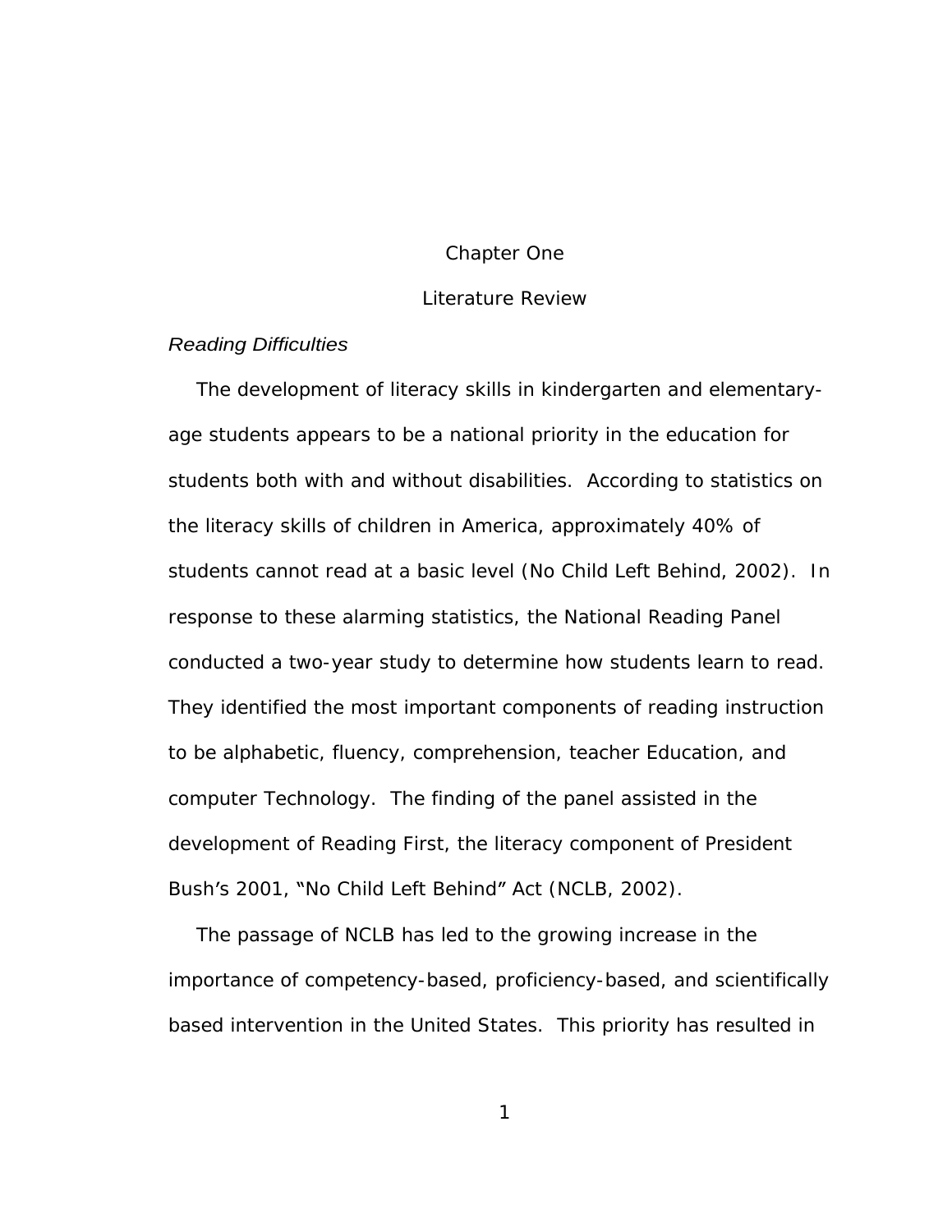# Chapter One

## Literature Review

### *Reading Difficulties*

The development of literacy skills in kindergarten and elementary-age students appears to be a national priority in the education for students both with and without disabilities. According to statistics on the literacy skills of children in America, approximately 40% of students cannot read at a basic level (No Child Left Behind, 2002). In response to these alarming statistics, the National Reading Panel conducted a two-year study to determine how students learn to read. They identified the most important components of reading instruction to be alphabetic, fluency, comprehension, teacher Education, and computer Technology. The finding of the panel assisted in the development of Reading First, the literacy component of President Bush's 2001, "No Child Left Behind" Act (NCLB, 2002).

The passage of NCLB has led to the growing increase in the importance of competency-based, proficiency-based, and scientifically based intervention in the United States. This priority has resulted in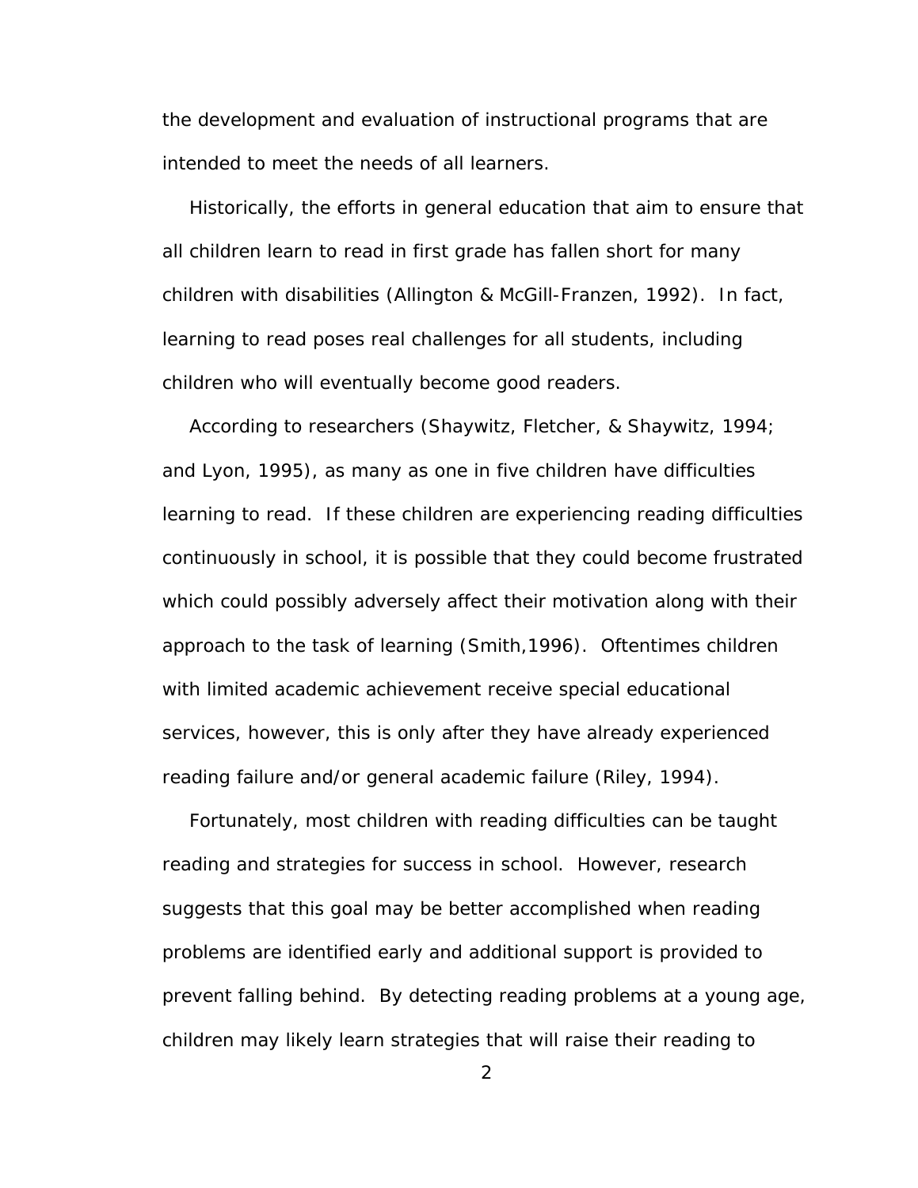the development and evaluation of instructional programs that are intended to meet the needs of all learners.

Historically, the efforts in general education that aim to ensure that all children learn to read in first grade has fallen short for many children with disabilities (Allington & McGill-Franzen, 1992). In fact, learning to read poses real challenges for all students, including children who will eventually become good readers.

According to researchers (Shaywitz, Fletcher, & Shaywitz, 1994; and Lyon, 1995), as many as one in five children have difficulties learning to read. If these children are experiencing reading difficulties continuously in school, it is possible that they could become frustrated which could possibly adversely affect their motivation along with their approach to the task of learning (Smith,1996). Oftentimes children with limited academic achievement receive special educational services, however, this is only after they have already experienced reading failure and/or general academic failure (Riley, 1994).

Fortunately, most children with reading difficulties can be taught reading and strategies for success in school. However, research suggests that this goal may be better accomplished when reading problems are identified early and additional support is provided to prevent falling behind. By detecting reading problems at a young age, children may likely learn strategies that will raise their reading to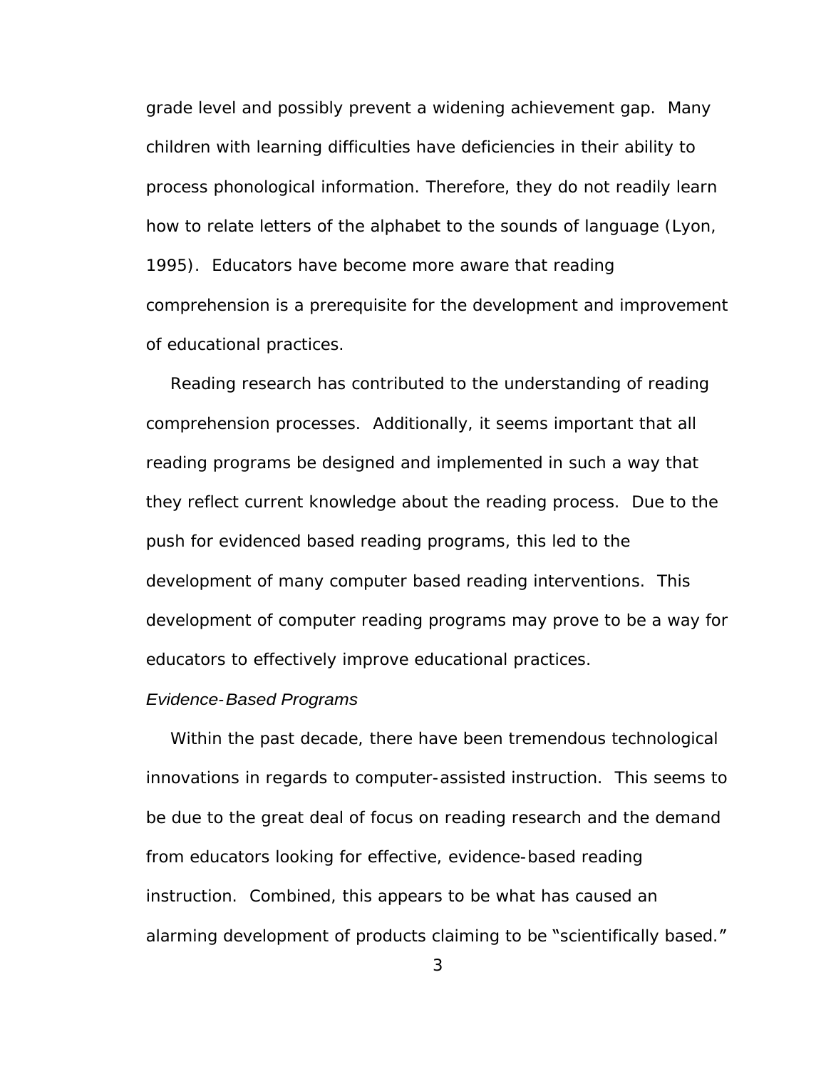grade level and possibly prevent a widening achievement gap. Many children with learning difficulties have deficiencies in their ability to process phonological information. Therefore, they do not readily learn how to relate letters of the alphabet to the sounds of language (Lyon, 1995). Educators have become more aware that reading comprehension is a prerequisite for the development and improvement of educational practices.

Reading research has contributed to the understanding of reading comprehension processes. Additionally, it seems important that all reading programs be designed and implemented in such a way that they reflect current knowledge about the reading process. Due to the push for evidenced based reading programs, this led to the development of many computer based reading interventions. This development of computer reading programs may prove to be a way for educators to effectively improve educational practices.

*Evidence-Based Programs*

Within the past decade, there have been tremendous technological innovations in regards to computer-assisted instruction. This seems to be due to the great deal of focus on reading research and the demand from educators looking for effective, evidence-based reading instruction. Combined, this appears to be what has caused an alarming development of products claiming to be "scientifically based."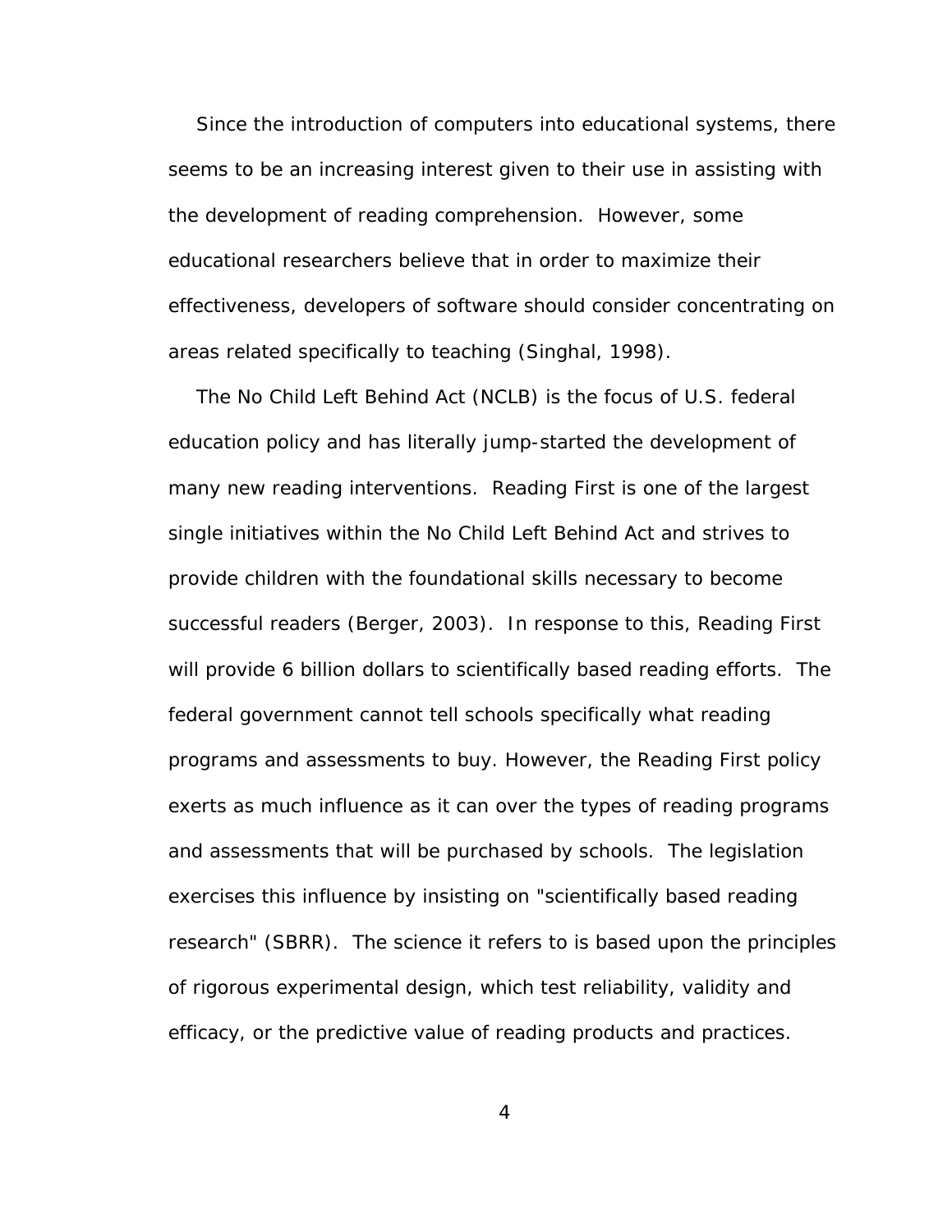Since the introduction of computers into educational systems, there seems to be an increasing interest given to their use in assisting with the development of reading comprehension. However, some educational researchers believe that in order to maximize their effectiveness, developers of software should consider concentrating on areas related specifically to teaching (Singhal, 1998).

The No Child Left Behind Act (NCLB) is the focus of U.S. federal education policy and has literally jump-started the development of many new reading interventions. Reading First is one of the largest single initiatives within the No Child Left Behind Act and strives to provide children with the foundational skills necessary to become successful readers (Berger, 2003). In response to this, Reading First will provide 6 billion dollars to scientifically based reading efforts. The federal government cannot tell schools specifically what reading programs and assessments to buy. However, the Reading First policy exerts as much influence as it can over the types of reading programs and assessments that will be purchased by schools. The legislation exercises this influence by insisting on "scientifically based reading research" (SBRR). The science it refers to is based upon the principles of rigorous experimental design, which test reliability, validity and efficacy, or the predictive value of reading products and practices.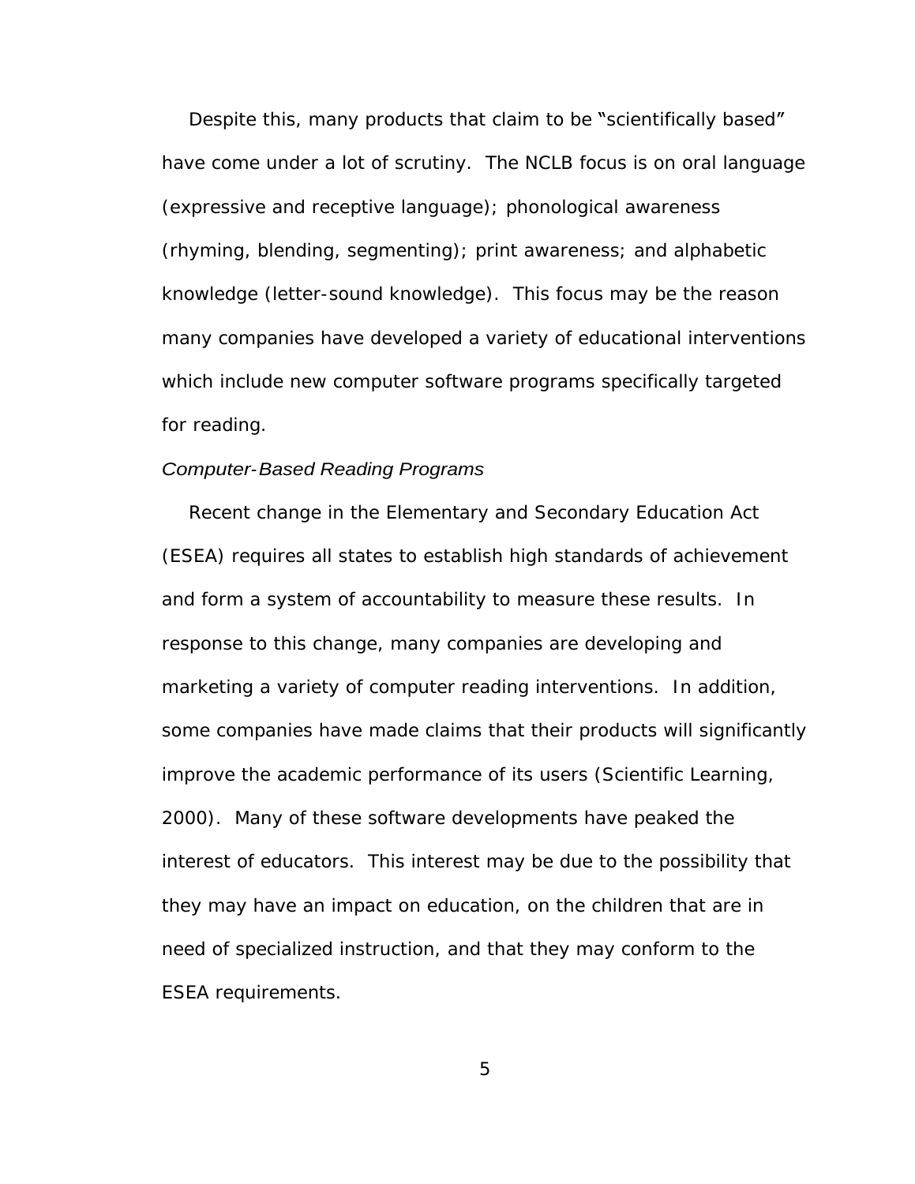Despite this, many products that claim to be "scientifically based" have come under a lot of scrutiny. The NCLB focus is on oral language (expressive and receptive language); phonological awareness (rhyming, blending, segmenting); print awareness; and alphabetic knowledge (letter-sound knowledge). This focus may be the reason many companies have developed a variety of educational interventions which include new computer software programs specifically targeted for reading.

### *Computer-Based Reading Programs*

Recent change in the Elementary and Secondary Education Act (ESEA) requires all states to establish high standards of achievement and form a system of accountability to measure these results. In response to this change, many companies are developing and marketing a variety of computer reading interventions. In addition, some companies have made claims that their products will significantly improve the academic performance of its users (Scientific Learning, 2000). Many of these software developments have peaked the interest of educators. This interest may be due to the possibility that they may have an impact on education, on the children that are in need of specialized instruction, and that they may conform to the ESEA requirements.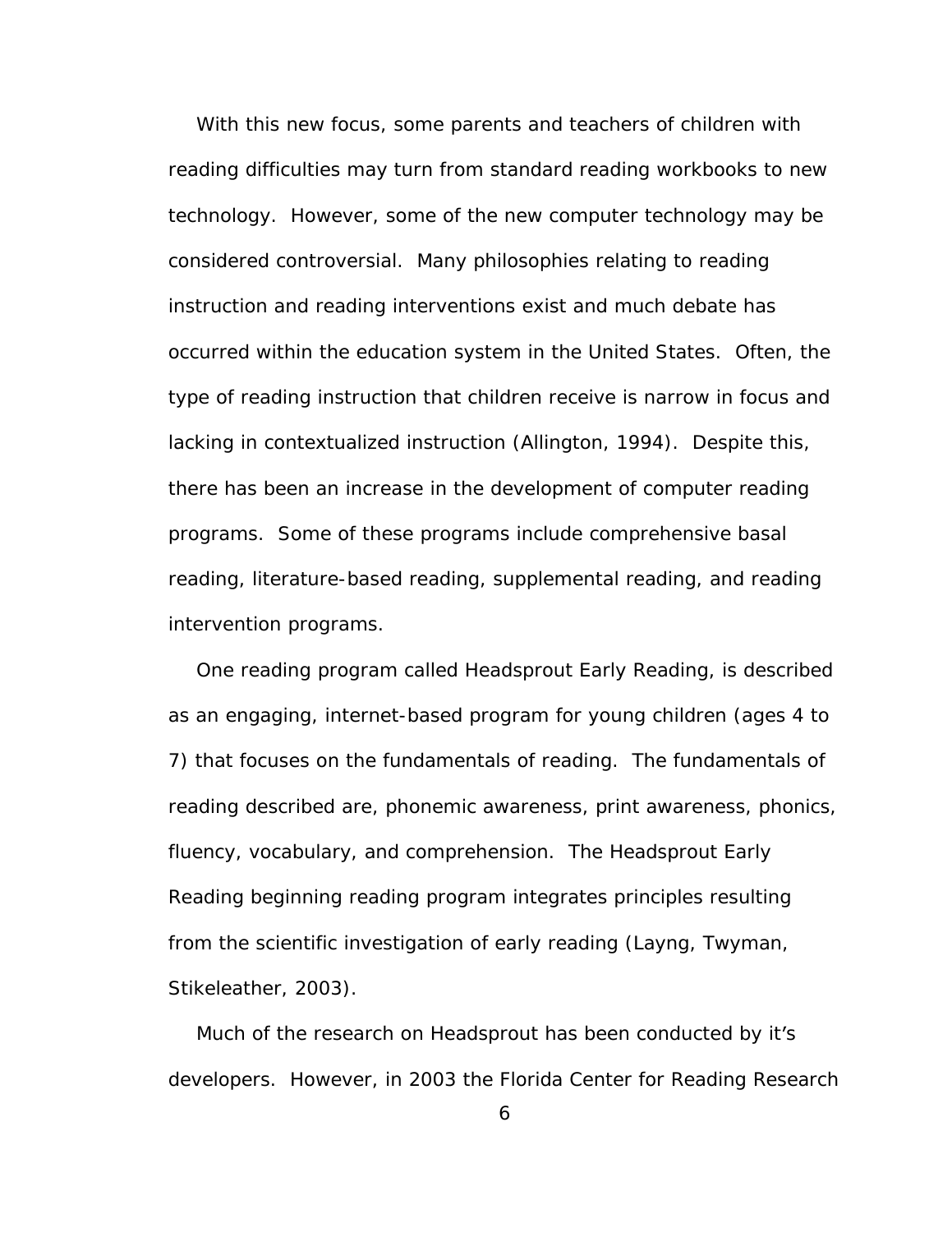With this new focus, some parents and teachers of children with reading difficulties may turn from standard reading workbooks to new technology. However, some of the new computer technology may be considered controversial. Many philosophies relating to reading instruction and reading interventions exist and much debate has occurred within the education system in the United States. Often, the type of reading instruction that children receive is narrow in focus and lacking in contextualized instruction (Allington, 1994). Despite this, there has been an increase in the development of computer reading programs. Some of these programs include comprehensive basal reading, literature-based reading, supplemental reading, and reading intervention programs.

One reading program called Headsprout Early Reading, is described as an engaging, internet-based program for young children (ages 4 to 7) that focuses on the fundamentals of reading. The fundamentals of reading described are, phonemic awareness, print awareness, phonics, fluency, vocabulary, and comprehension. The Headsprout Early Reading beginning reading program integrates principles resulting from the scientific investigation of early reading (Layng, Twyman, Stikeleather, 2003).

Much of the research on Headsprout has been conducted by it's developers. However, in 2003 the Florida Center for Reading Research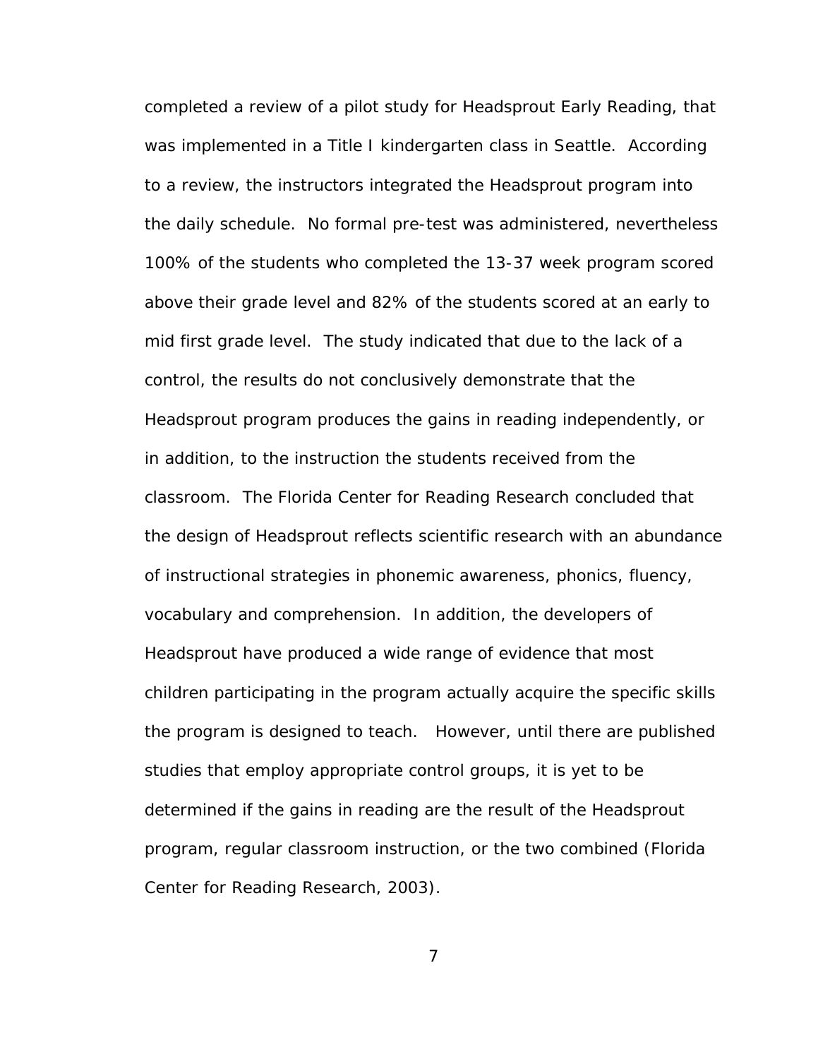completed a review of a pilot study for Headsprout Early Reading, that was implemented in a Title I kindergarten class in Seattle. According to a review, the instructors integrated the Headsprout program into the daily schedule. No formal pre-test was administered, nevertheless 100% of the students who completed the 13-37 week program scored above their grade level and 82% of the students scored at an early to mid first grade level. The study indicated that due to the lack of a control, the results do not conclusively demonstrate that the Headsprout program produces the gains in reading independently, or in addition, to the instruction the students received from the classroom. The Florida Center for Reading Research concluded that the design of Headsprout reflects scientific research with an abundance of instructional strategies in phonemic awareness, phonics, fluency, vocabulary and comprehension. In addition, the developers of Headsprout have produced a wide range of evidence that most children participating in the program actually acquire the specific skills the program is designed to teach. However, until there are published studies that employ appropriate control groups, it is yet to be determined if the gains in reading are the result of the Headsprout program, regular classroom instruction, or the two combined (Florida Center for Reading Research, 2003).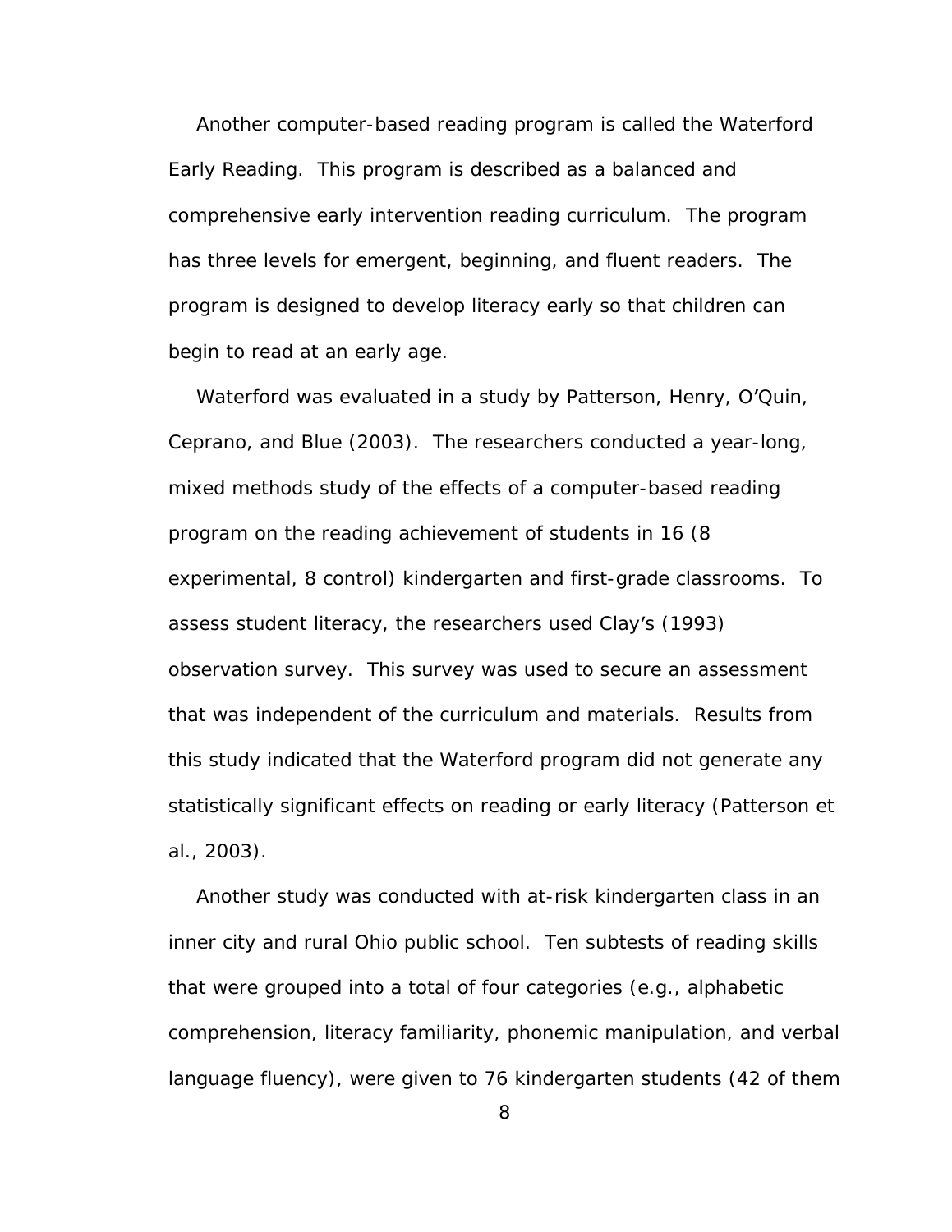Another computer-based reading program is called the Waterford Early Reading. This program is described as a balanced and comprehensive early intervention reading curriculum. The program has three levels for emergent, beginning, and fluent readers. The program is designed to develop literacy early so that children can begin to read at an early age.

Waterford was evaluated in a study by Patterson, Henry, O'Quin, Ceprano, and Blue (2003). The researchers conducted a year-long, mixed methods study of the effects of a computer-based reading program on the reading achievement of students in 16 (8 experimental, 8 control) kindergarten and first-grade classrooms. To assess student literacy, the researchers used Clay's (1993) observation survey. This survey was used to secure an assessment that was independent of the curriculum and materials. Results from this study indicated that the Waterford program did not generate any statistically significant effects on reading or early literacy (Patterson et al., 2003).

Another study was conducted with at-risk kindergarten class in an inner city and rural Ohio public school. Ten subtests of reading skills that were grouped into a total of four categories (e.g., alphabetic comprehension, literacy familiarity, phonemic manipulation, and verbal language fluency), were given to 76 kindergarten students (42 of them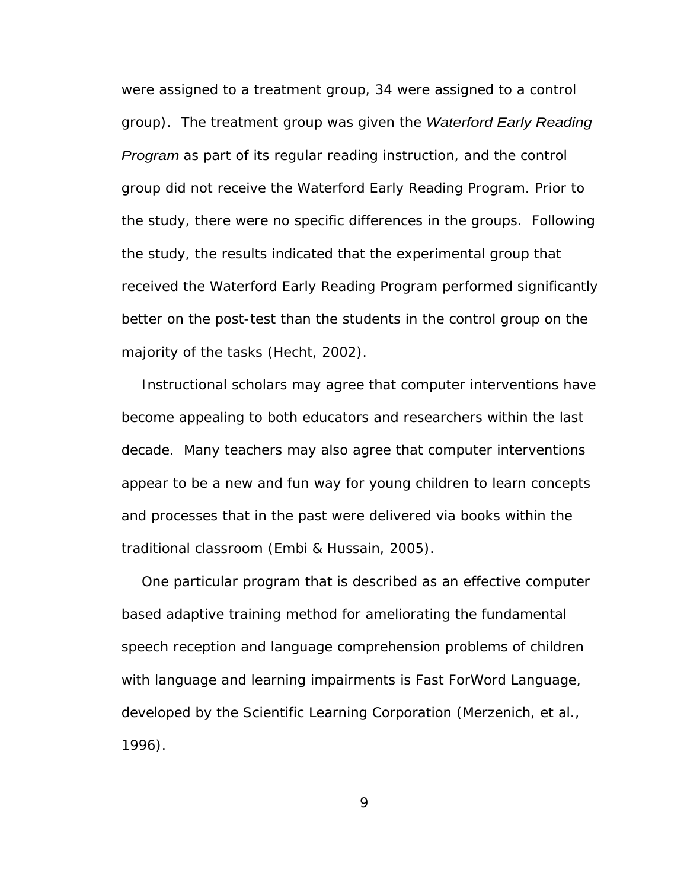were assigned to a treatment group, 34 were assigned to a control group). The treatment group was given the *Waterford Early Reading Program* as part of its regular reading instruction, and the control group did not receive the Waterford Early Reading Program. Prior to the study, there were no specific differences in the groups. Following the study, the results indicated that the experimental group that received the Waterford Early Reading Program performed significantly better on the post-test than the students in the control group on the majority of the tasks (Hecht, 2002).

Instructional scholars may agree that computer interventions have become appealing to both educators and researchers within the last decade. Many teachers may also agree that computer interventions appear to be a new and fun way for young children to learn concepts and processes that in the past were delivered via books within the traditional classroom (Embi & Hussain, 2005).

One particular program that is described as an effective computer based adaptive training method for ameliorating the fundamental speech reception and language comprehension problems of children with language and learning impairments is Fast ForWord Language, developed by the Scientific Learning Corporation (Merzenich, et al., 1996).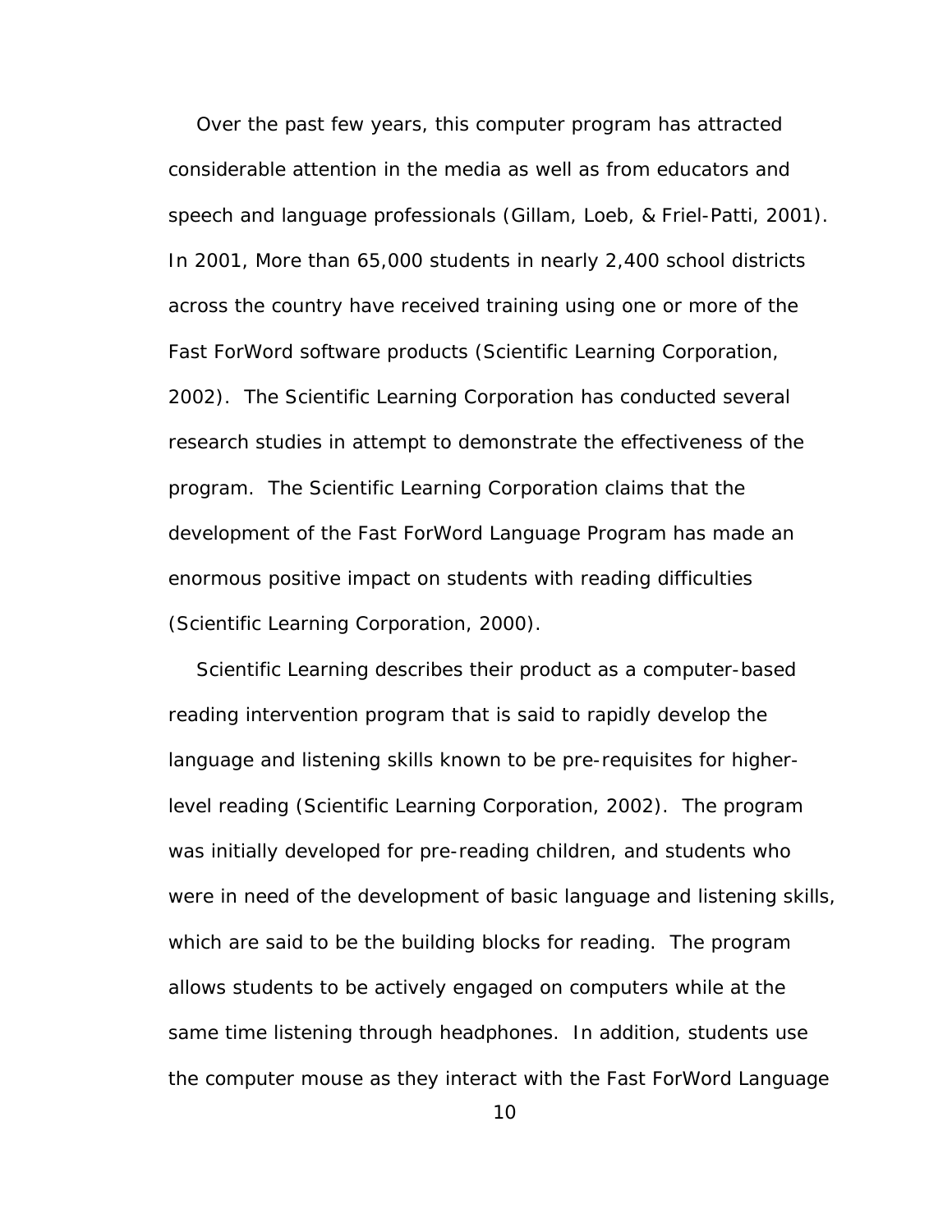Over the past few years, this computer program has attracted considerable attention in the media as well as from educators and speech and language professionals (Gillam, Loeb, & Friel-Patti, 2001). In 2001, More than 65,000 students in nearly 2,400 school districts across the country have received training using one or more of the Fast ForWord software products (Scientific Learning Corporation, 2002). The Scientific Learning Corporation has conducted several research studies in attempt to demonstrate the effectiveness of the program. The Scientific Learning Corporation claims that the development of the Fast ForWord Language Program has made an enormous positive impact on students with reading difficulties (Scientific Learning Corporation, 2000).

Scientific Learning describes their product as a computer-based reading intervention program that is said to rapidly develop the language and listening skills known to be pre-requisites for higher-level reading (Scientific Learning Corporation, 2002). The program was initially developed for pre-reading children, and students who were in need of the development of basic language and listening skills, which are said to be the building blocks for reading. The program allows students to be actively engaged on computers while at the same time listening through headphones. In addition, students use the computer mouse as they interact with the Fast ForWord Language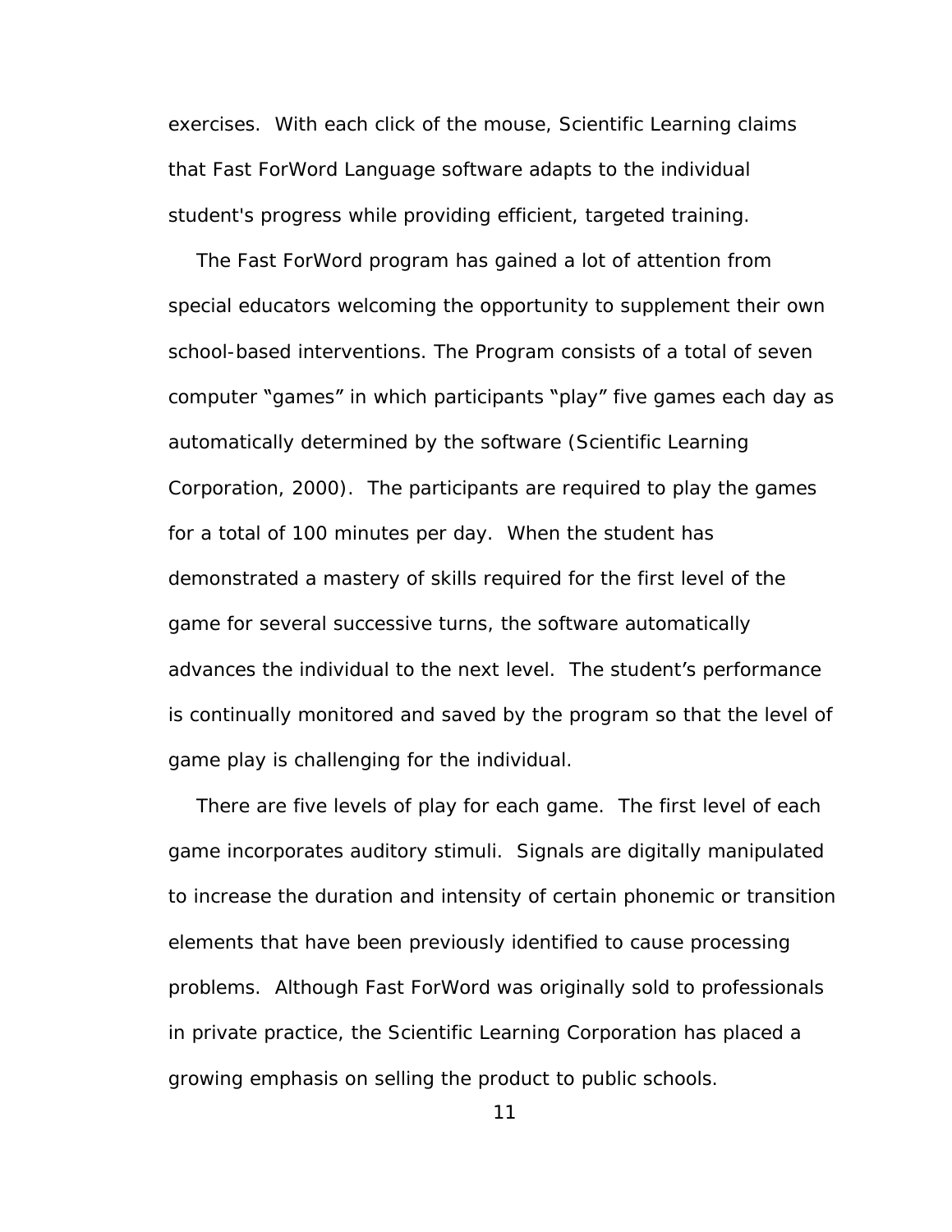exercises. With each click of the mouse, Scientific Learning claims that Fast ForWord Language software adapts to the individual student's progress while providing efficient, targeted training.

The Fast ForWord program has gained a lot of attention from special educators welcoming the opportunity to supplement their own school-based interventions. The Program consists of a total of seven computer "games" in which participants "play" five games each day as automatically determined by the software (Scientific Learning Corporation, 2000). The participants are required to play the games for a total of 100 minutes per day. When the student has demonstrated a mastery of skills required for the first level of the game for several successive turns, the software automatically advances the individual to the next level. The student's performance is continually monitored and saved by the program so that the level of game play is challenging for the individual.

There are five levels of play for each game. The first level of each game incorporates auditory stimuli. Signals are digitally manipulated to increase the duration and intensity of certain phonemic or transition elements that have been previously identified to cause processing problems. Although Fast ForWord was originally sold to professionals in private practice, the Scientific Learning Corporation has placed a growing emphasis on selling the product to public schools.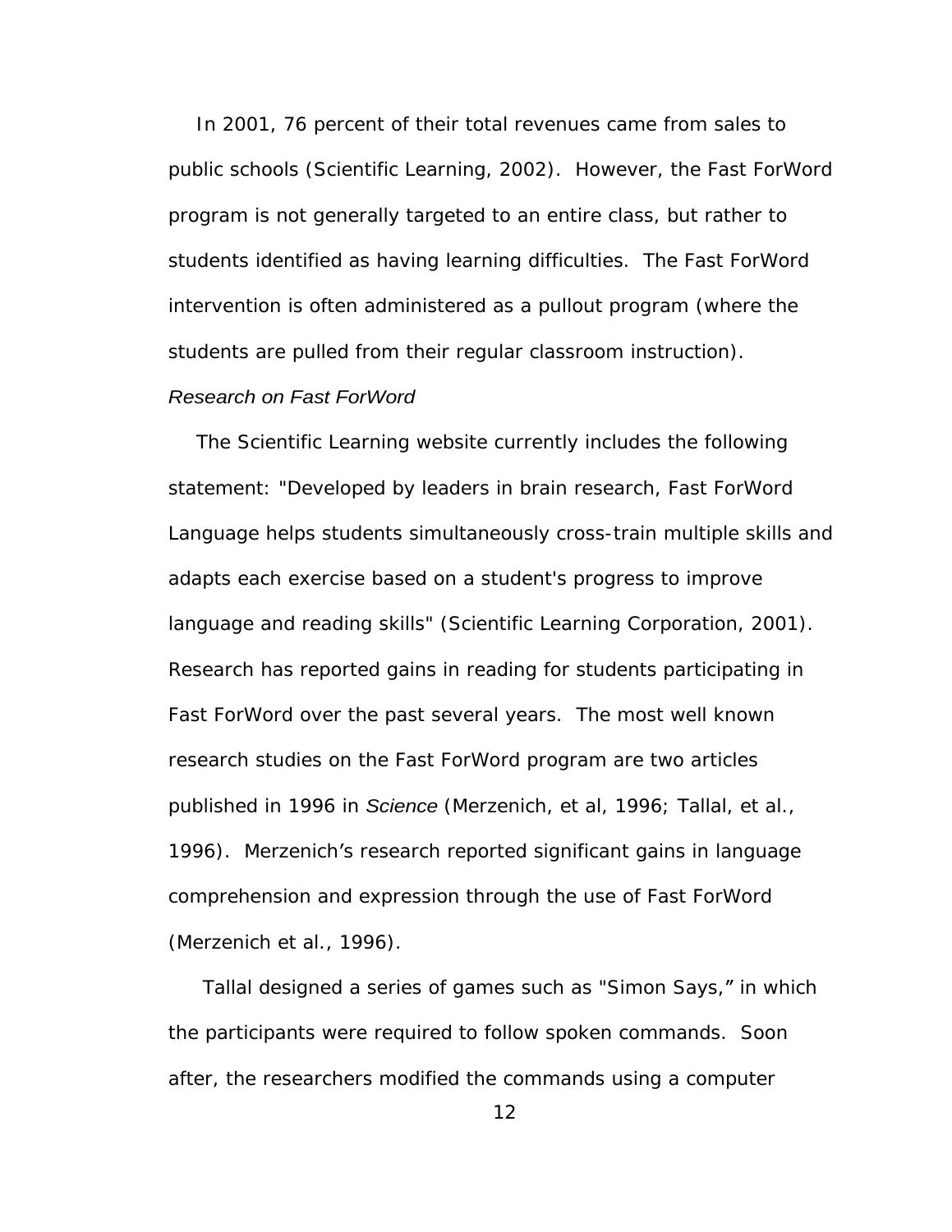In 2001, 76 percent of their total revenues came from sales to public schools (Scientific Learning, 2002). However, the Fast ForWord program is not generally targeted to an entire class, but rather to students identified as having learning difficulties. The Fast ForWord intervention is often administered as a pullout program (where the students are pulled from their regular classroom instruction).

*Research on Fast ForWord*

The Scientific Learning website currently includes the following statement: "Developed by leaders in brain research, Fast ForWord Language helps students simultaneously cross-train multiple skills and adapts each exercise based on a student's progress to improve language and reading skills" (Scientific Learning Corporation, 2001). Research has reported gains in reading for students participating in Fast ForWord over the past several years. The most well known research studies on the Fast ForWord program are two articles published in 1996 in *Science* (Merzenich, et al, 1996; Tallal, et al., 1996). Merzenich's research reported significant gains in language comprehension and expression through the use of Fast ForWord (Merzenich et al., 1996).

Tallal designed a series of games such as "Simon Says," in which the participants were required to follow spoken commands. Soon after, the researchers modified the commands using a computer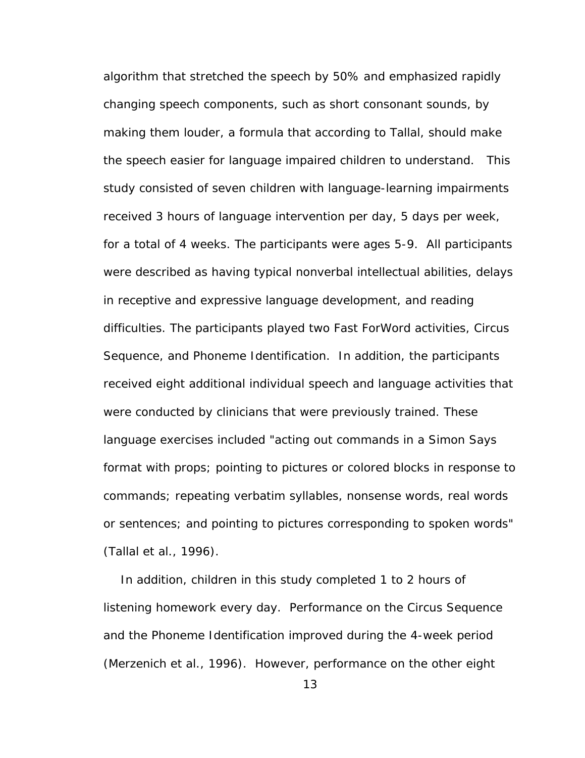algorithm that stretched the speech by 50% and emphasized rapidly changing speech components, such as short consonant sounds, by making them louder, a formula that according to Tallal, should make the speech easier for language impaired children to understand. This study consisted of seven children with language-learning impairments received 3 hours of language intervention per day, 5 days per week, for a total of 4 weeks. The participants were ages 5-9. All participants were described as having typical nonverbal intellectual abilities, delays in receptive and expressive language development, and reading difficulties. The participants played two Fast ForWord activities, Circus Sequence, and Phoneme Identification. In addition, the participants received eight additional individual speech and language activities that were conducted by clinicians that were previously trained. These language exercises included "acting out commands in a Simon Says format with props; pointing to pictures or colored blocks in response to commands; repeating verbatim syllables, nonsense words, real words or sentences; and pointing to pictures corresponding to spoken words" (Tallal et al., 1996).

In addition, children in this study completed 1 to 2 hours of listening homework every day. Performance on the Circus Sequence and the Phoneme Identification improved during the 4-week period (Merzenich et al., 1996). However, performance on the other eight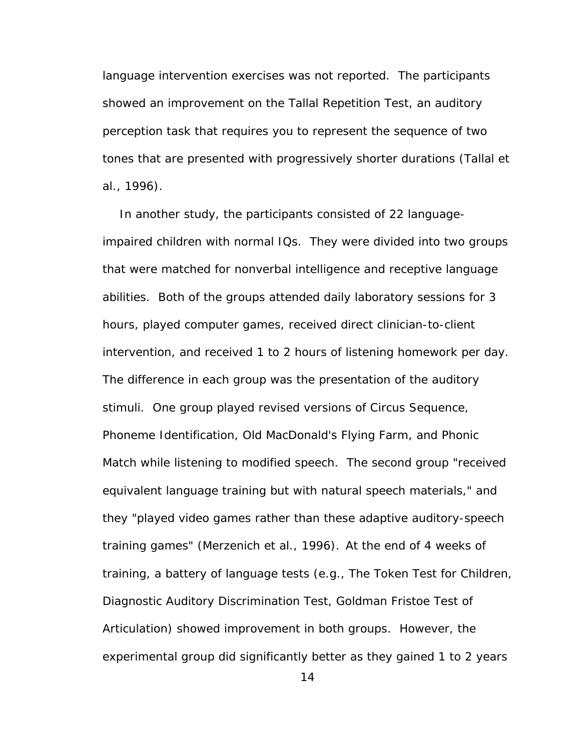language intervention exercises was not reported. The participants showed an improvement on the Tallal Repetition Test, an auditory perception task that requires you to represent the sequence of two tones that are presented with progressively shorter durations (Tallal et al., 1996).

In another study, the participants consisted of 22 language-impaired children with normal IQs. They were divided into two groups that were matched for nonverbal intelligence and receptive language abilities. Both of the groups attended daily laboratory sessions for 3 hours, played computer games, received direct clinician-to-client intervention, and received 1 to 2 hours of listening homework per day. The difference in each group was the presentation of the auditory stimuli. One group played revised versions of Circus Sequence, Phoneme Identification, Old MacDonald's Flying Farm, and Phonic Match while listening to modified speech. The second group "received equivalent language training but with natural speech materials," and they "played video games rather than these adaptive auditory-speech training games" (Merzenich et al., 1996). At the end of 4 weeks of training, a battery of language tests (e.g., The Token Test for Children, Diagnostic Auditory Discrimination Test, Goldman Fristoe Test of Articulation) showed improvement in both groups. However, the experimental group did significantly better as they gained 1 to 2 years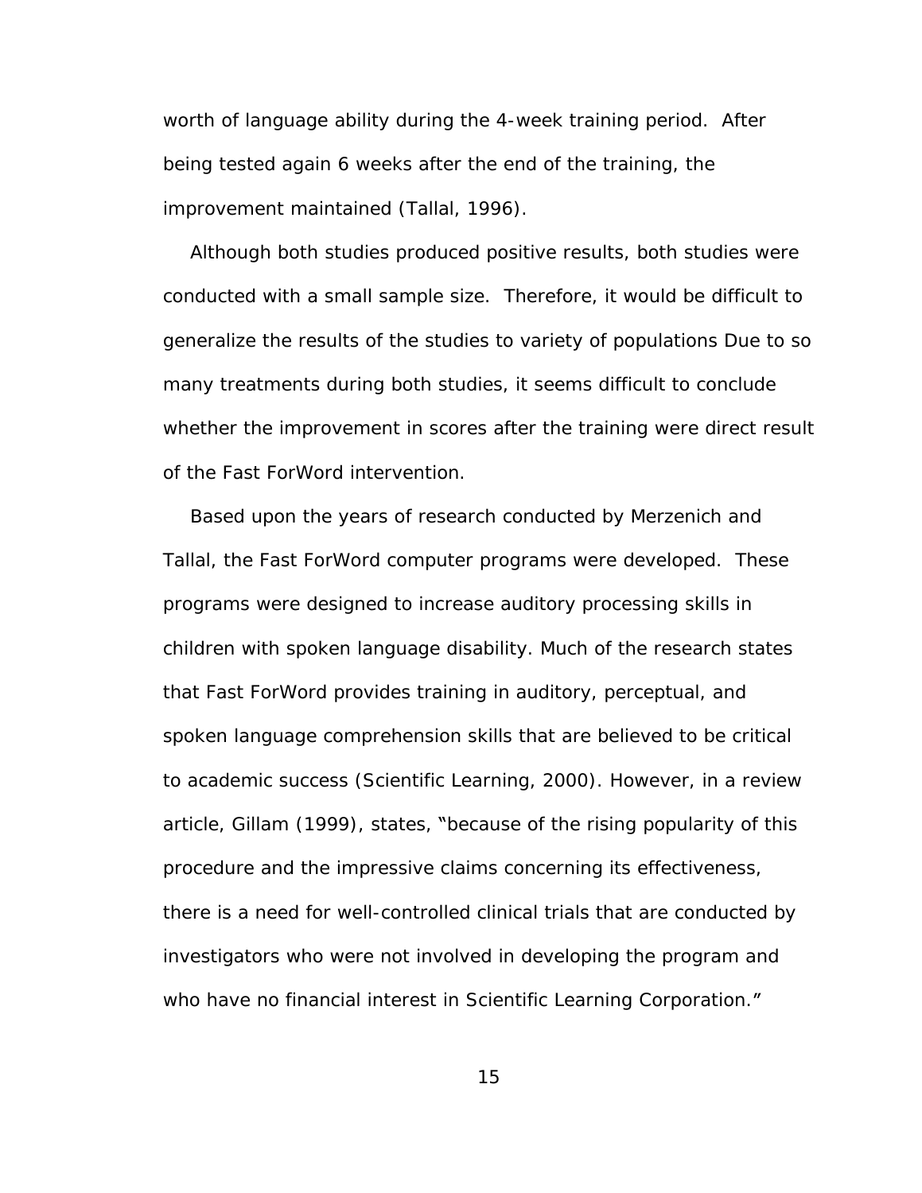worth of language ability during the 4-week training period. After being tested again 6 weeks after the end of the training, the improvement maintained (Tallal, 1996).

Although both studies produced positive results, both studies were conducted with a small sample size. Therefore, it would be difficult to generalize the results of the studies to variety of populations Due to so many treatments during both studies, it seems difficult to conclude whether the improvement in scores after the training were direct result of the Fast ForWord intervention.

Based upon the years of research conducted by Merzenich and Tallal, the Fast ForWord computer programs were developed. These programs were designed to increase auditory processing skills in children with spoken language disability. Much of the research states that Fast ForWord provides training in auditory, perceptual, and spoken language comprehension skills that are believed to be critical to academic success (Scientific Learning, 2000). However, in a review article, Gillam (1999), states, "because of the rising popularity of this procedure and the impressive claims concerning its effectiveness, there is a need for well-controlled clinical trials that are conducted by investigators who were not involved in developing the program and who have no financial interest in Scientific Learning Corporation."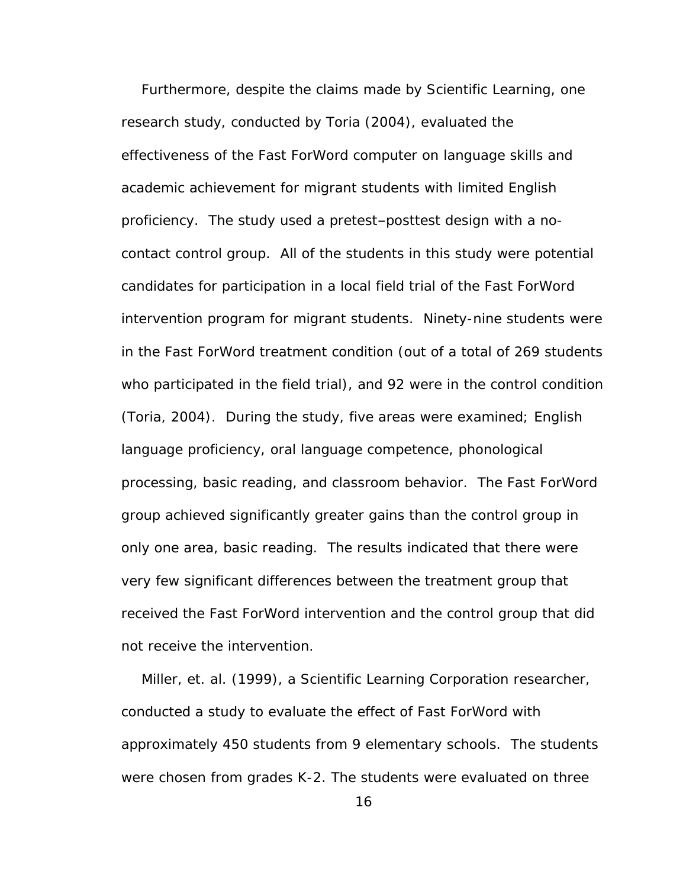Furthermore, despite the claims made by Scientific Learning, one research study, conducted by Toria (2004), evaluated the effectiveness of the Fast ForWord computer on language skills and academic achievement for migrant students with limited English proficiency. The study used a pretest–posttest design with a no-contact control group. All of the students in this study were potential candidates for participation in a local field trial of the Fast ForWord intervention program for migrant students. Ninety-nine students were in the Fast ForWord treatment condition (out of a total of 269 students who participated in the field trial), and 92 were in the control condition (Toria, 2004). During the study, five areas were examined; English language proficiency, oral language competence, phonological processing, basic reading, and classroom behavior. The Fast ForWord group achieved significantly greater gains than the control group in only one area, basic reading. The results indicated that there were very few significant differences between the treatment group that received the Fast ForWord intervention and the control group that did not receive the intervention.

Miller, et. al. (1999), a Scientific Learning Corporation researcher, conducted a study to evaluate the effect of Fast ForWord with approximately 450 students from 9 elementary schools. The students were chosen from grades K-2. The students were evaluated on three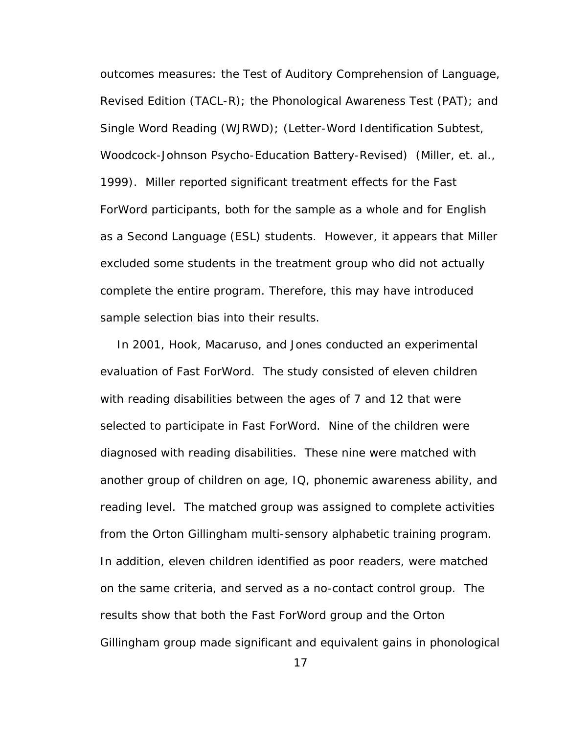outcomes measures: the Test of Auditory Comprehension of Language, Revised Edition (TACL-R); the Phonological Awareness Test (PAT); and Single Word Reading (WJRWD); (Letter-Word Identification Subtest, Woodcock-Johnson Psycho-Education Battery-Revised) (Miller, et. al., 1999). Miller reported significant treatment effects for the Fast ForWord participants, both for the sample as a whole and for English as a Second Language (ESL) students. However, it appears that Miller excluded some students in the treatment group who did not actually complete the entire program. Therefore, this may have introduced sample selection bias into their results.

In 2001, Hook, Macaruso, and Jones conducted an experimental evaluation of Fast ForWord. The study consisted of eleven children with reading disabilities between the ages of 7 and 12 that were selected to participate in Fast ForWord. Nine of the children were diagnosed with reading disabilities. These nine were matched with another group of children on age, IQ, phonemic awareness ability, and reading level. The matched group was assigned to complete activities from the Orton Gillingham multi-sensory alphabetic training program. In addition, eleven children identified as poor readers, were matched on the same criteria, and served as a no-contact control group. The results show that both the Fast ForWord group and the Orton Gillingham group made significant and equivalent gains in phonological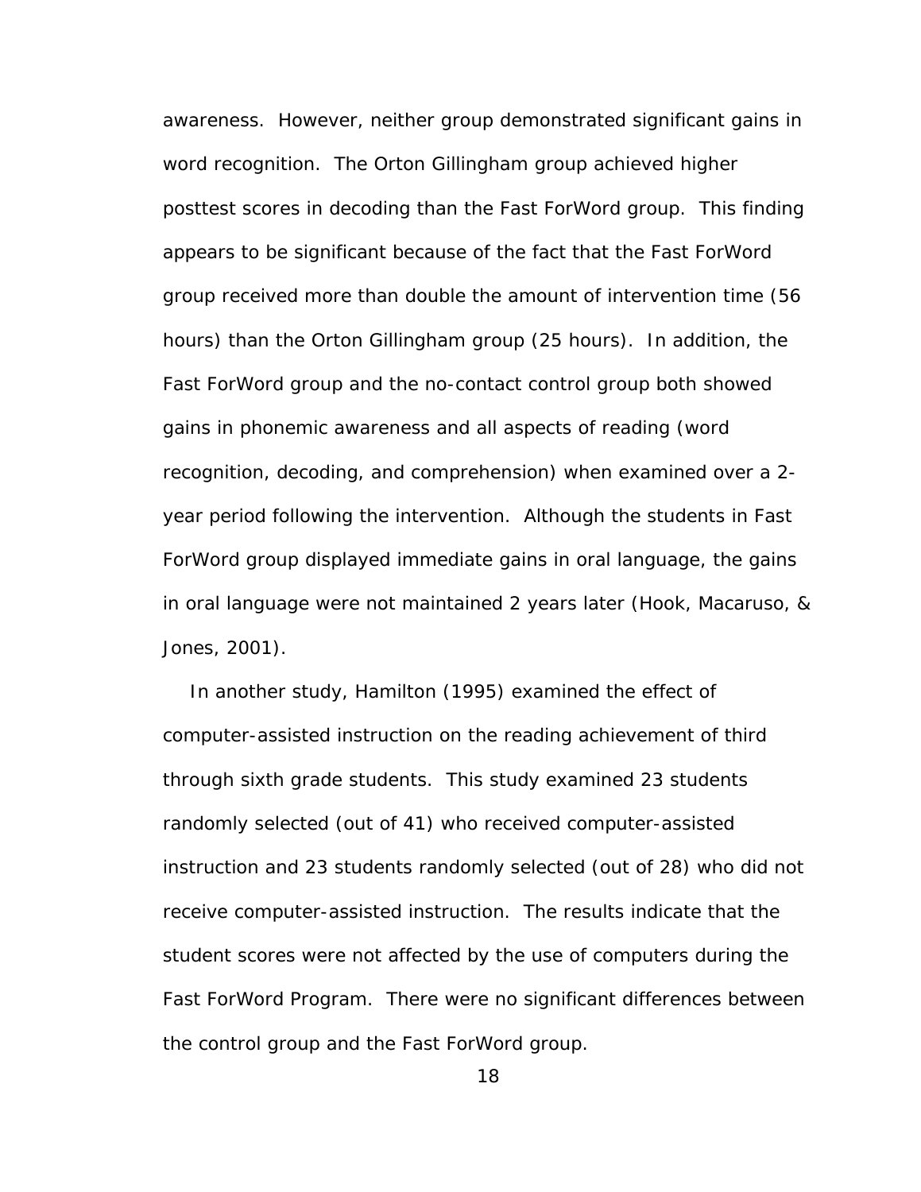awareness. However, neither group demonstrated significant gains in word recognition. The Orton Gillingham group achieved higher posttest scores in decoding than the Fast ForWord group. This finding appears to be significant because of the fact that the Fast ForWord group received more than double the amount of intervention time (56 hours) than the Orton Gillingham group (25 hours). In addition, the Fast ForWord group and the no-contact control group both showed gains in phonemic awareness and all aspects of reading (word recognition, decoding, and comprehension) when examined over a 2-year period following the intervention. Although the students in Fast ForWord group displayed immediate gains in oral language, the gains in oral language were not maintained 2 years later (Hook, Macaruso, & Jones, 2001).

In another study, Hamilton (1995) examined the effect of computer-assisted instruction on the reading achievement of third through sixth grade students. This study examined 23 students randomly selected (out of 41) who received computer-assisted instruction and 23 students randomly selected (out of 28) who did not receive computer-assisted instruction. The results indicate that the student scores were not affected by the use of computers during the Fast ForWord Program. There were no significant differences between the control group and the Fast ForWord group.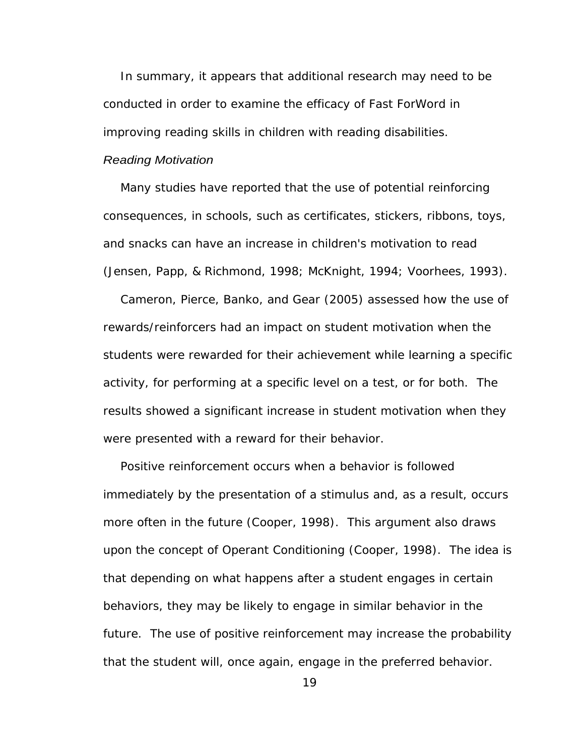In summary, it appears that additional research may need to be conducted in order to examine the efficacy of Fast ForWord in improving reading skills in children with reading disabilities.

### *Reading Motivation*

Many studies have reported that the use of potential reinforcing consequences, in schools, such as certificates, stickers, ribbons, toys, and snacks can have an increase in children's motivation to read (Jensen, Papp, & Richmond, 1998; McKnight, 1994; Voorhees, 1993).

Cameron, Pierce, Banko, and Gear (2005) assessed how the use of rewards/reinforcers had an impact on student motivation when the students were rewarded for their achievement while learning a specific activity, for performing at a specific level on a test, or for both. The results showed a significant increase in student motivation when they were presented with a reward for their behavior.

Positive reinforcement occurs when a behavior is followed immediately by the presentation of a stimulus and, as a result, occurs more often in the future (Cooper, 1998). This argument also draws upon the concept of Operant Conditioning (Cooper, 1998). The idea is that depending on what happens after a student engages in certain behaviors, they may be likely to engage in similar behavior in the future. The use of positive reinforcement may increase the probability that the student will, once again, engage in the preferred behavior.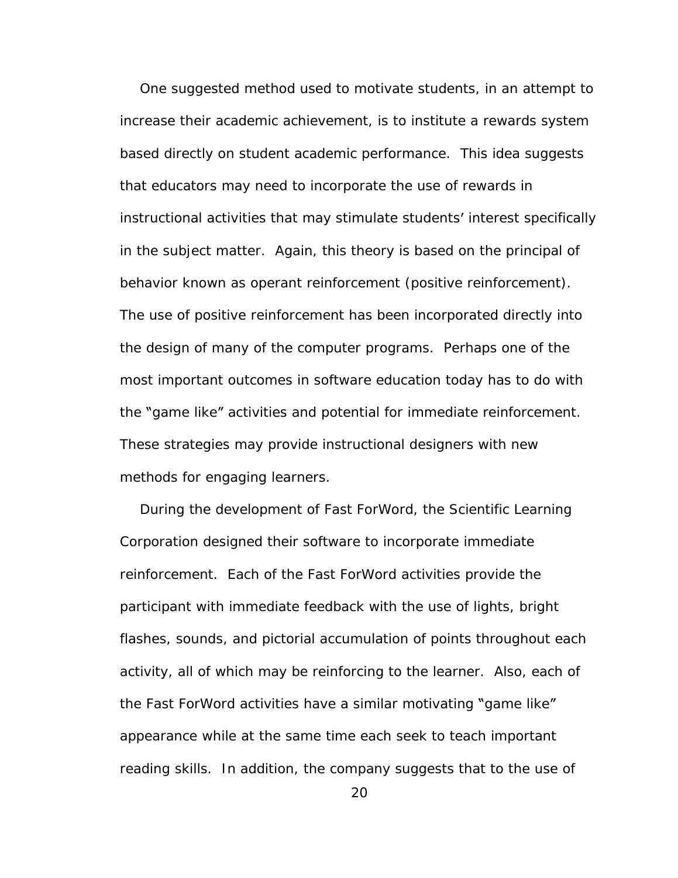One suggested method used to motivate students, in an attempt to increase their academic achievement, is to institute a rewards system based directly on student academic performance. This idea suggests that educators may need to incorporate the use of rewards in instructional activities that may stimulate students' interest specifically in the subject matter. Again, this theory is based on the principal of behavior known as operant reinforcement (positive reinforcement). The use of positive reinforcement has been incorporated directly into the design of many of the computer programs. Perhaps one of the most important outcomes in software education today has to do with the "game like" activities and potential for immediate reinforcement. These strategies may provide instructional designers with new methods for engaging learners.

During the development of Fast ForWord, the Scientific Learning Corporation designed their software to incorporate immediate reinforcement. Each of the Fast ForWord activities provide the participant with immediate feedback with the use of lights, bright flashes, sounds, and pictorial accumulation of points throughout each activity, all of which may be reinforcing to the learner. Also, each of the Fast ForWord activities have a similar motivating "game like" appearance while at the same time each seek to teach important reading skills. In addition, the company suggests that to the use of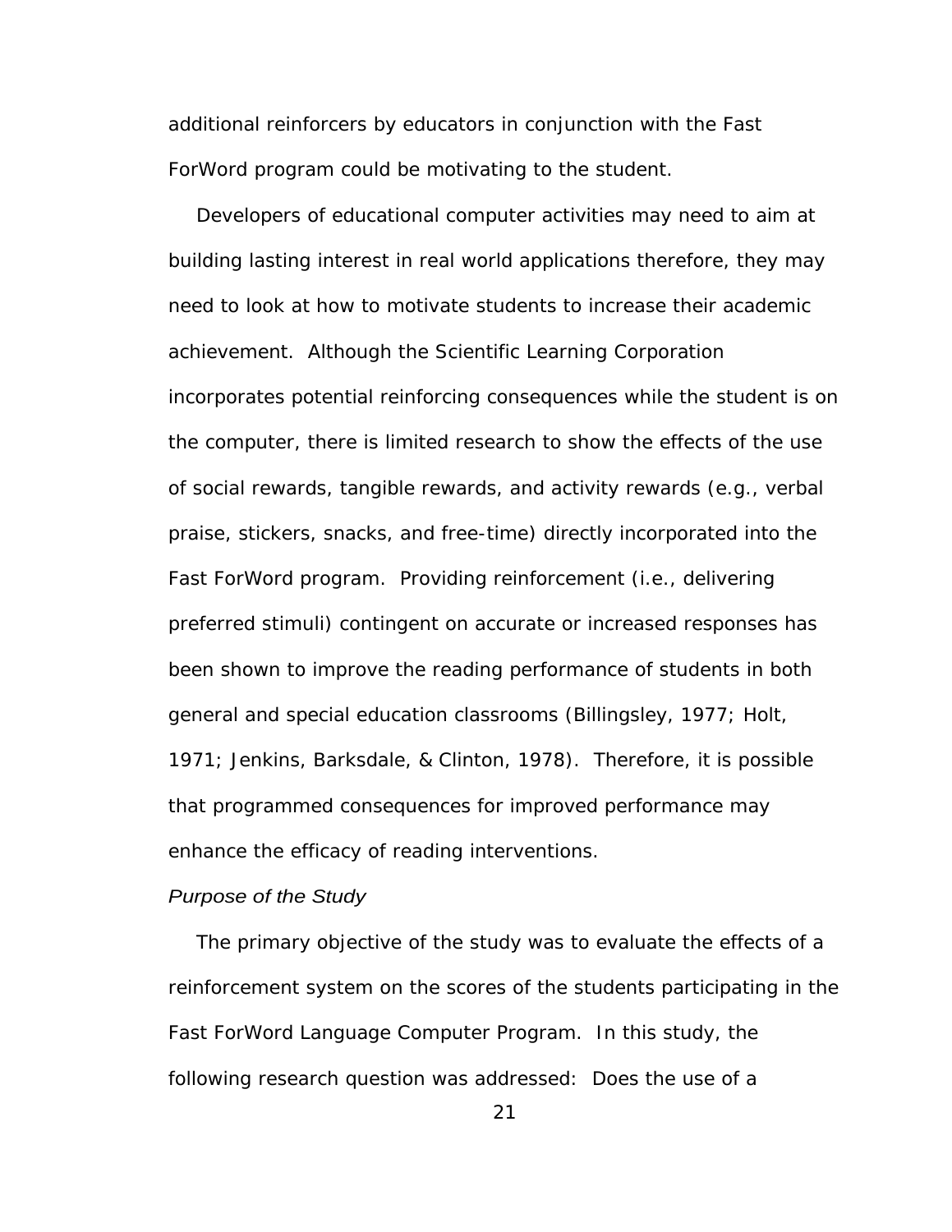additional reinforcers by educators in conjunction with the Fast ForWord program could be motivating to the student.

Developers of educational computer activities may need to aim at building lasting interest in real world applications therefore, they may need to look at how to motivate students to increase their academic achievement. Although the Scientific Learning Corporation incorporates potential reinforcing consequences while the student is on the computer, there is limited research to show the effects of the use of social rewards, tangible rewards, and activity rewards (e.g., verbal praise, stickers, snacks, and free-time) directly incorporated into the Fast ForWord program. Providing reinforcement (i.e., delivering preferred stimuli) contingent on accurate or increased responses has been shown to improve the reading performance of students in both general and special education classrooms (Billingsley, 1977; Holt, 1971; Jenkins, Barksdale, & Clinton, 1978). Therefore, it is possible that programmed consequences for improved performance may enhance the efficacy of reading interventions.

### *Purpose of the Study*

The primary objective of the study was to evaluate the effects of a reinforcement system on the scores of the students participating in the Fast ForWord Language Computer Program. In this study, the following research question was addressed: Does the use of a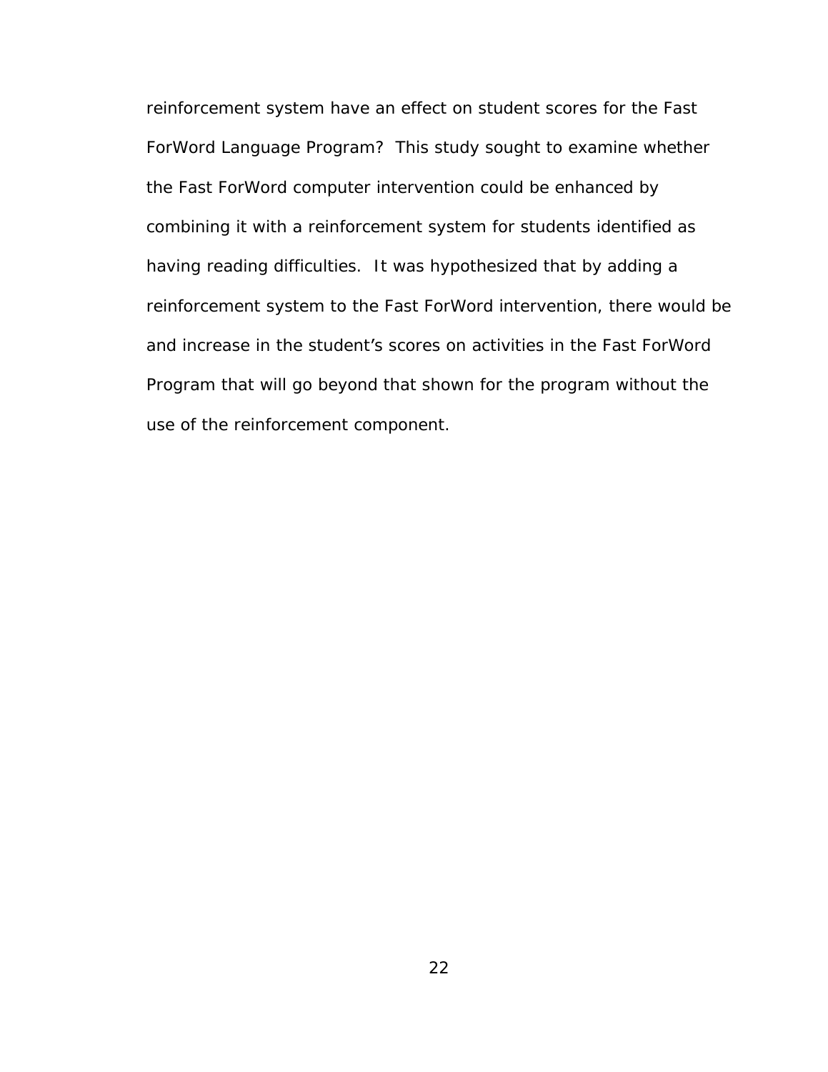reinforcement system have an effect on student scores for the Fast ForWord Language Program? This study sought to examine whether the Fast ForWord computer intervention could be enhanced by combining it with a reinforcement system for students identified as having reading difficulties. It was hypothesized that by adding a reinforcement system to the Fast ForWord intervention, there would be and increase in the student's scores on activities in the Fast ForWord Program that will go beyond that shown for the program without the use of the reinforcement component.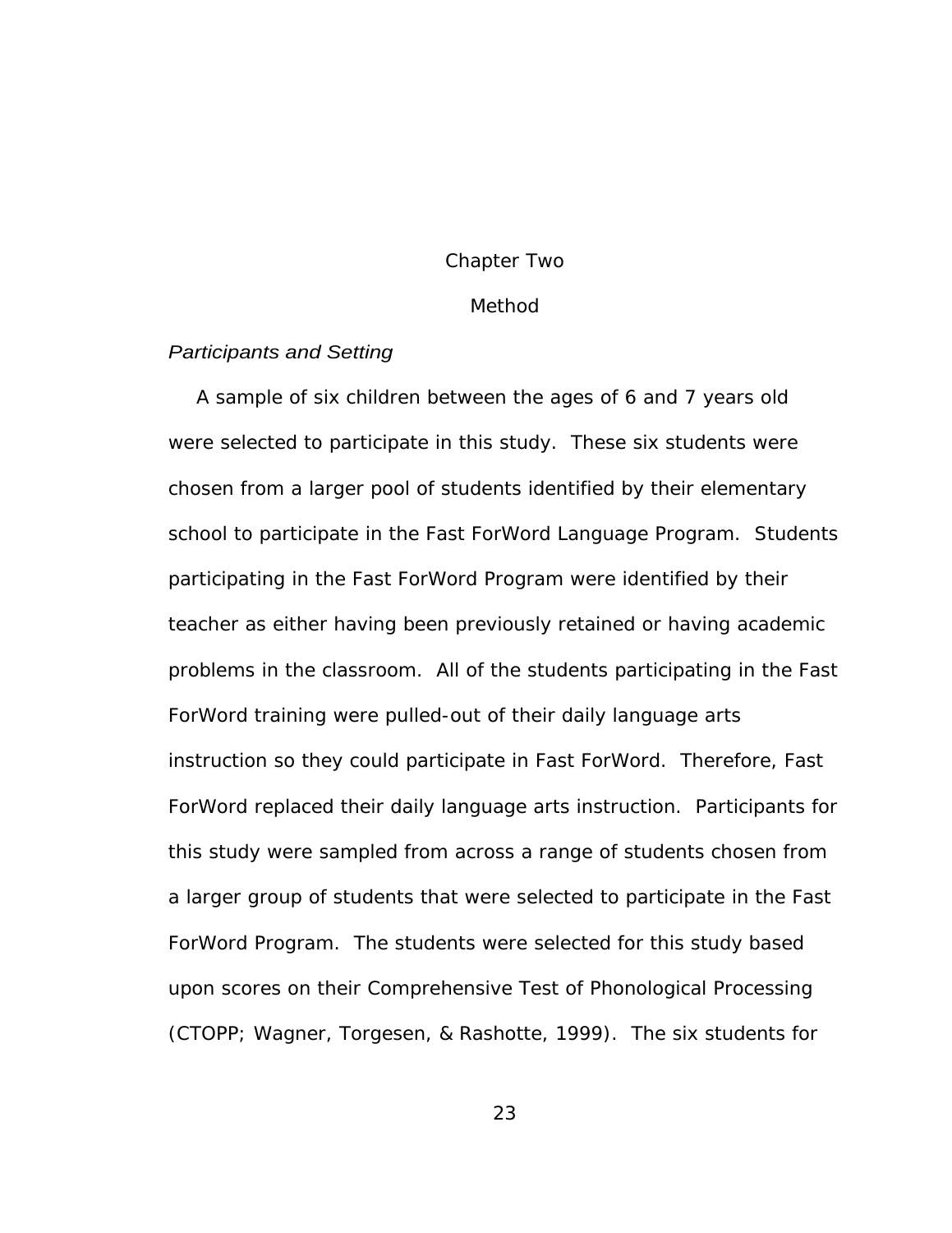# Chapter Two

## Method

### *Participants and Setting*

A sample of six children between the ages of 6 and 7 years old were selected to participate in this study. These six students were chosen from a larger pool of students identified by their elementary school to participate in the Fast ForWord Language Program. Students participating in the Fast ForWord Program were identified by their teacher as either having been previously retained or having academic problems in the classroom. All of the students participating in the Fast ForWord training were pulled-out of their daily language arts instruction so they could participate in Fast ForWord. Therefore, Fast ForWord replaced their daily language arts instruction. Participants for this study were sampled from across a range of students chosen from a larger group of students that were selected to participate in the Fast ForWord Program. The students were selected for this study based upon scores on their Comprehensive Test of Phonological Processing (CTOPP; Wagner, Torgesen, & Rashotte, 1999). The six students for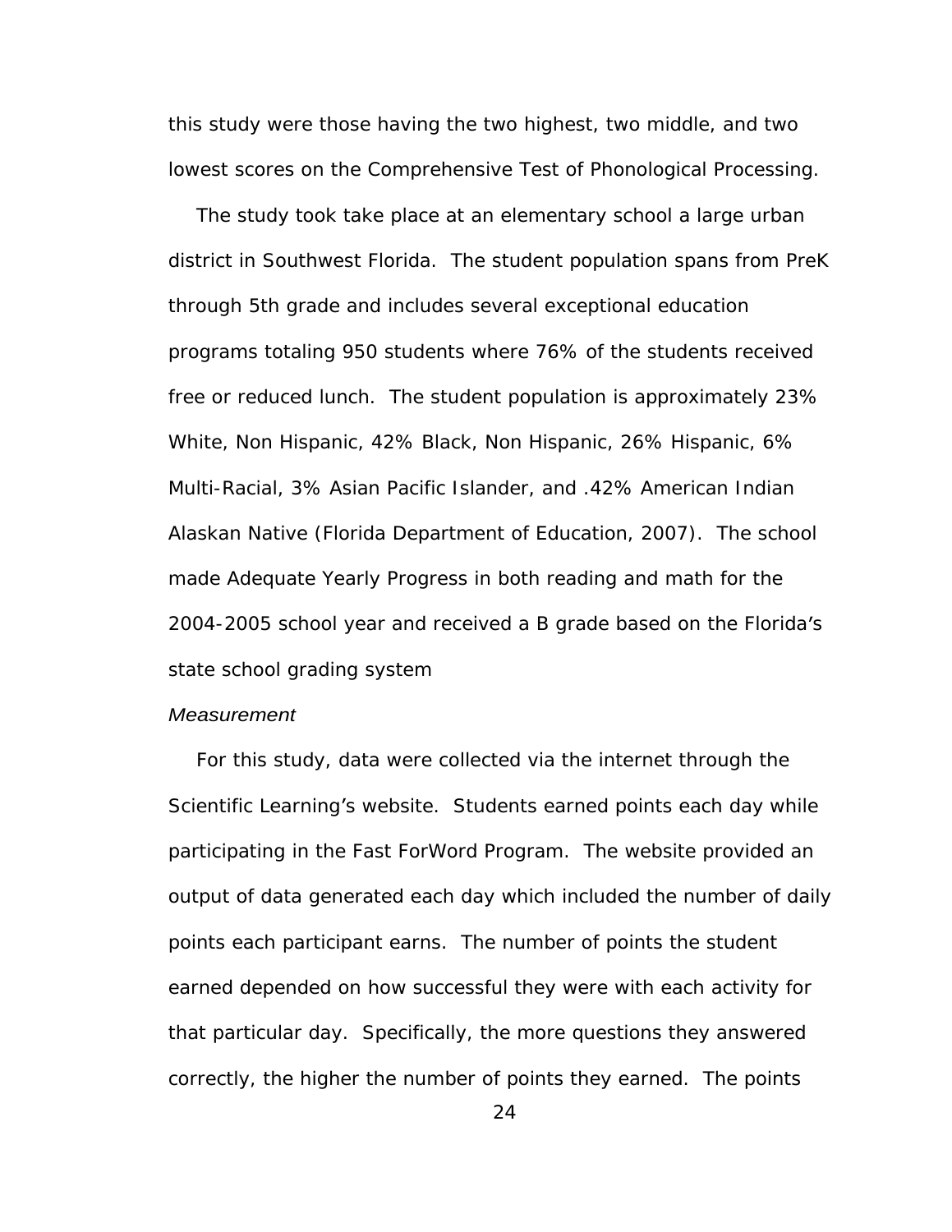this study were those having the two highest, two middle, and two lowest scores on the Comprehensive Test of Phonological Processing.

The study took take place at an elementary school a large urban district in Southwest Florida. The student population spans from PreK through 5th grade and includes several exceptional education programs totaling 950 students where 76% of the students received free or reduced lunch. The student population is approximately 23% White, Non Hispanic, 42% Black, Non Hispanic, 26% Hispanic, 6% Multi-Racial, 3% Asian Pacific Islander, and .42% American Indian Alaskan Native (Florida Department of Education, 2007). The school made Adequate Yearly Progress in both reading and math for the 2004-2005 school year and received a B grade based on the Florida's state school grading system

*Measurement*

For this study, data were collected via the internet through the Scientific Learning's website. Students earned points each day while participating in the Fast ForWord Program. The website provided an output of data generated each day which included the number of daily points each participant earns. The number of points the student earned depended on how successful they were with each activity for that particular day. Specifically, the more questions they answered correctly, the higher the number of points they earned. The points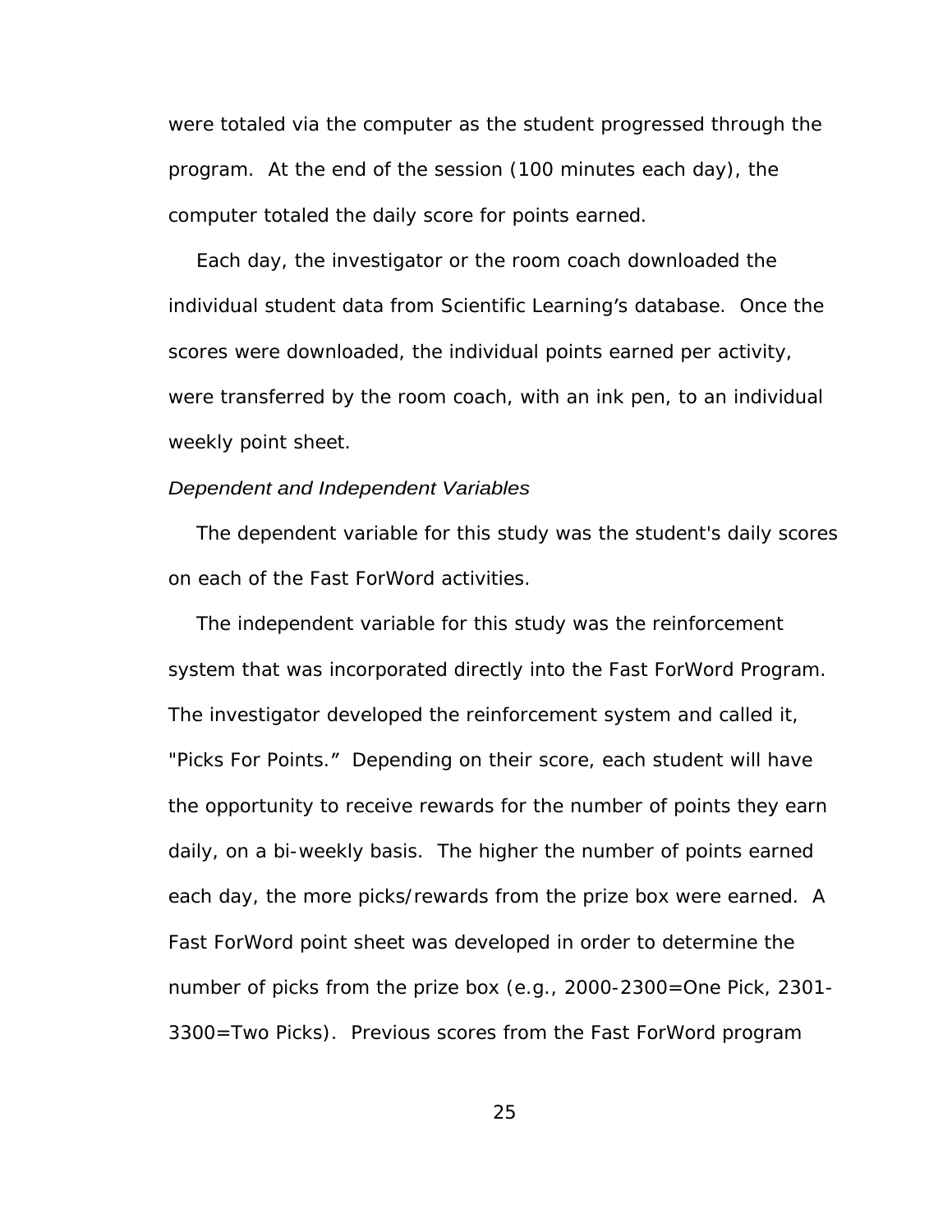were totaled via the computer as the student progressed through the program. At the end of the session (100 minutes each day), the computer totaled the daily score for points earned.

Each day, the investigator or the room coach downloaded the individual student data from Scientific Learning's database. Once the scores were downloaded, the individual points earned per activity, were transferred by the room coach, with an ink pen, to an individual weekly point sheet.

*Dependent and Independent Variables*

The dependent variable for this study was the student's daily scores on each of the Fast ForWord activities.

The independent variable for this study was the reinforcement system that was incorporated directly into the Fast ForWord Program. The investigator developed the reinforcement system and called it, "Picks For Points." Depending on their score, each student will have the opportunity to receive rewards for the number of points they earn daily, on a bi-weekly basis. The higher the number of points earned each day, the more picks/rewards from the prize box were earned. A Fast ForWord point sheet was developed in order to determine the number of picks from the prize box (e.g., 2000-2300=One Pick, 2301-3300=Two Picks). Previous scores from the Fast ForWord program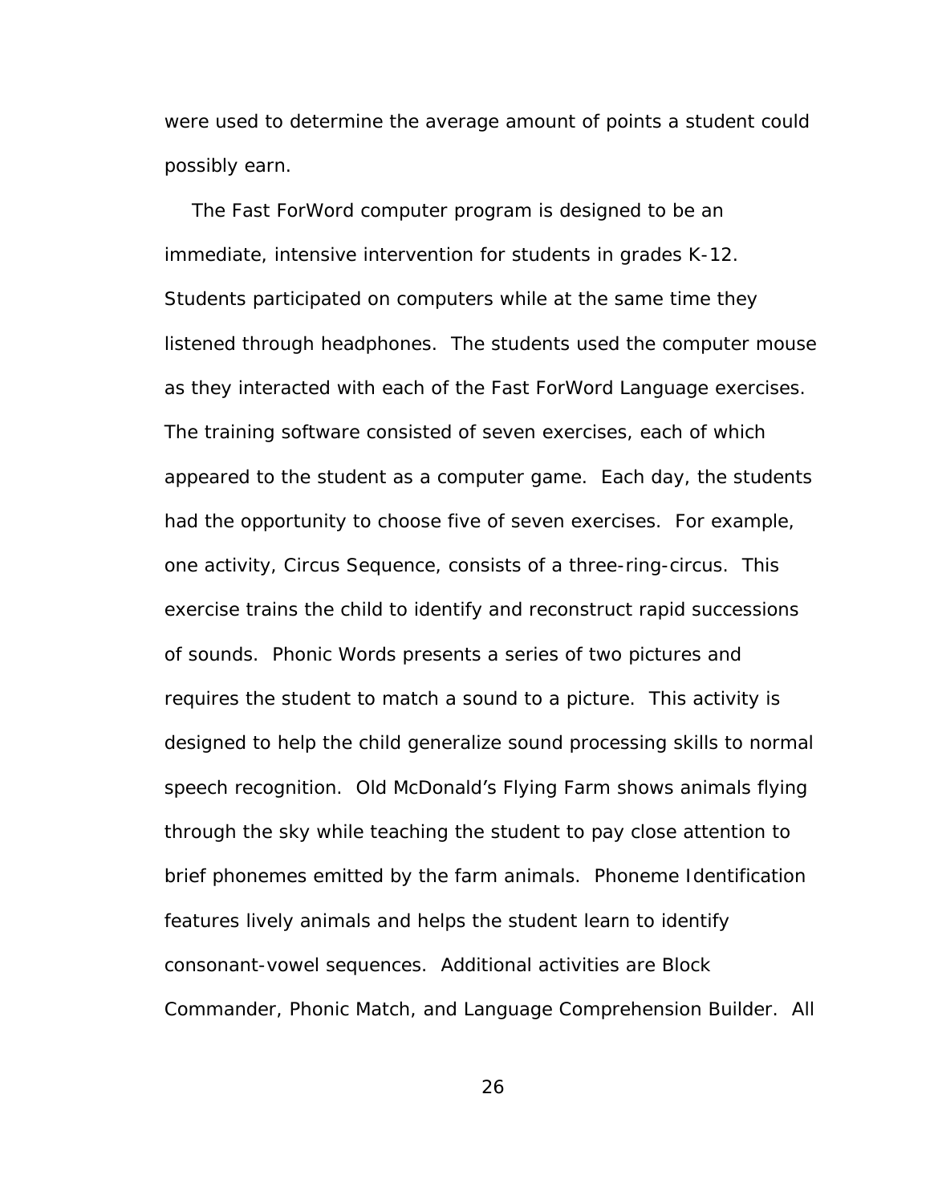were used to determine the average amount of points a student could possibly earn.

The Fast ForWord computer program is designed to be an immediate, intensive intervention for students in grades K-12. Students participated on computers while at the same time they listened through headphones. The students used the computer mouse as they interacted with each of the Fast ForWord Language exercises. The training software consisted of seven exercises, each of which appeared to the student as a computer game. Each day, the students had the opportunity to choose five of seven exercises. For example, one activity, Circus Sequence, consists of a three-ring-circus. This exercise trains the child to identify and reconstruct rapid successions of sounds. Phonic Words presents a series of two pictures and requires the student to match a sound to a picture. This activity is designed to help the child generalize sound processing skills to normal speech recognition. Old McDonald's Flying Farm shows animals flying through the sky while teaching the student to pay close attention to brief phonemes emitted by the farm animals. Phoneme Identification features lively animals and helps the student learn to identify consonant-vowel sequences. Additional activities are Block Commander, Phonic Match, and Language Comprehension Builder. All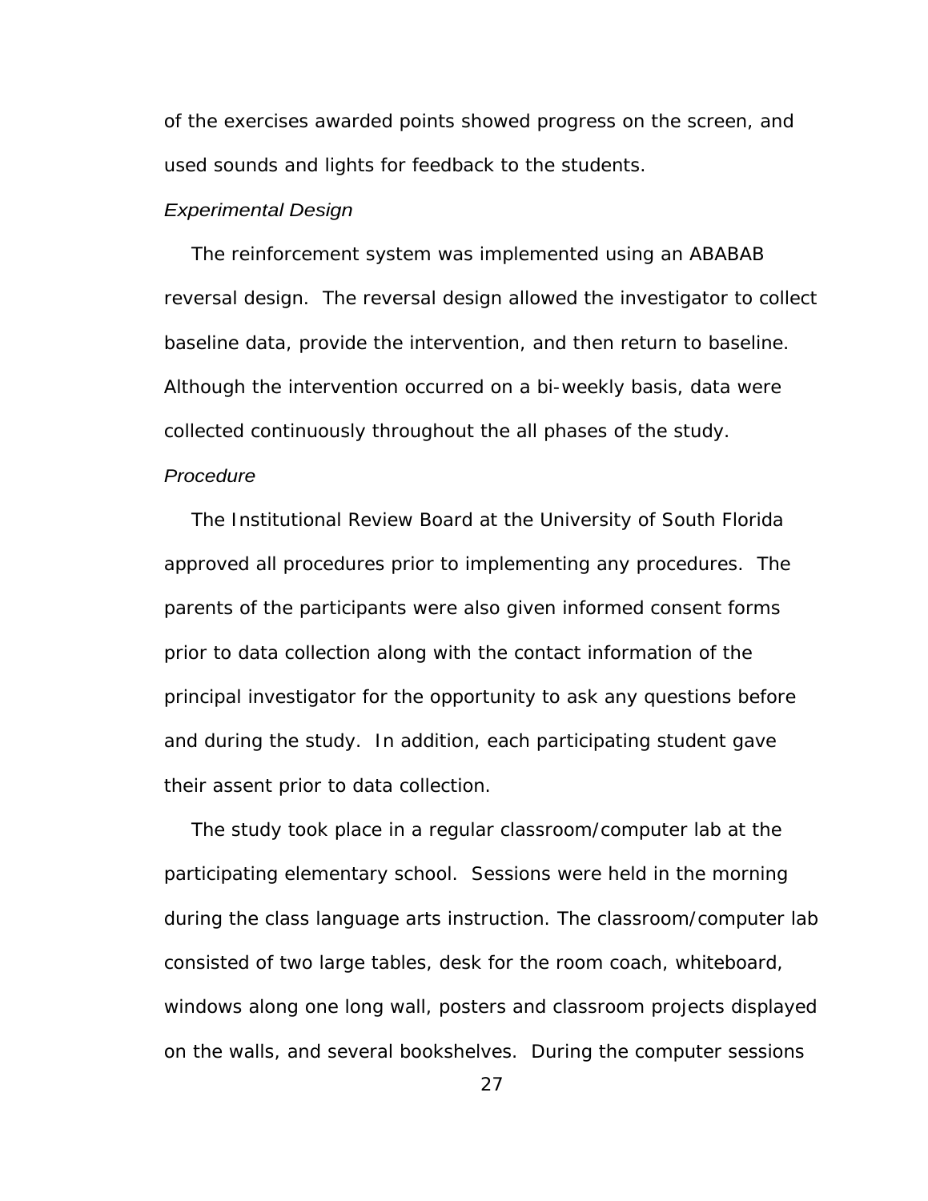of the exercises awarded points showed progress on the screen, and used sounds and lights for feedback to the students.

*Experimental Design*

The reinforcement system was implemented using an ABABAB reversal design. The reversal design allowed the investigator to collect baseline data, provide the intervention, and then return to baseline. Although the intervention occurred on a bi-weekly basis, data were collected continuously throughout the all phases of the study.

*Procedure*

The Institutional Review Board at the University of South Florida approved all procedures prior to implementing any procedures. The parents of the participants were also given informed consent forms prior to data collection along with the contact information of the principal investigator for the opportunity to ask any questions before and during the study. In addition, each participating student gave their assent prior to data collection.

The study took place in a regular classroom/computer lab at the participating elementary school. Sessions were held in the morning during the class language arts instruction. The classroom/computer lab consisted of two large tables, desk for the room coach, whiteboard, windows along one long wall, posters and classroom projects displayed on the walls, and several bookshelves. During the computer sessions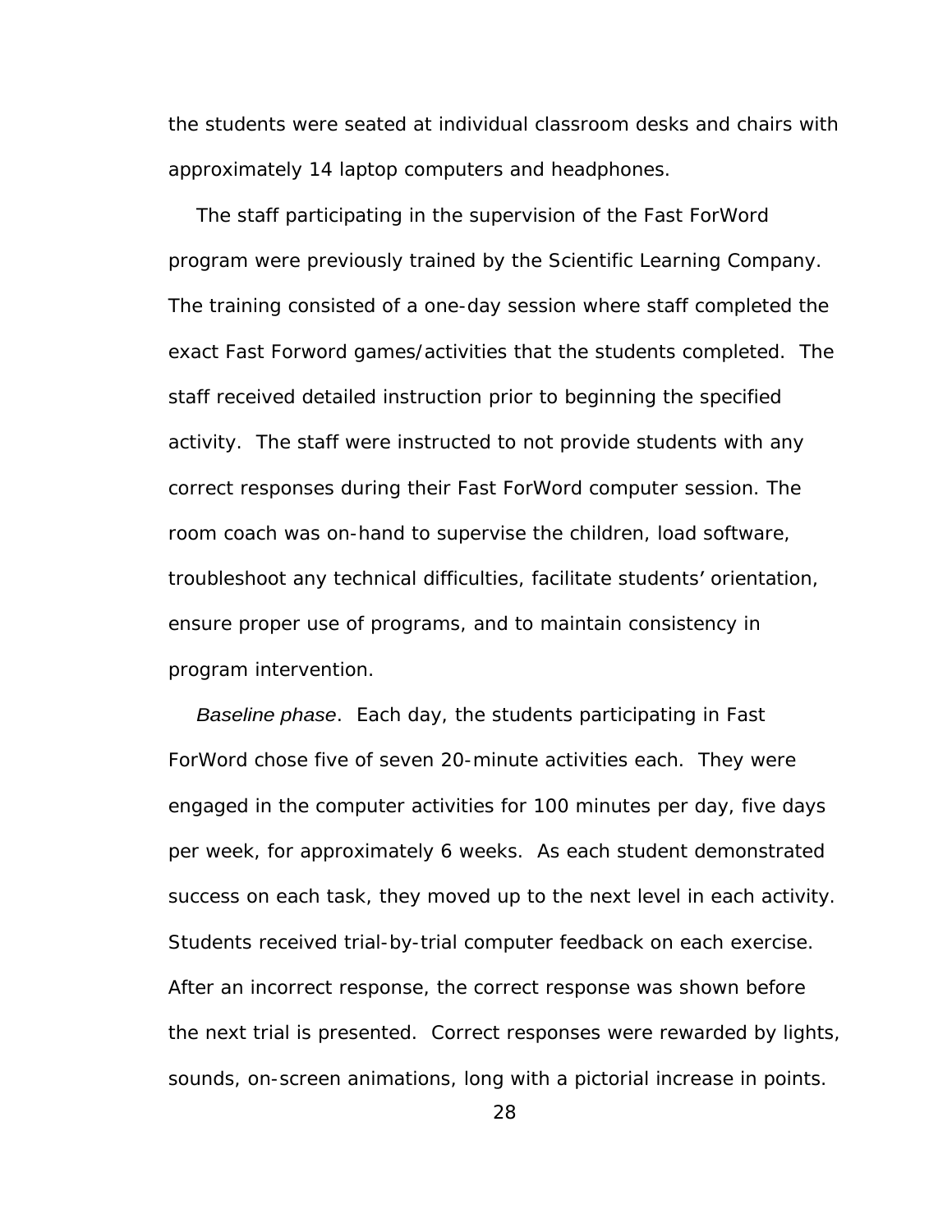the students were seated at individual classroom desks and chairs with approximately 14 laptop computers and headphones.

The staff participating in the supervision of the Fast ForWord program were previously trained by the Scientific Learning Company. The training consisted of a one-day session where staff completed the exact Fast Forword games/activities that the students completed. The staff received detailed instruction prior to beginning the specified activity. The staff were instructed to not provide students with any correct responses during their Fast ForWord computer session. The room coach was on-hand to supervise the children, load software, troubleshoot any technical difficulties, facilitate students' orientation, ensure proper use of programs, and to maintain consistency in program intervention.

*Baseline phase*. Each day, the students participating in Fast ForWord chose five of seven 20-minute activities each. They were engaged in the computer activities for 100 minutes per day, five days per week, for approximately 6 weeks. As each student demonstrated success on each task, they moved up to the next level in each activity. Students received trial-by-trial computer feedback on each exercise. After an incorrect response, the correct response was shown before the next trial is presented. Correct responses were rewarded by lights, sounds, on-screen animations, long with a pictorial increase in points.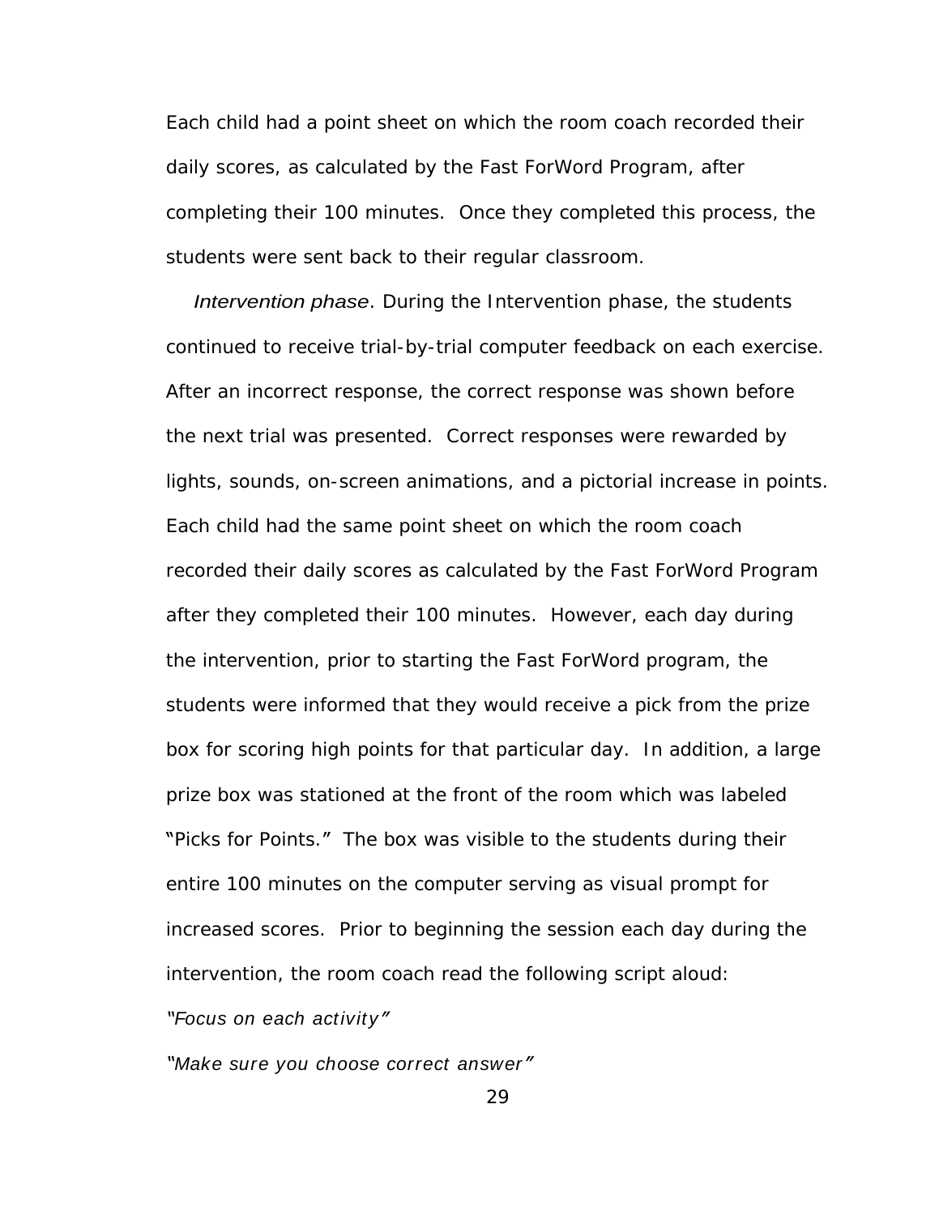Each child had a point sheet on which the room coach recorded their daily scores, as calculated by the Fast ForWord Program, after completing their 100 minutes. Once they completed this process, the students were sent back to their regular classroom.

*Intervention phase*. During the Intervention phase, the students continued to receive trial-by-trial computer feedback on each exercise. After an incorrect response, the correct response was shown before the next trial was presented. Correct responses were rewarded by lights, sounds, on-screen animations, and a pictorial increase in points. Each child had the same point sheet on which the room coach recorded their daily scores as calculated by the Fast ForWord Program after they completed their 100 minutes. However, each day during the intervention, prior to starting the Fast ForWord program, the students were informed that they would receive a pick from the prize box for scoring high points for that particular day. In addition, a large prize box was stationed at the front of the room which was labeled "Picks for Points." The box was visible to the students during their entire 100 minutes on the computer serving as visual prompt for increased scores. Prior to beginning the session each day during the intervention, the room coach read the following script aloud:

*"Focus on each activity"*

*"Make sure you choose correct answer"*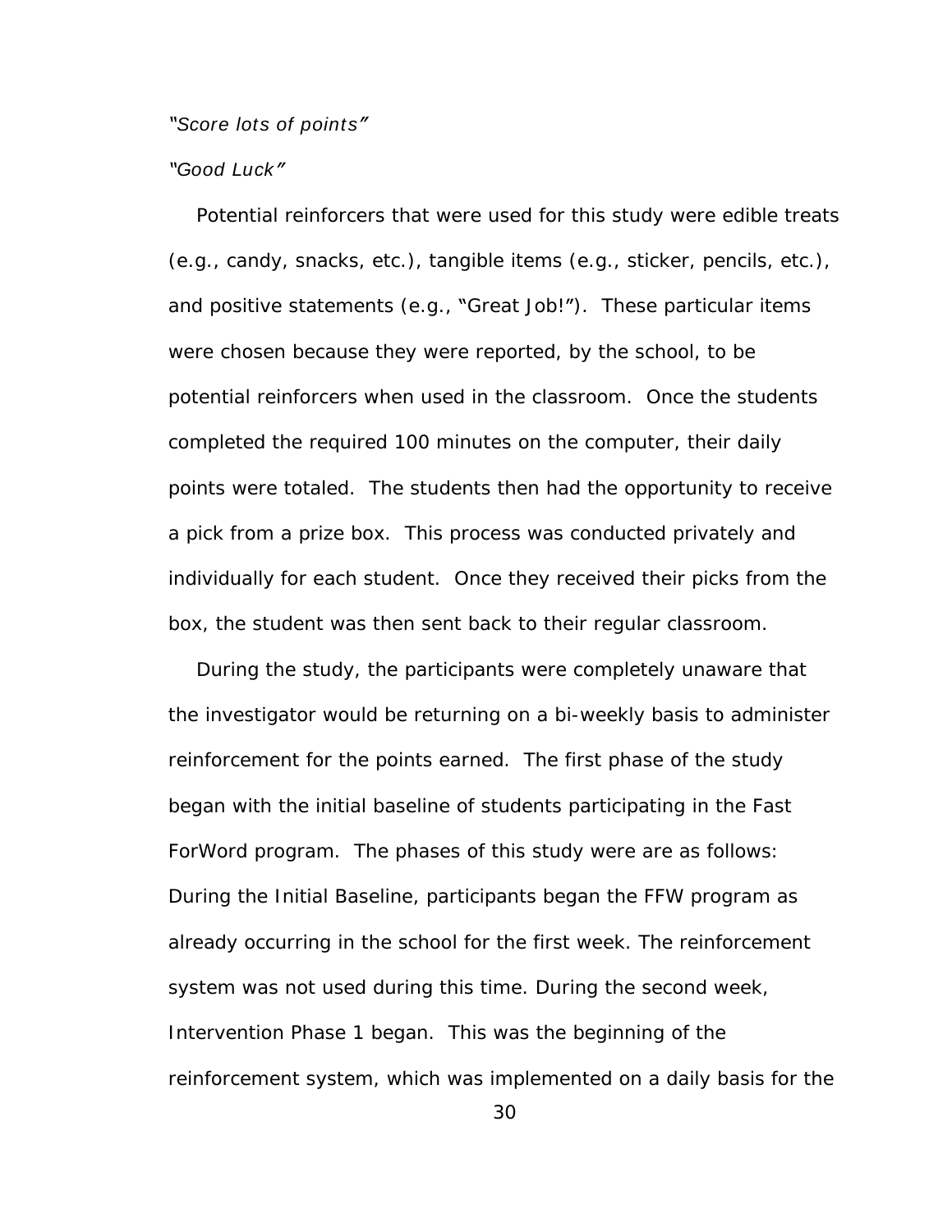*"Score lots of points"*

*"Good Luck"*

Potential reinforcers that were used for this study were edible treats (e.g., candy, snacks, etc.), tangible items (e.g., sticker, pencils, etc.), and positive statements (e.g., "Great Job!"). These particular items were chosen because they were reported, by the school, to be potential reinforcers when used in the classroom. Once the students completed the required 100 minutes on the computer, their daily points were totaled. The students then had the opportunity to receive a pick from a prize box. This process was conducted privately and individually for each student. Once they received their picks from the box, the student was then sent back to their regular classroom.

During the study, the participants were completely unaware that the investigator would be returning on a bi-weekly basis to administer reinforcement for the points earned. The first phase of the study began with the initial baseline of students participating in the Fast ForWord program. The phases of this study were are as follows: During the Initial Baseline, participants began the FFW program as already occurring in the school for the first week. The reinforcement system was not used during this time. During the second week, Intervention Phase 1 began. This was the beginning of the reinforcement system, which was implemented on a daily basis for the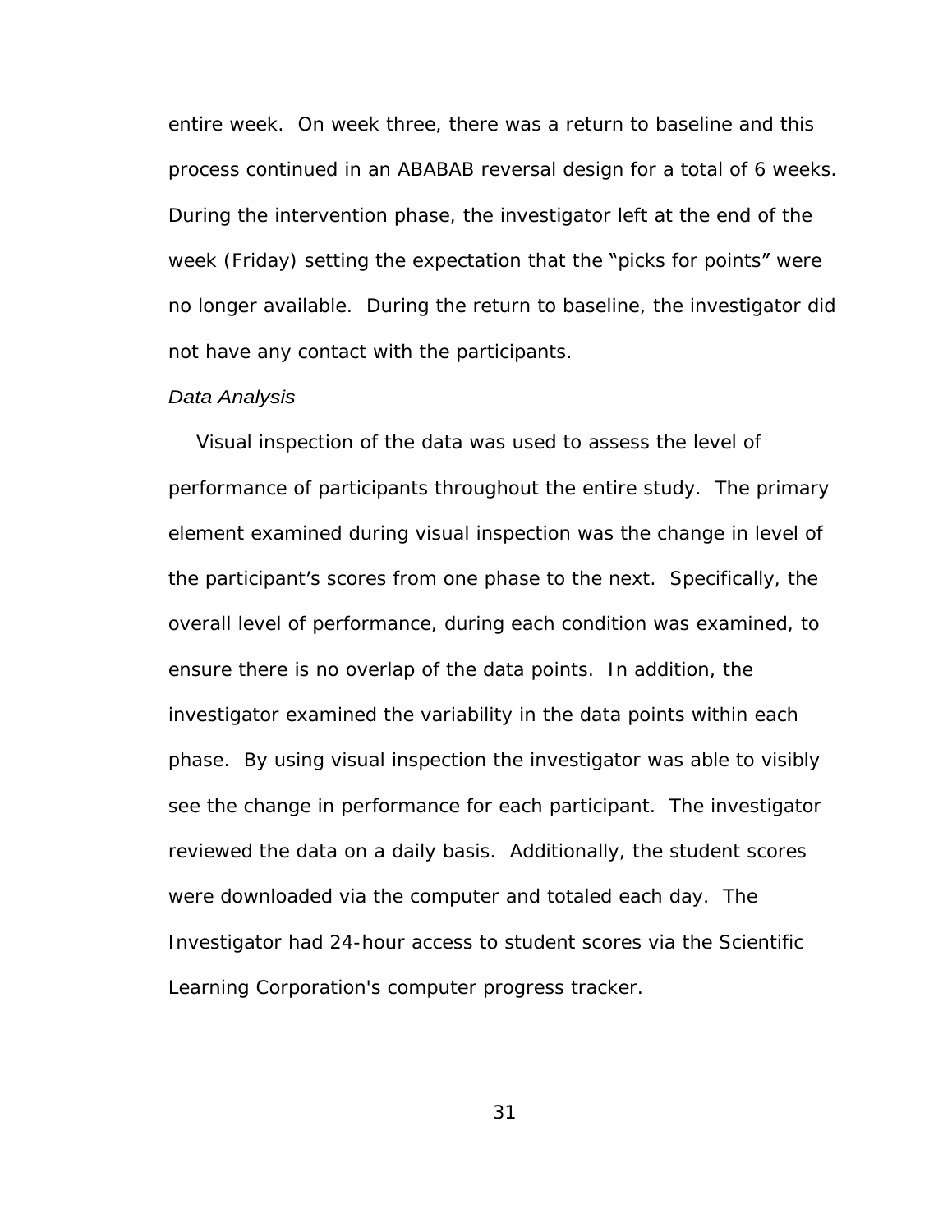entire week. On week three, there was a return to baseline and this process continued in an ABABAB reversal design for a total of 6 weeks. During the intervention phase, the investigator left at the end of the week (Friday) setting the expectation that the "picks for points" were no longer available. During the return to baseline, the investigator did not have any contact with the participants.

*Data Analysis*

Visual inspection of the data was used to assess the level of performance of participants throughout the entire study. The primary element examined during visual inspection was the change in level of the participant's scores from one phase to the next. Specifically, the overall level of performance, during each condition was examined, to ensure there is no overlap of the data points. In addition, the investigator examined the variability in the data points within each phase. By using visual inspection the investigator was able to visibly see the change in performance for each participant. The investigator reviewed the data on a daily basis. Additionally, the student scores were downloaded via the computer and totaled each day. The Investigator had 24-hour access to student scores via the Scientific Learning Corporation's computer progress tracker.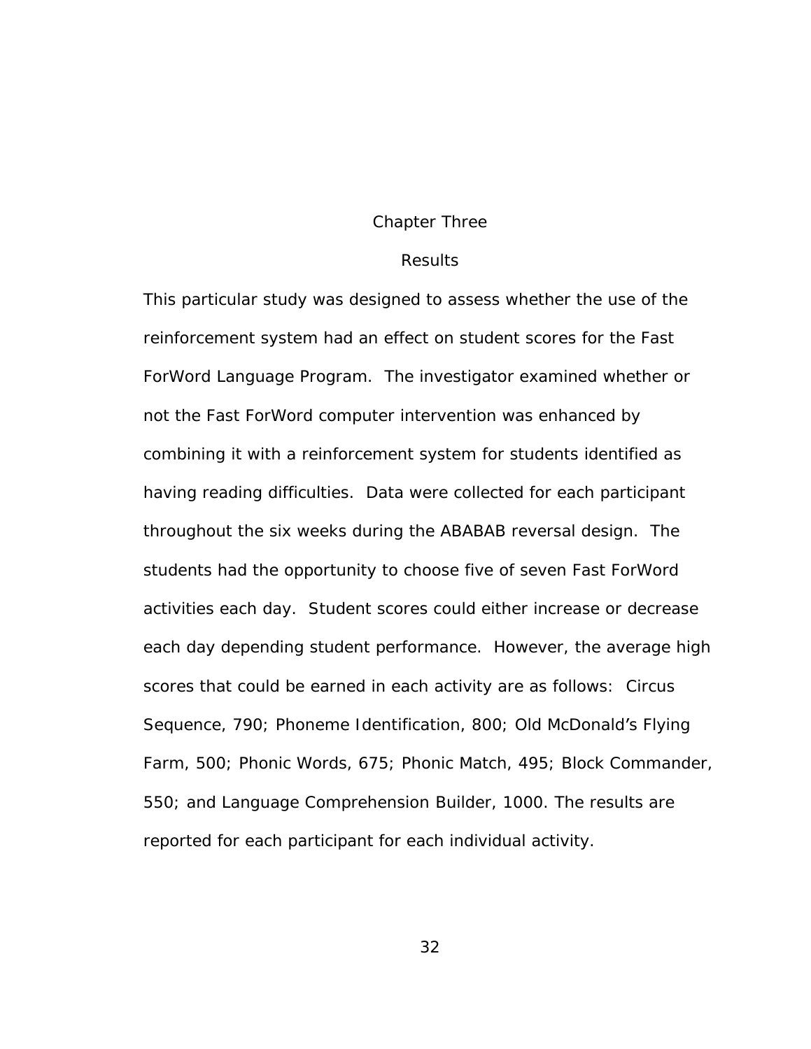# Chapter Three

## Results

This particular study was designed to assess whether the use of the reinforcement system had an effect on student scores for the Fast ForWord Language Program. The investigator examined whether or not the Fast ForWord computer intervention was enhanced by combining it with a reinforcement system for students identified as having reading difficulties. Data were collected for each participant throughout the six weeks during the ABABAB reversal design. The students had the opportunity to choose five of seven Fast ForWord activities each day. Student scores could either increase or decrease each day depending student performance. However, the average high scores that could be earned in each activity are as follows: Circus Sequence, 790; Phoneme Identification, 800; Old McDonald's Flying Farm, 500; Phonic Words, 675; Phonic Match, 495; Block Commander, 550; and Language Comprehension Builder, 1000. The results are reported for each participant for each individual activity.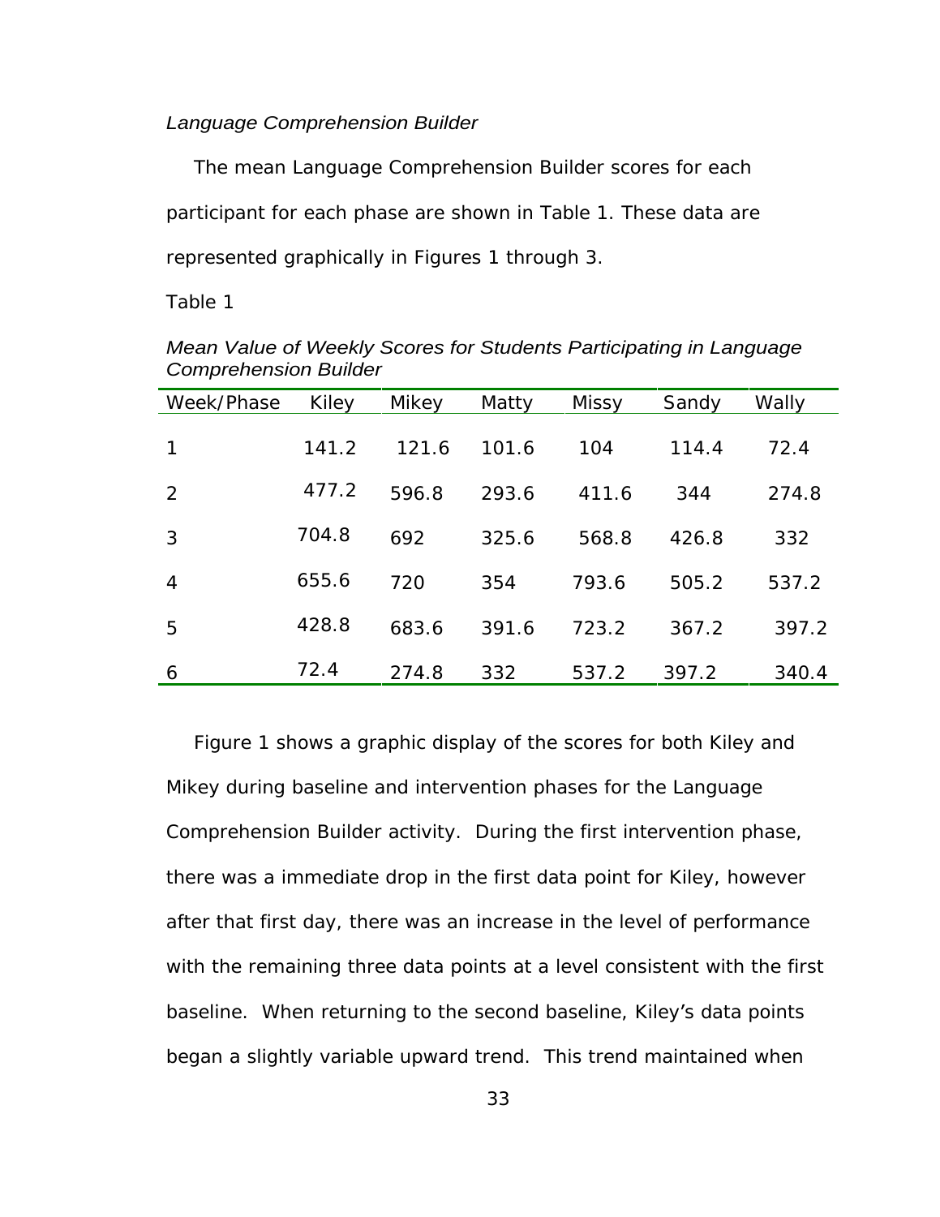*Language Comprehension Builder*

The mean Language Comprehension Builder scores for each participant for each phase are shown in Table 1. These data are represented graphically in Figures 1 through 3.

Table 1

*Mean Value of Weekly Scores for Students Participating in Language Comprehension Builder*

| Week/Phase | Kiley | Mikey | Matty | Missy | Sandy | Wally |
|---|---|---|---|---|---|---|
| 1 | 141.2 | 121.6 | 101.6 | 104 | 114.4 | 72.4 |
| 2 | 477.2 | 596.8 | 293.6 | 411.6 | 344 | 274.8 |
| 3 | 704.8 | 692 | 325.6 | 568.8 | 426.8 | 332 |
| 4 | 655.6 | 720 | 354 | 793.6 | 505.2 | 537.2 |
| 5 | 428.8 | 683.6 | 391.6 | 723.2 | 367.2 | 397.2 |
| 6 | 72.4 | 274.8 | 332 | 537.2 | 397.2 | 340.4 |

Figure 1 shows a graphic display of the scores for both Kiley and Mikey during baseline and intervention phases for the Language Comprehension Builder activity. During the first intervention phase, there was a immediate drop in the first data point for Kiley, however after that first day, there was an increase in the level of performance with the remaining three data points at a level consistent with the first baseline. When returning to the second baseline, Kiley's data points began a slightly variable upward trend. This trend maintained when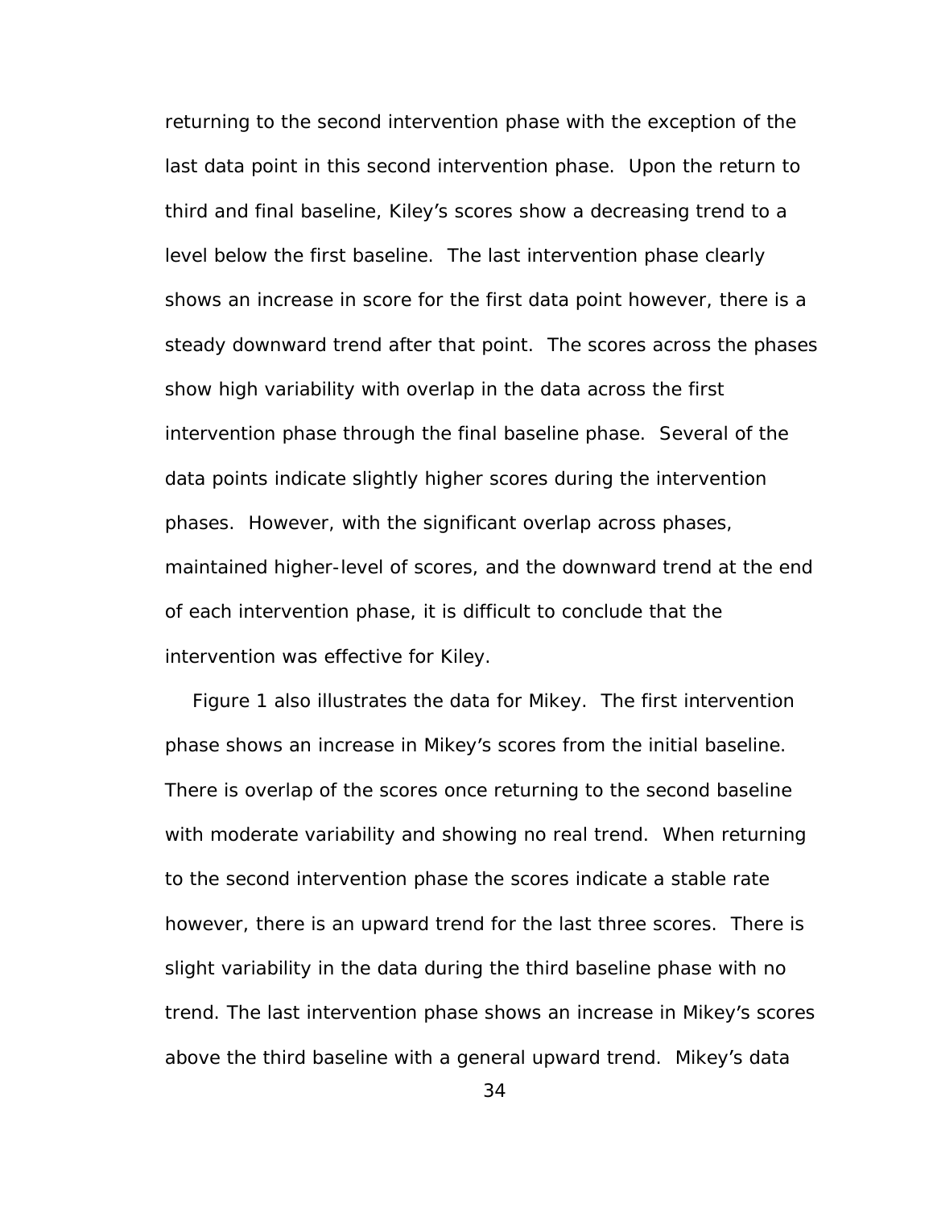returning to the second intervention phase with the exception of the last data point in this second intervention phase. Upon the return to third and final baseline, Kiley's scores show a decreasing trend to a level below the first baseline. The last intervention phase clearly shows an increase in score for the first data point however, there is a steady downward trend after that point. The scores across the phases show high variability with overlap in the data across the first intervention phase through the final baseline phase. Several of the data points indicate slightly higher scores during the intervention phases. However, with the significant overlap across phases, maintained higher-level of scores, and the downward trend at the end of each intervention phase, it is difficult to conclude that the intervention was effective for Kiley.

Figure 1 also illustrates the data for Mikey. The first intervention phase shows an increase in Mikey's scores from the initial baseline. There is overlap of the scores once returning to the second baseline with moderate variability and showing no real trend. When returning to the second intervention phase the scores indicate a stable rate however, there is an upward trend for the last three scores. There is slight variability in the data during the third baseline phase with no trend. The last intervention phase shows an increase in Mikey's scores above the third baseline with a general upward trend. Mikey's data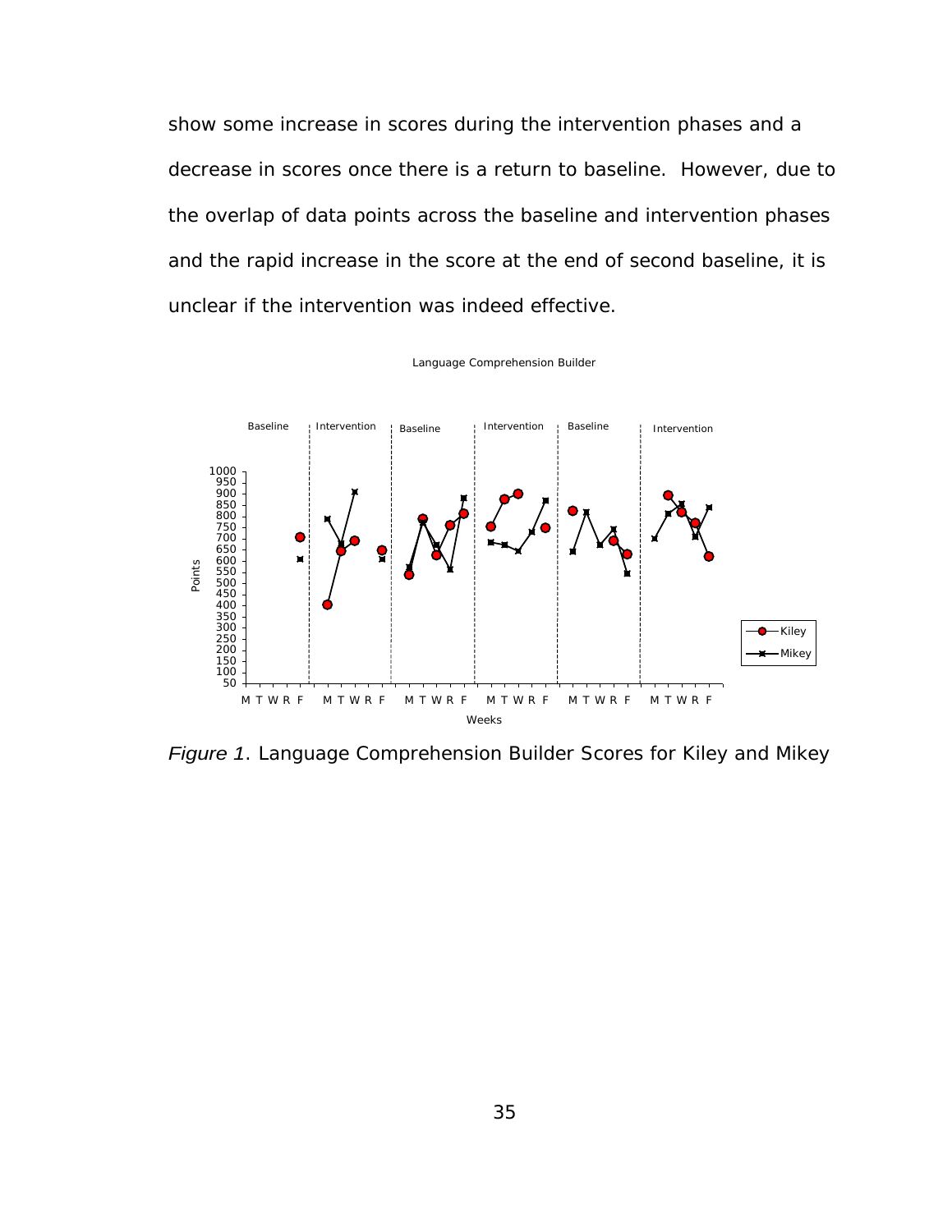show some increase in scores during the intervention phases and a decrease in scores once there is a return to baseline. However, due to the overlap of data points across the baseline and intervention phases and the rapid increase in the score at the end of second baseline, it is unclear if the intervention was indeed effective.

*Figure 1*. Language Comprehension Builder Scores for Kiley and Mikey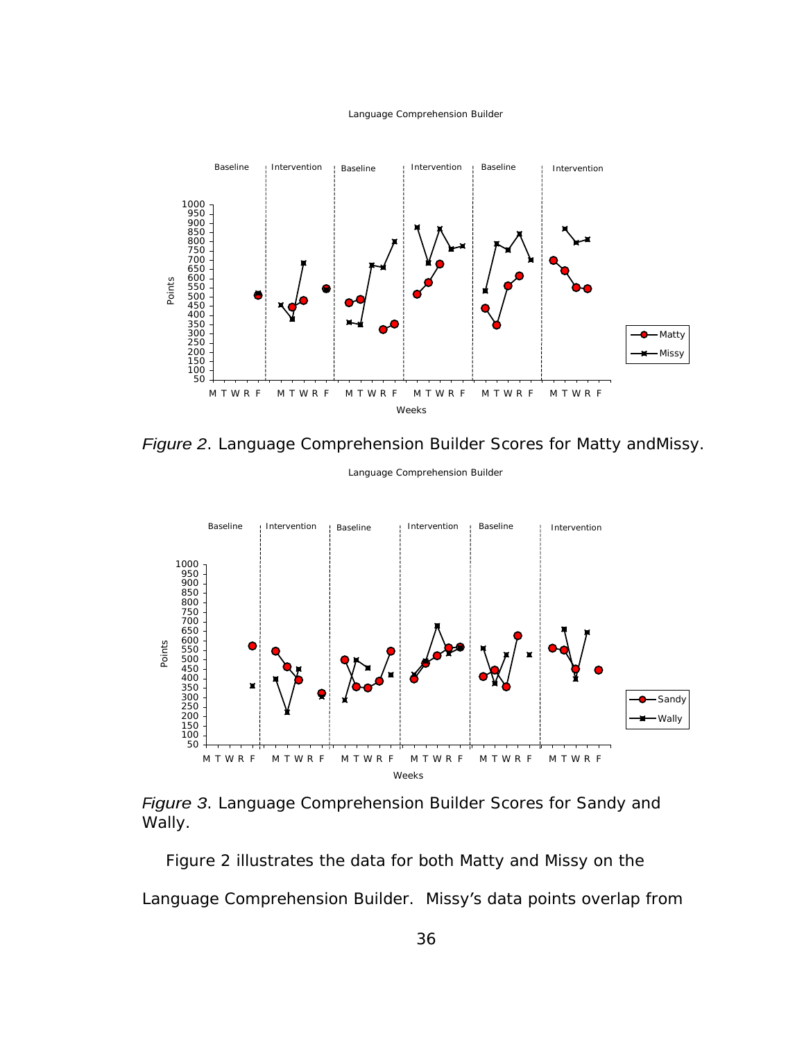*Figure 2*. Language Comprehension Builder Scores for Matty andMissy.

*Figure 3*. Language Comprehension Builder Scores for Sandy and Wally.

Figure 2 illustrates the data for both Matty and Missy on the Language Comprehension Builder. Missy's data points overlap from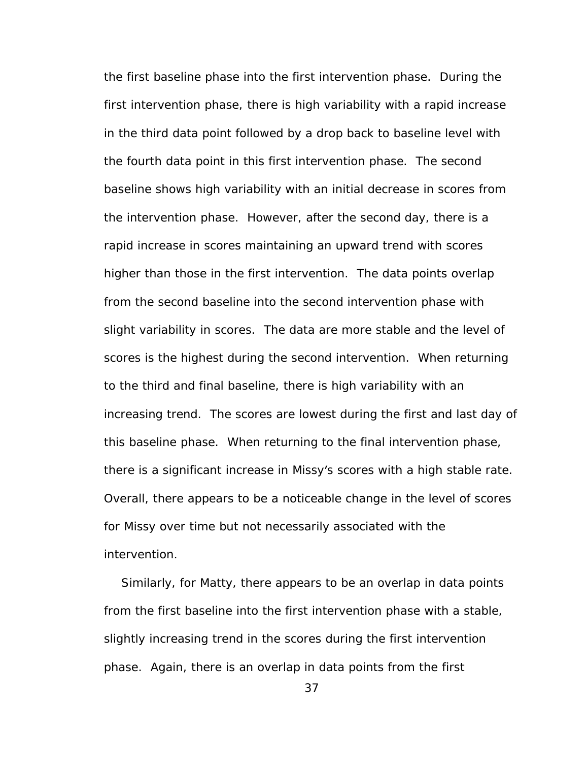the first baseline phase into the first intervention phase. During the first intervention phase, there is high variability with a rapid increase in the third data point followed by a drop back to baseline level with the fourth data point in this first intervention phase. The second baseline shows high variability with an initial decrease in scores from the intervention phase. However, after the second day, there is a rapid increase in scores maintaining an upward trend with scores higher than those in the first intervention. The data points overlap from the second baseline into the second intervention phase with slight variability in scores. The data are more stable and the level of scores is the highest during the second intervention. When returning to the third and final baseline, there is high variability with an increasing trend. The scores are lowest during the first and last day of this baseline phase. When returning to the final intervention phase, there is a significant increase in Missy's scores with a high stable rate. Overall, there appears to be a noticeable change in the level of scores for Missy over time but not necessarily associated with the intervention.

Similarly, for Matty, there appears to be an overlap in data points from the first baseline into the first intervention phase with a stable, slightly increasing trend in the scores during the first intervention phase. Again, there is an overlap in data points from the first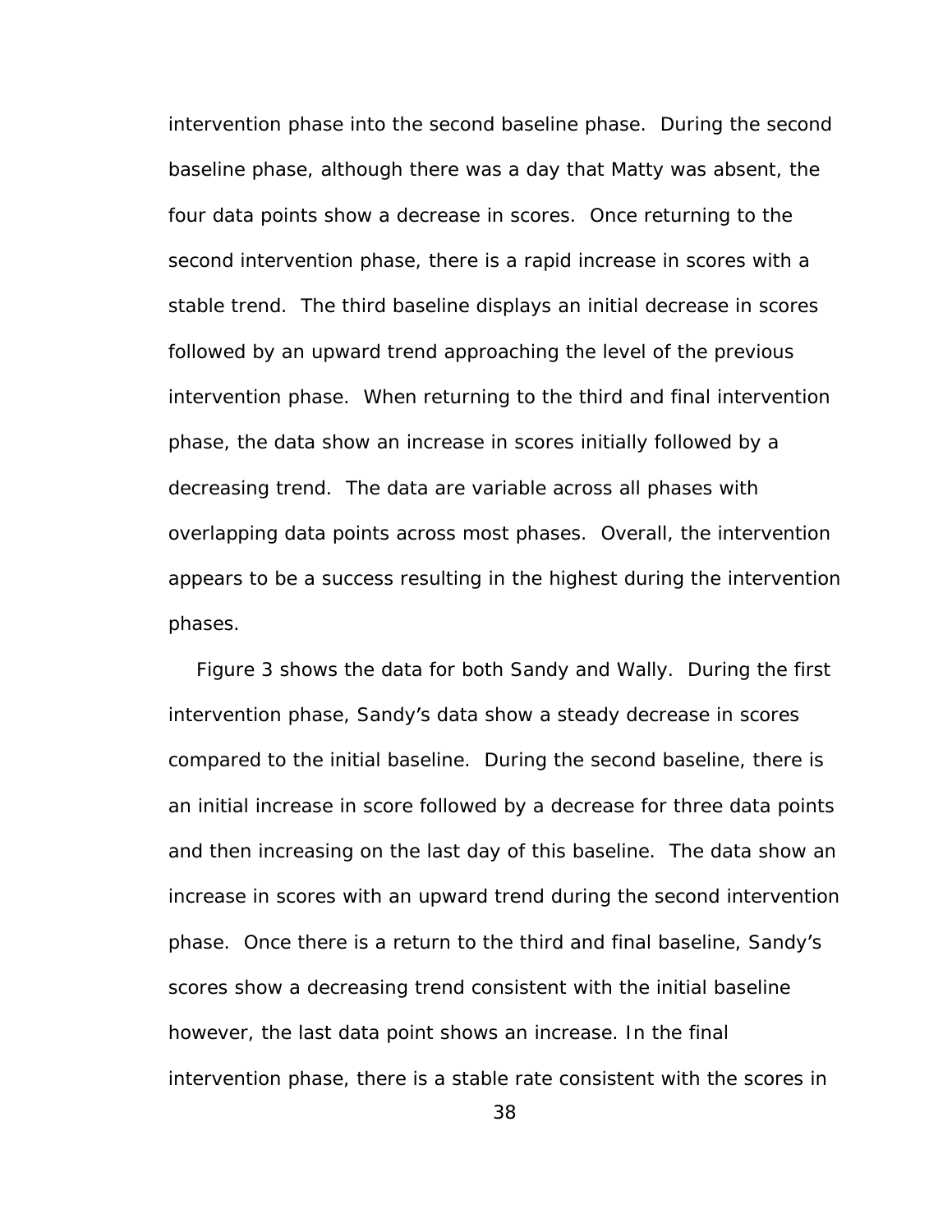intervention phase into the second baseline phase. During the second baseline phase, although there was a day that Matty was absent, the four data points show a decrease in scores. Once returning to the second intervention phase, there is a rapid increase in scores with a stable trend. The third baseline displays an initial decrease in scores followed by an upward trend approaching the level of the previous intervention phase. When returning to the third and final intervention phase, the data show an increase in scores initially followed by a decreasing trend. The data are variable across all phases with overlapping data points across most phases. Overall, the intervention appears to be a success resulting in the highest during the intervention phases.

Figure 3 shows the data for both Sandy and Wally. During the first intervention phase, Sandy's data show a steady decrease in scores compared to the initial baseline. During the second baseline, there is an initial increase in score followed by a decrease for three data points and then increasing on the last day of this baseline. The data show an increase in scores with an upward trend during the second intervention phase. Once there is a return to the third and final baseline, Sandy's scores show a decreasing trend consistent with the initial baseline however, the last data point shows an increase. In the final intervention phase, there is a stable rate consistent with the scores in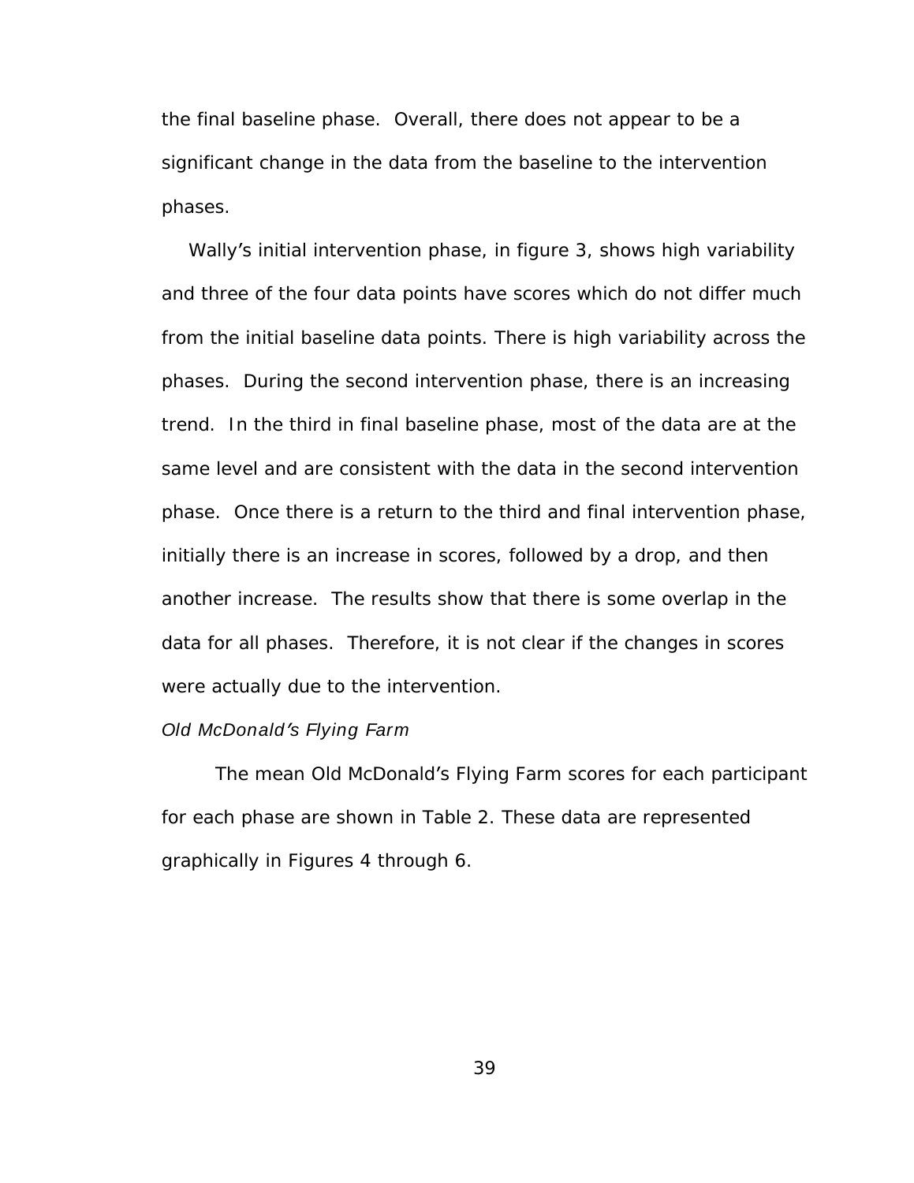the final baseline phase. Overall, there does not appear to be a significant change in the data from the baseline to the intervention phases.

Wally's initial intervention phase, in figure 3, shows high variability and three of the four data points have scores which do not differ much from the initial baseline data points. There is high variability across the phases. During the second intervention phase, there is an increasing trend. In the third in final baseline phase, most of the data are at the same level and are consistent with the data in the second intervention phase. Once there is a return to the third and final intervention phase, initially there is an increase in scores, followed by a drop, and then another increase. The results show that there is some overlap in the data for all phases. Therefore, it is not clear if the changes in scores were actually due to the intervention.

*Old McDonald's Flying Farm*

The mean Old McDonald's Flying Farm scores for each participant for each phase are shown in Table 2. These data are represented graphically in Figures 4 through 6.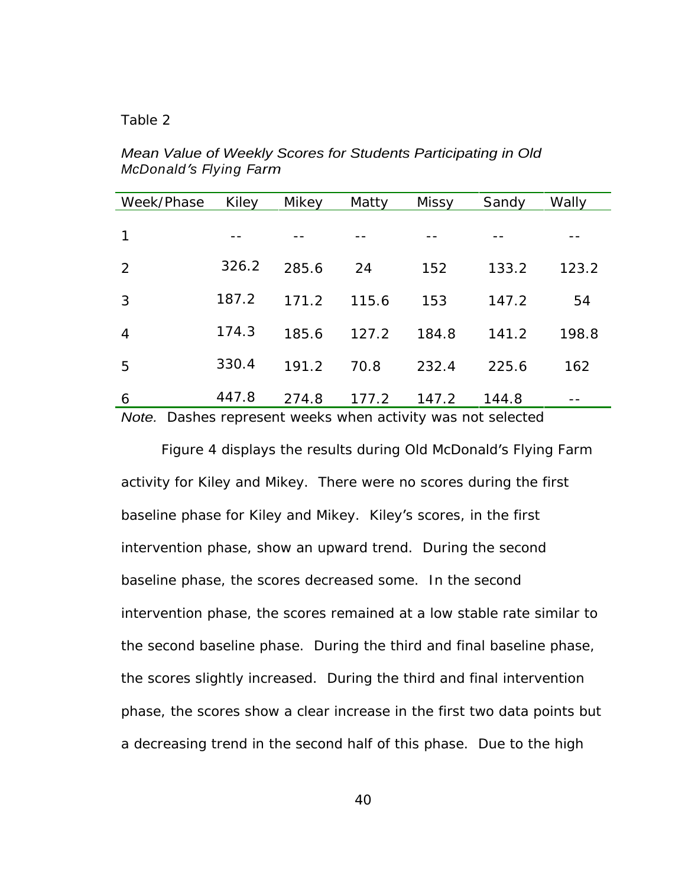Table 2

*Mean Value of Weekly Scores for Students Participating in Old McDonald's Flying Farm*

| Week/Phase | Kiley | Mikey | Matty | Missy | Sandy | Wally |
|---|---|---|---|---|---|---|
| 1 | -- | -- | -- | -- | -- | -- |
| 2 | 326.2 | 285.6 | 24 | 152 | 133.2 | 123.2 |
| 3 | 187.2 | 171.2 | 115.6 | 153 | 147.2 | 54 |
| 4 | 174.3 | 185.6 | 127.2 | 184.8 | 141.2 | 198.8 |
| 5 | 330.4 | 191.2 | 70.8 | 232.4 | 225.6 | 162 |
| 6 | 447.8 | 274.8 | 177.2 | 147.2 | 144.8 | -- |

*Note.* Dashes represent weeks when activity was not selected

Figure 4 displays the results during Old McDonald's Flying Farm activity for Kiley and Mikey. There were no scores during the first baseline phase for Kiley and Mikey. Kiley's scores, in the first intervention phase, show an upward trend. During the second baseline phase, the scores decreased some. In the second intervention phase, the scores remained at a low stable rate similar to the second baseline phase. During the third and final baseline phase, the scores slightly increased. During the third and final intervention phase, the scores show a clear increase in the first two data points but a decreasing trend in the second half of this phase. Due to the high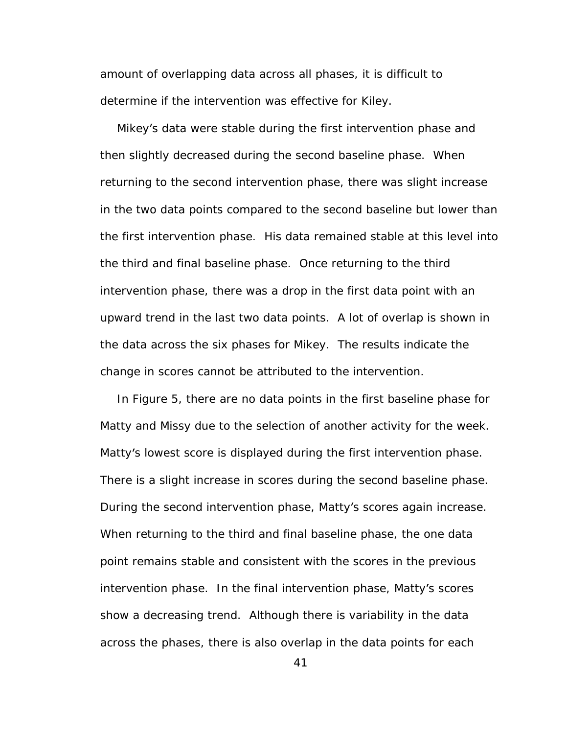amount of overlapping data across all phases, it is difficult to determine if the intervention was effective for Kiley.

Mikey's data were stable during the first intervention phase and then slightly decreased during the second baseline phase. When returning to the second intervention phase, there was slight increase in the two data points compared to the second baseline but lower than the first intervention phase. His data remained stable at this level into the third and final baseline phase. Once returning to the third intervention phase, there was a drop in the first data point with an upward trend in the last two data points. A lot of overlap is shown in the data across the six phases for Mikey. The results indicate the change in scores cannot be attributed to the intervention.

In Figure 5, there are no data points in the first baseline phase for Matty and Missy due to the selection of another activity for the week. Matty's lowest score is displayed during the first intervention phase. There is a slight increase in scores during the second baseline phase. During the second intervention phase, Matty's scores again increase. When returning to the third and final baseline phase, the one data point remains stable and consistent with the scores in the previous intervention phase. In the final intervention phase, Matty's scores show a decreasing trend. Although there is variability in the data across the phases, there is also overlap in the data points for each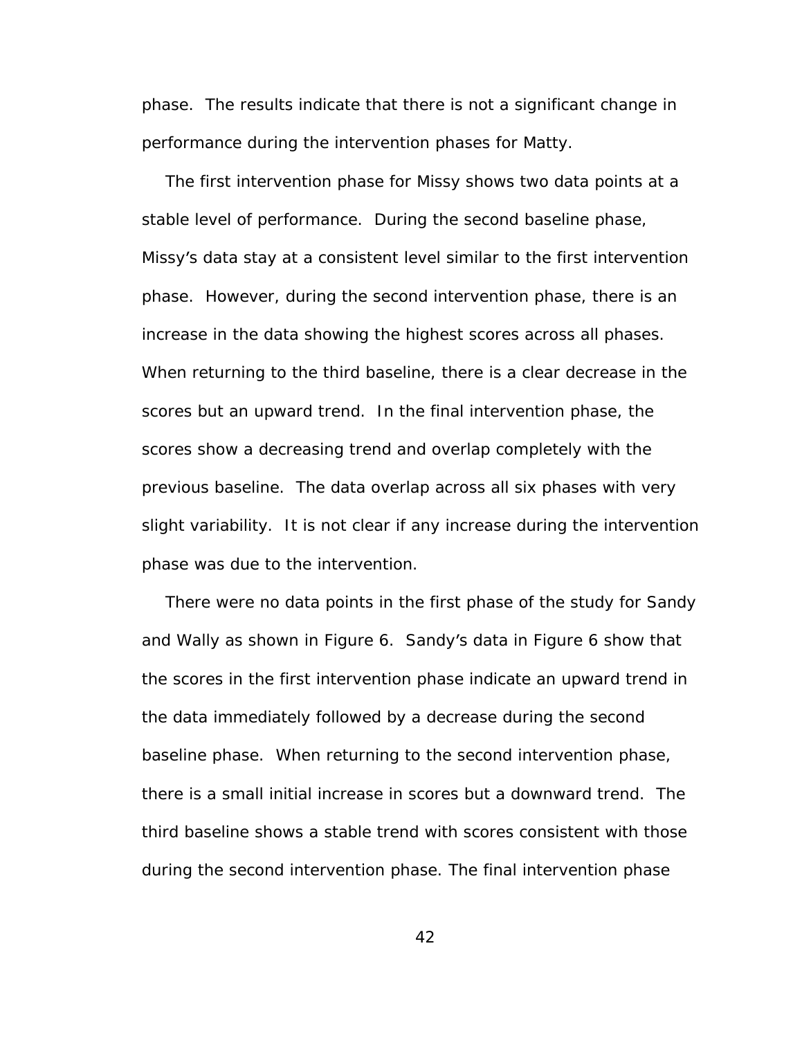phase. The results indicate that there is not a significant change in performance during the intervention phases for Matty.

The first intervention phase for Missy shows two data points at a stable level of performance. During the second baseline phase, Missy's data stay at a consistent level similar to the first intervention phase. However, during the second intervention phase, there is an increase in the data showing the highest scores across all phases. When returning to the third baseline, there is a clear decrease in the scores but an upward trend. In the final intervention phase, the scores show a decreasing trend and overlap completely with the previous baseline. The data overlap across all six phases with very slight variability. It is not clear if any increase during the intervention phase was due to the intervention.

There were no data points in the first phase of the study for Sandy and Wally as shown in Figure 6. Sandy's data in Figure 6 show that the scores in the first intervention phase indicate an upward trend in the data immediately followed by a decrease during the second baseline phase. When returning to the second intervention phase, there is a small initial increase in scores but a downward trend. The third baseline shows a stable trend with scores consistent with those during the second intervention phase. The final intervention phase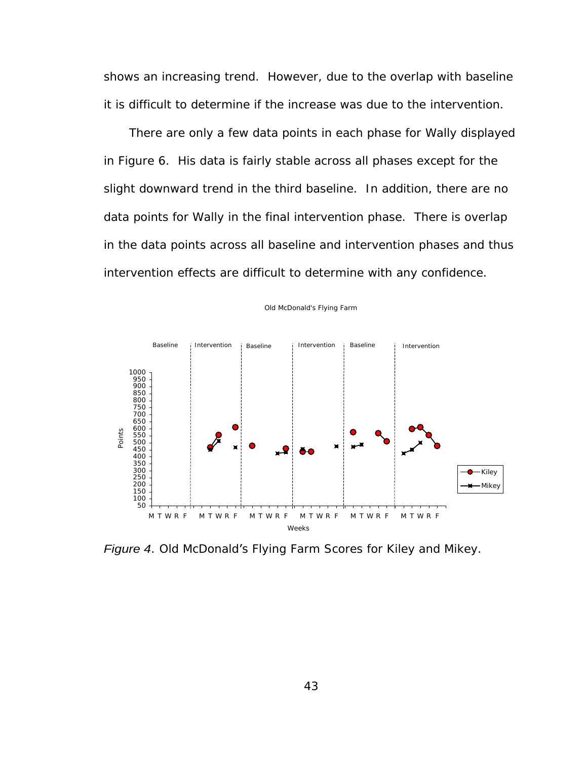shows an increasing trend. However, due to the overlap with baseline it is difficult to determine if the increase was due to the intervention.

There are only a few data points in each phase for Wally displayed in Figure 6. His data is fairly stable across all phases except for the slight downward trend in the third baseline. In addition, there are no data points for Wally in the final intervention phase. There is overlap in the data points across all baseline and intervention phases and thus intervention effects are difficult to determine with any confidence.

Old McDonald's Flying Farm

Baseline | Intervention | Baseline | Intervention | Baseline | Intervention

Points

Weeks

Kiley

Mikey

*Figure 4*. Old McDonald's Flying Farm Scores for Kiley and Mikey.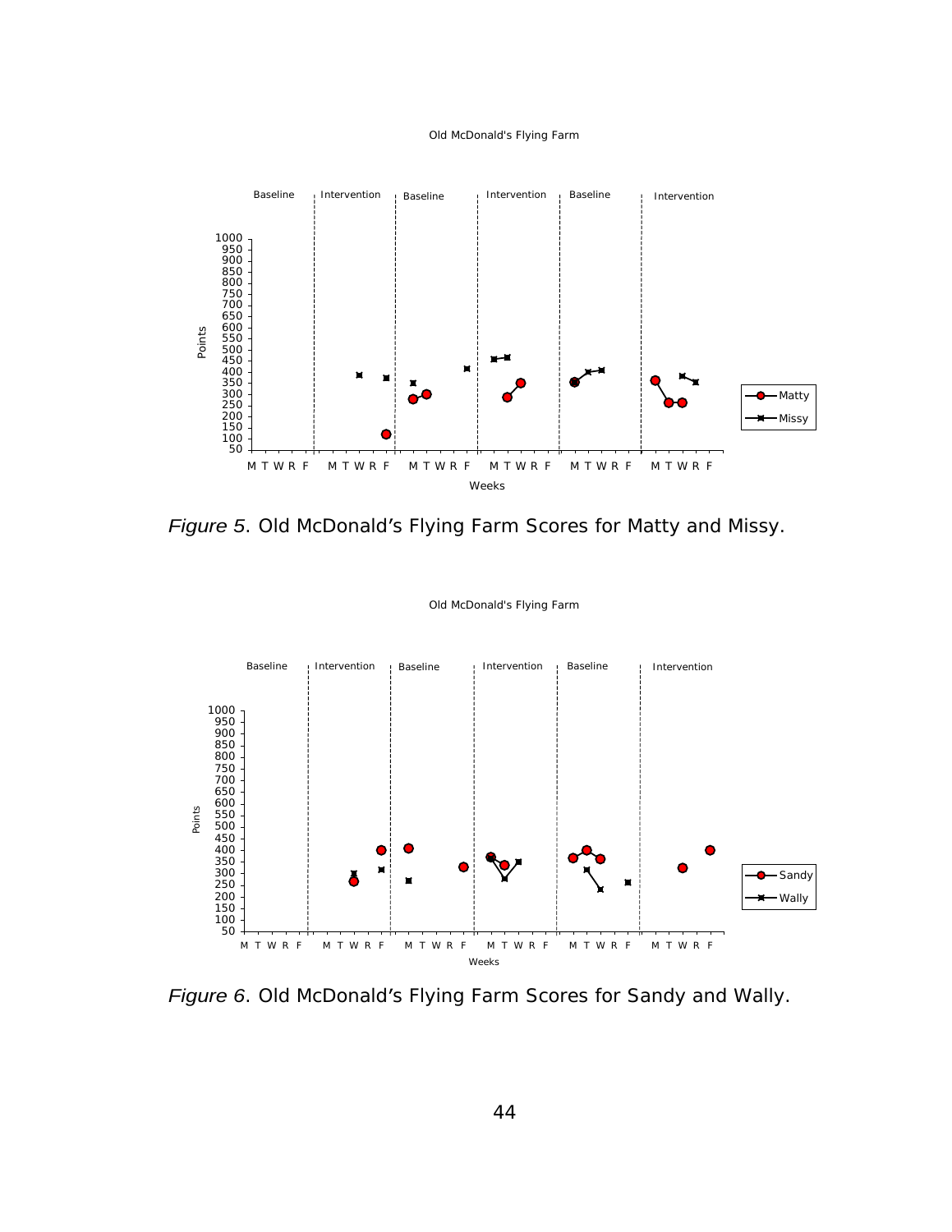*Figure 5*. Old McDonald's Flying Farm Scores for Matty and Missy.

*Figure 6*. Old McDonald's Flying Farm Scores for Sandy and Wally.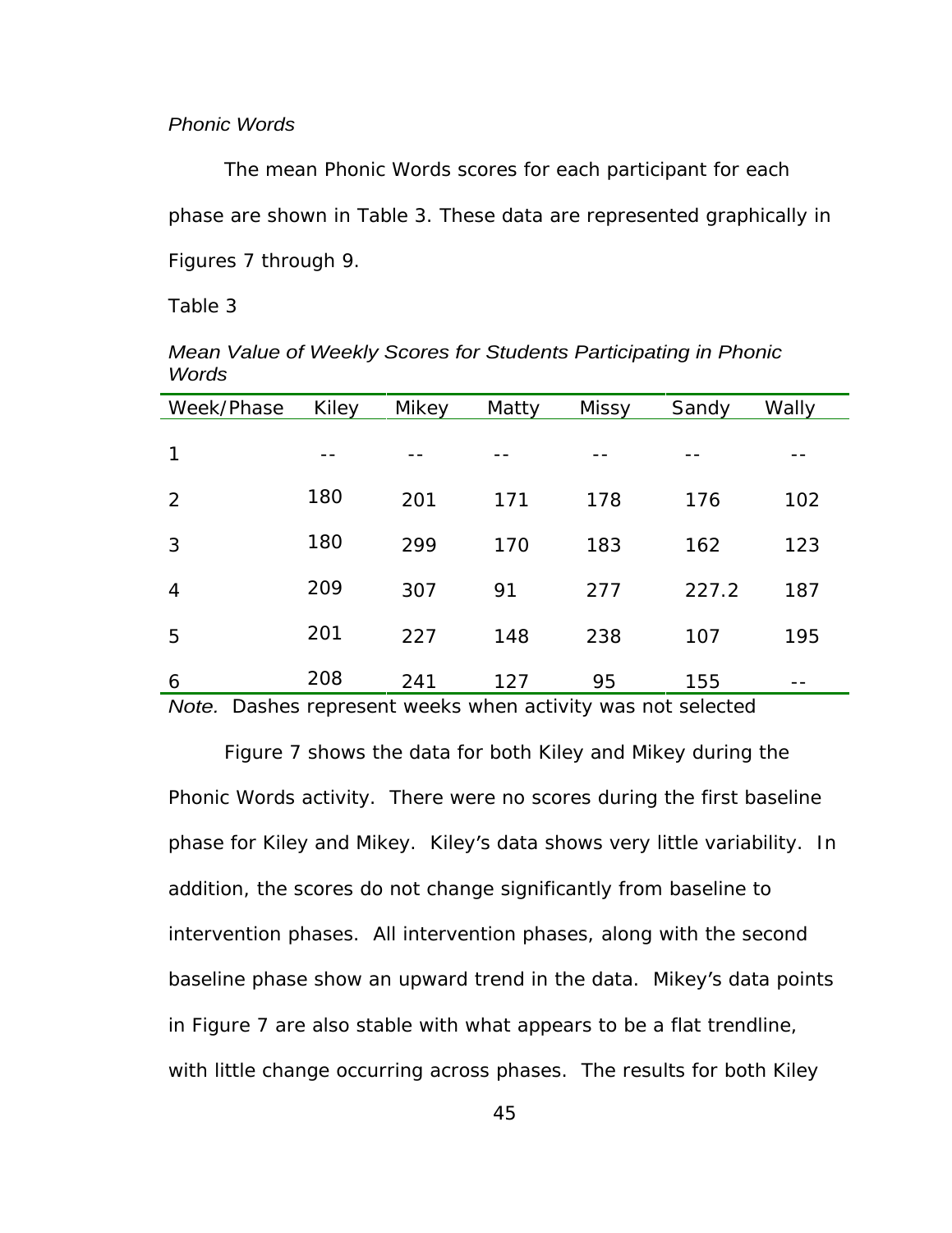*Phonic Words*

The mean Phonic Words scores for each participant for each phase are shown in Table 3. These data are represented graphically in Figures 7 through 9.

Table 3

*Mean Value of Weekly Scores for Students Participating in Phonic Words*

| Week/Phase | Kiley | Mikey | Matty | Missy | Sandy | Wally |
|---|---|---|---|---|---|---|
| 1 | -- | -- | -- | -- | -- | -- |
| 2 | 180 | 201 | 171 | 178 | 176 | 102 |
| 3 | 180 | 299 | 170 | 183 | 162 | 123 |
| 4 | 209 | 307 | 91 | 277 | 227.2 | 187 |
| 5 | 201 | 227 | 148 | 238 | 107 | 195 |
| 6 | 208 | 241 | 127 | 95 | 155 | -- |

*Note.* Dashes represent weeks when activity was not selected

Figure 7 shows the data for both Kiley and Mikey during the Phonic Words activity. There were no scores during the first baseline phase for Kiley and Mikey. Kiley's data shows very little variability. In addition, the scores do not change significantly from baseline to intervention phases. All intervention phases, along with the second baseline phase show an upward trend in the data. Mikey's data points in Figure 7 are also stable with what appears to be a flat trendline, with little change occurring across phases. The results for both Kiley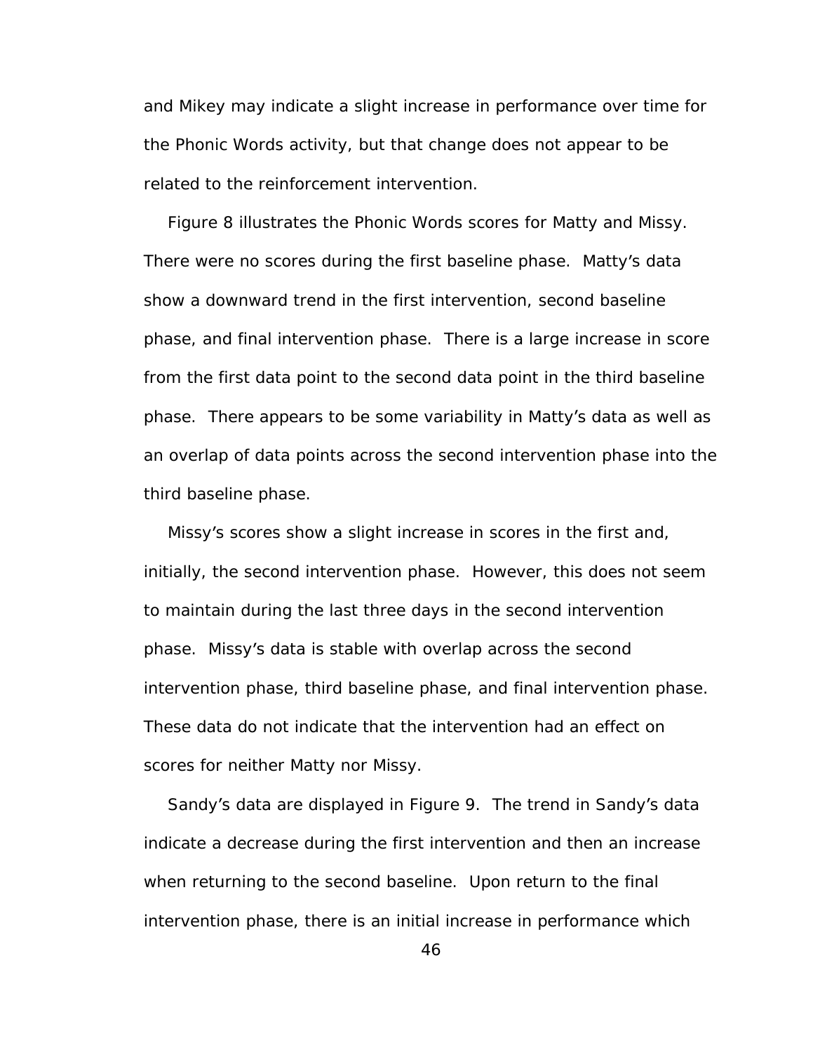and Mikey may indicate a slight increase in performance over time for the Phonic Words activity, but that change does not appear to be related to the reinforcement intervention.

Figure 8 illustrates the Phonic Words scores for Matty and Missy. There were no scores during the first baseline phase. Matty's data show a downward trend in the first intervention, second baseline phase, and final intervention phase. There is a large increase in score from the first data point to the second data point in the third baseline phase. There appears to be some variability in Matty's data as well as an overlap of data points across the second intervention phase into the third baseline phase.

Missy's scores show a slight increase in scores in the first and, initially, the second intervention phase. However, this does not seem to maintain during the last three days in the second intervention phase. Missy's data is stable with overlap across the second intervention phase, third baseline phase, and final intervention phase. These data do not indicate that the intervention had an effect on scores for neither Matty nor Missy.

Sandy's data are displayed in Figure 9. The trend in Sandy's data indicate a decrease during the first intervention and then an increase when returning to the second baseline. Upon return to the final intervention phase, there is an initial increase in performance which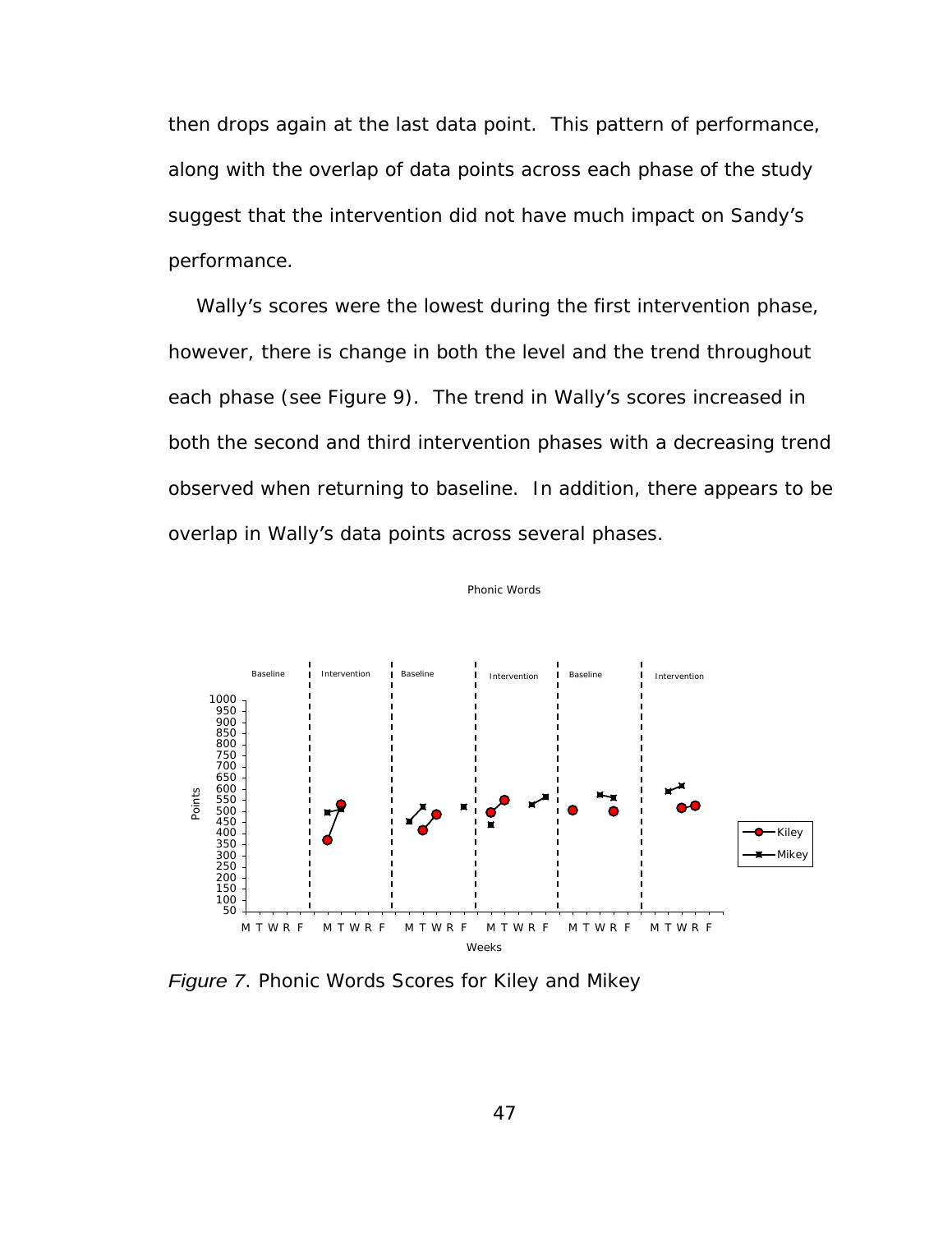then drops again at the last data point. This pattern of performance, along with the overlap of data points across each phase of the study suggest that the intervention did not have much impact on Sandy's performance.

Wally's scores were the lowest during the first intervention phase, however, there is change in both the level and the trend throughout each phase (see Figure 9). The trend in Wally's scores increased in both the second and third intervention phases with a decreasing trend observed when returning to baseline. In addition, there appears to be overlap in Wally's data points across several phases.

*Figure 7*. Phonic Words Scores for Kiley and Mikey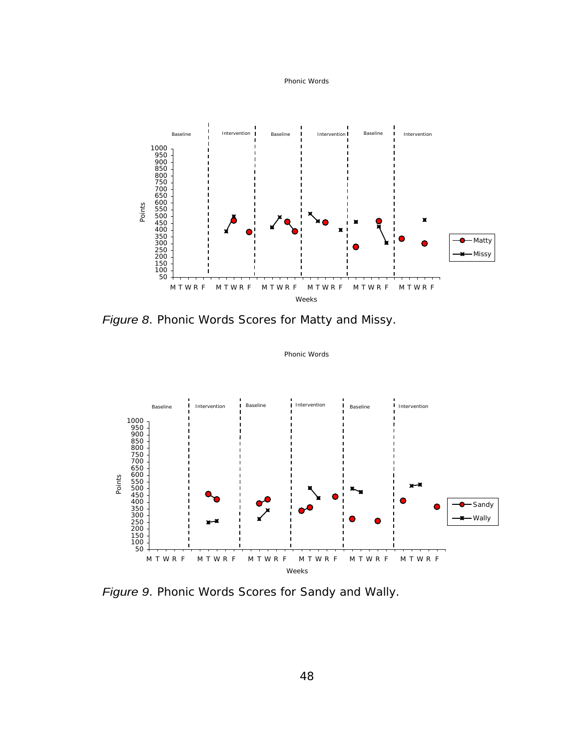*Figure 8*. Phonic Words Scores for Matty and Missy.

*Figure 9*. Phonic Words Scores for Sandy and Wally.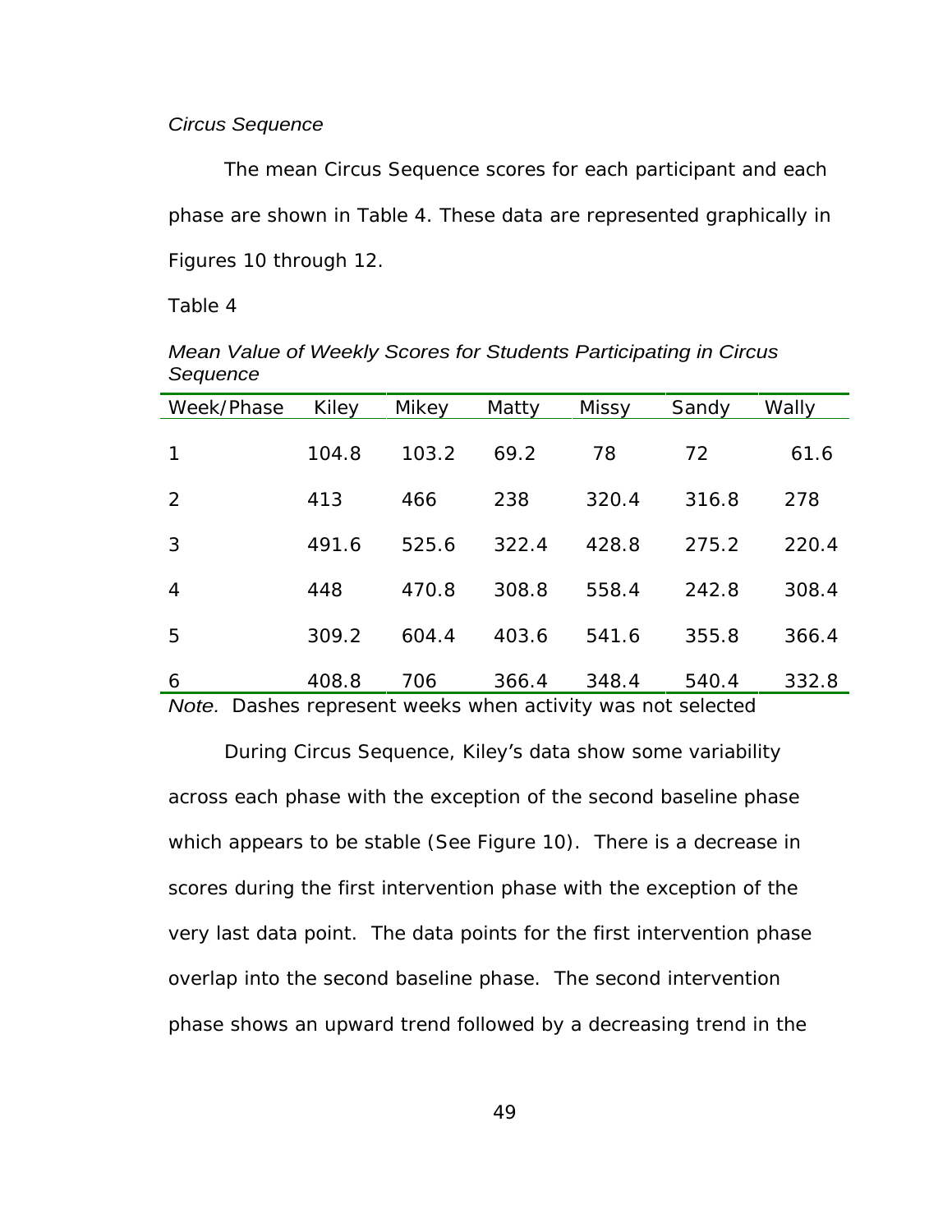*Circus Sequence*

The mean Circus Sequence scores for each participant and each phase are shown in Table 4. These data are represented graphically in Figures 10 through 12.

Table 4

*Mean Value of Weekly Scores for Students Participating in Circus Sequence*

| Week/Phase | Kiley | Mikey | Matty | Missy | Sandy | Wally |
|---|---|---|---|---|---|---|
| 1 | 104.8 | 103.2 | 69.2 | 78 | 72 | 61.6 |
| 2 | 413 | 466 | 238 | 320.4 | 316.8 | 278 |
| 3 | 491.6 | 525.6 | 322.4 | 428.8 | 275.2 | 220.4 |
| 4 | 448 | 470.8 | 308.8 | 558.4 | 242.8 | 308.4 |
| 5 | 309.2 | 604.4 | 403.6 | 541.6 | 355.8 | 366.4 |
| 6 | 408.8 | 706 | 366.4 | 348.4 | 540.4 | 332.8 |

*Note.* Dashes represent weeks when activity was not selected

During Circus Sequence, Kiley's data show some variability across each phase with the exception of the second baseline phase which appears to be stable (See Figure 10). There is a decrease in scores during the first intervention phase with the exception of the very last data point. The data points for the first intervention phase overlap into the second baseline phase. The second intervention phase shows an upward trend followed by a decreasing trend in the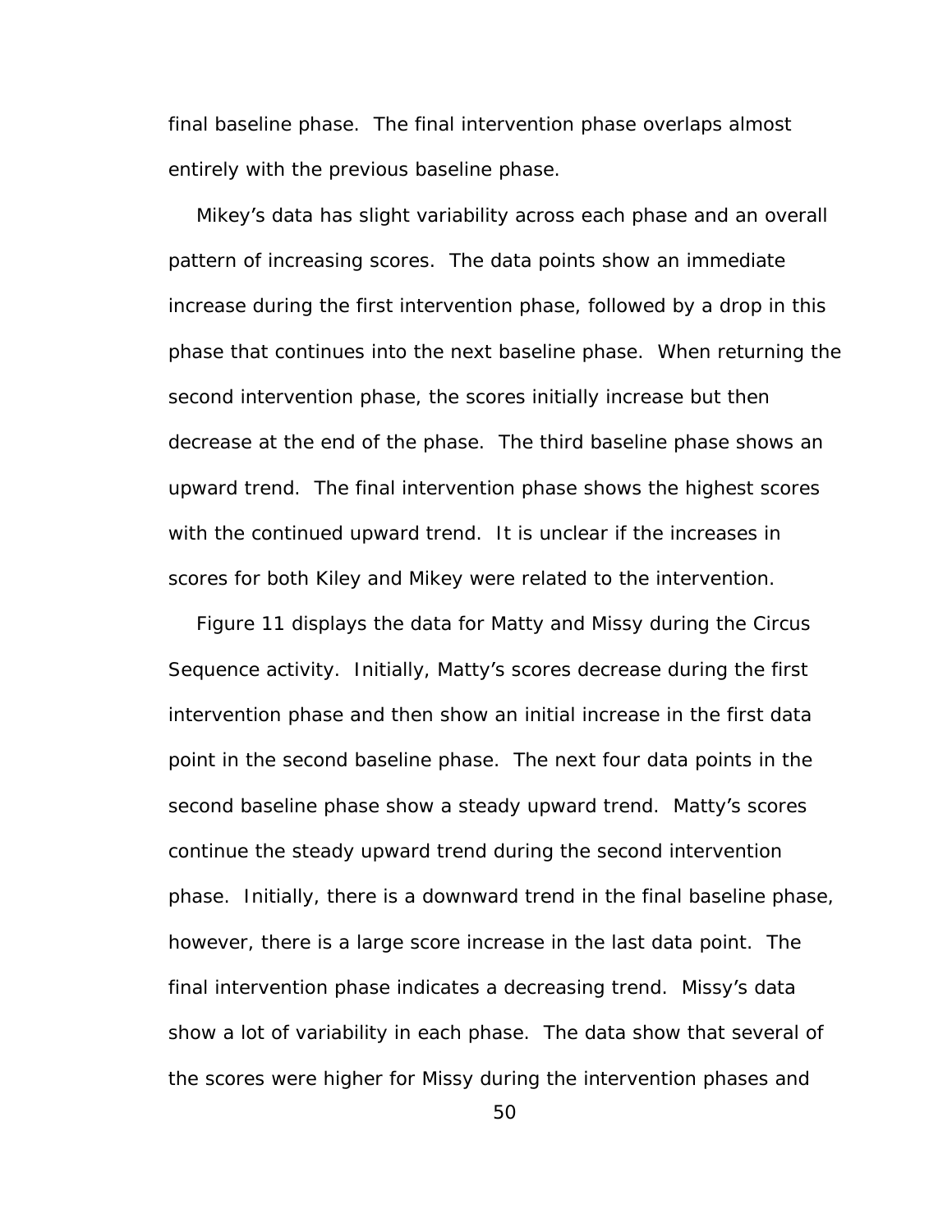final baseline phase. The final intervention phase overlaps almost entirely with the previous baseline phase.

Mikey's data has slight variability across each phase and an overall pattern of increasing scores. The data points show an immediate increase during the first intervention phase, followed by a drop in this phase that continues into the next baseline phase. When returning the second intervention phase, the scores initially increase but then decrease at the end of the phase. The third baseline phase shows an upward trend. The final intervention phase shows the highest scores with the continued upward trend. It is unclear if the increases in scores for both Kiley and Mikey were related to the intervention.

Figure 11 displays the data for Matty and Missy during the Circus Sequence activity. Initially, Matty's scores decrease during the first intervention phase and then show an initial increase in the first data point in the second baseline phase. The next four data points in the second baseline phase show a steady upward trend. Matty's scores continue the steady upward trend during the second intervention phase. Initially, there is a downward trend in the final baseline phase, however, there is a large score increase in the last data point. The final intervention phase indicates a decreasing trend. Missy's data show a lot of variability in each phase. The data show that several of the scores were higher for Missy during the intervention phases and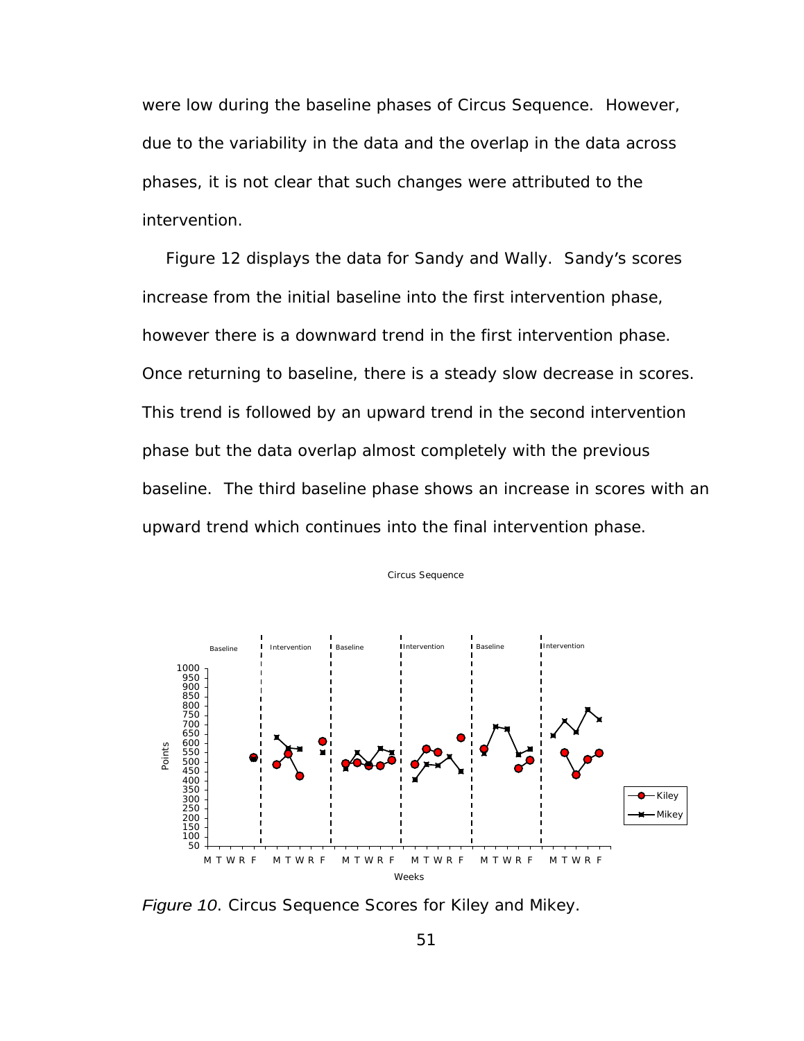were low during the baseline phases of Circus Sequence. However, due to the variability in the data and the overlap in the data across phases, it is not clear that such changes were attributed to the intervention.

Figure 12 displays the data for Sandy and Wally. Sandy's scores increase from the initial baseline into the first intervention phase, however there is a downward trend in the first intervention phase. Once returning to baseline, there is a steady slow decrease in scores. This trend is followed by an upward trend in the second intervention phase but the data overlap almost completely with the previous baseline. The third baseline phase shows an increase in scores with an upward trend which continues into the final intervention phase.

*Figure 10*. Circus Sequence Scores for Kiley and Mikey.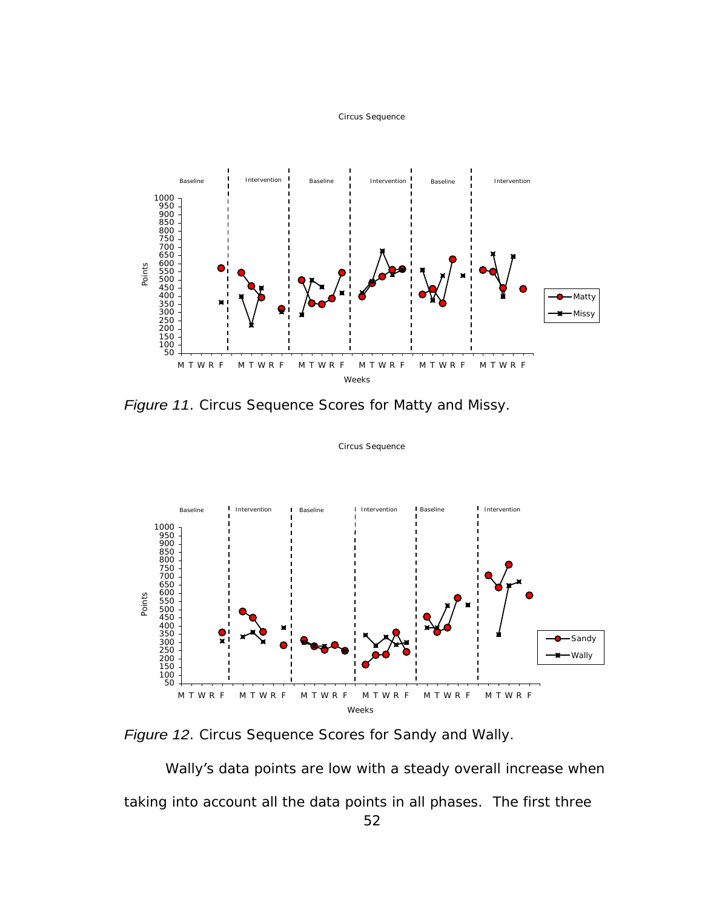*Figure 11*. Circus Sequence Scores for Matty and Missy.

*Figure 12*. Circus Sequence Scores for Sandy and Wally.

Wally's data points are low with a steady overall increase when taking into account all the data points in all phases. The first three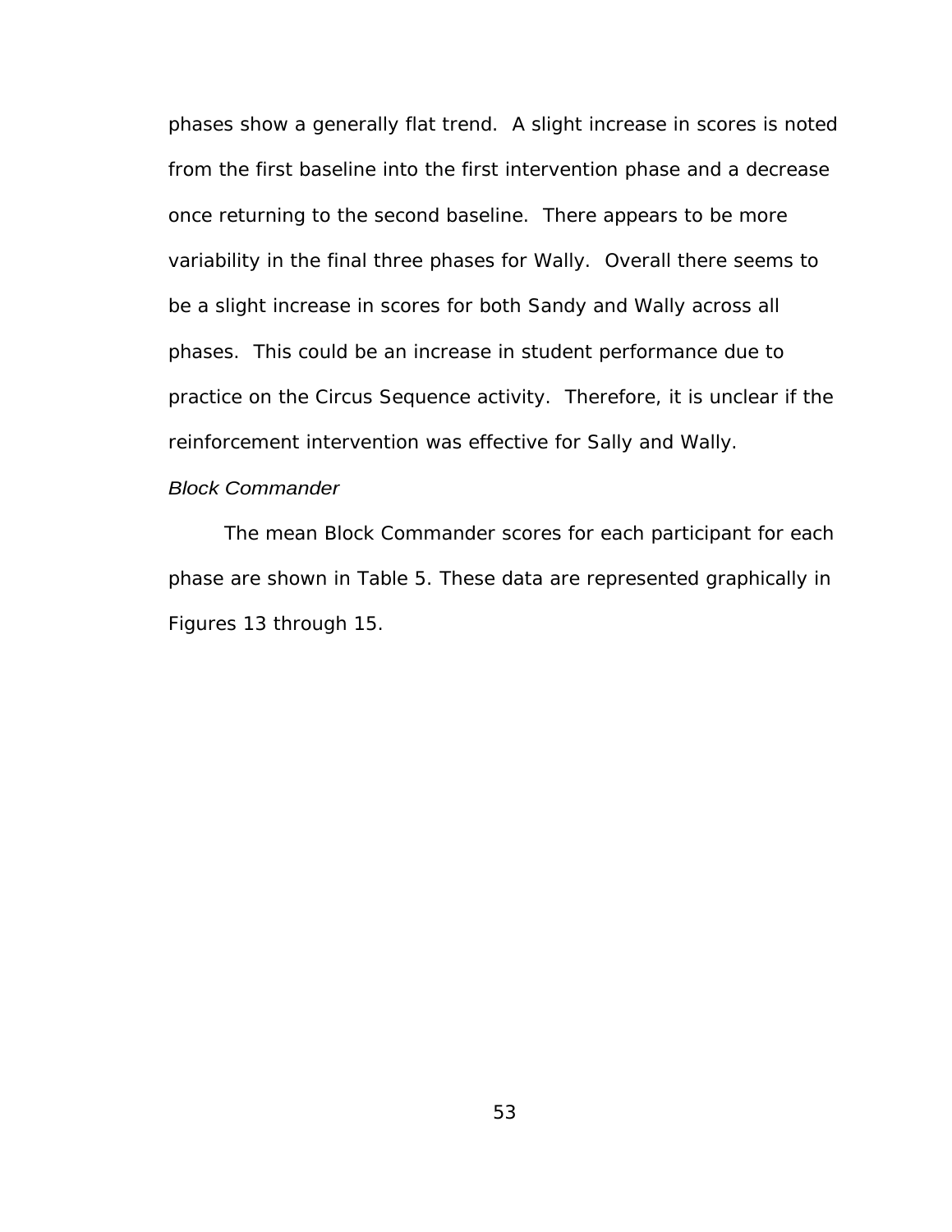phases show a generally flat trend. A slight increase in scores is noted from the first baseline into the first intervention phase and a decrease once returning to the second baseline. There appears to be more variability in the final three phases for Wally. Overall there seems to be a slight increase in scores for both Sandy and Wally across all phases. This could be an increase in student performance due to practice on the Circus Sequence activity. Therefore, it is unclear if the reinforcement intervention was effective for Sally and Wally.

### *Block Commander*

The mean Block Commander scores for each participant for each phase are shown in Table 5. These data are represented graphically in Figures 13 through 15.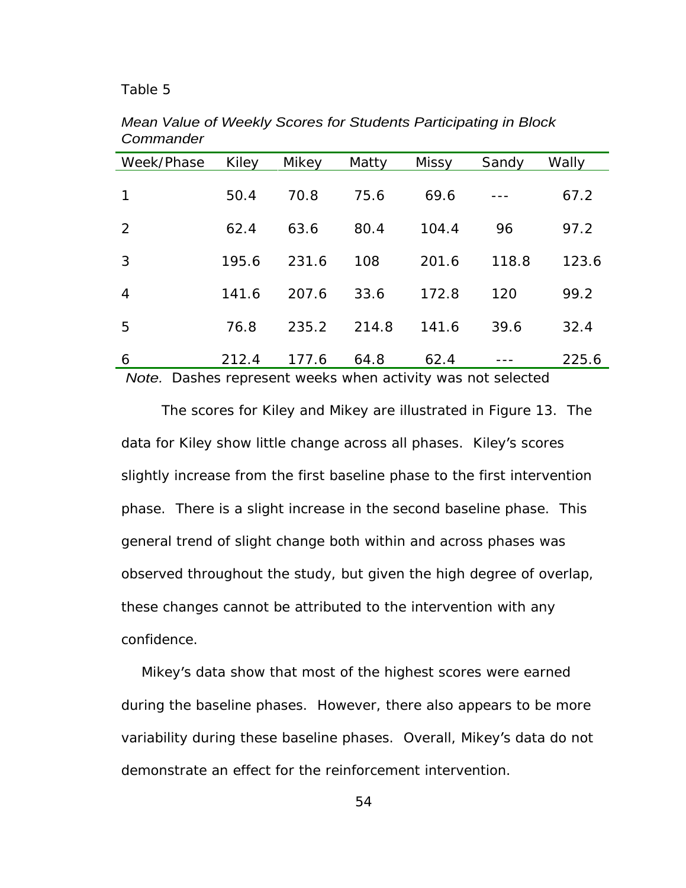Table 5

*Mean Value of Weekly Scores for Students Participating in Block Commander*

| Week/Phase | Kiley | Mikey | Matty | Missy | Sandy | Wally |
|---|---|---|---|---|---|---|
| 1 | 50.4 | 70.8 | 75.6 | 69.6 | --- | 67.2 |
| 2 | 62.4 | 63.6 | 80.4 | 104.4 | 96 | 97.2 |
| 3 | 195.6 | 231.6 | 108 | 201.6 | 118.8 | 123.6 |
| 4 | 141.6 | 207.6 | 33.6 | 172.8 | 120 | 99.2 |
| 5 | 76.8 | 235.2 | 214.8 | 141.6 | 39.6 | 32.4 |
| 6 | 212.4 | 177.6 | 64.8 | 62.4 | --- | 225.6 |

*Note.* Dashes represent weeks when activity was not selected

The scores for Kiley and Mikey are illustrated in Figure 13. The data for Kiley show little change across all phases. Kiley's scores slightly increase from the first baseline phase to the first intervention phase. There is a slight increase in the second baseline phase. This general trend of slight change both within and across phases was observed throughout the study, but given the high degree of overlap, these changes cannot be attributed to the intervention with any confidence.

Mikey's data show that most of the highest scores were earned during the baseline phases. However, there also appears to be more variability during these baseline phases. Overall, Mikey's data do not demonstrate an effect for the reinforcement intervention.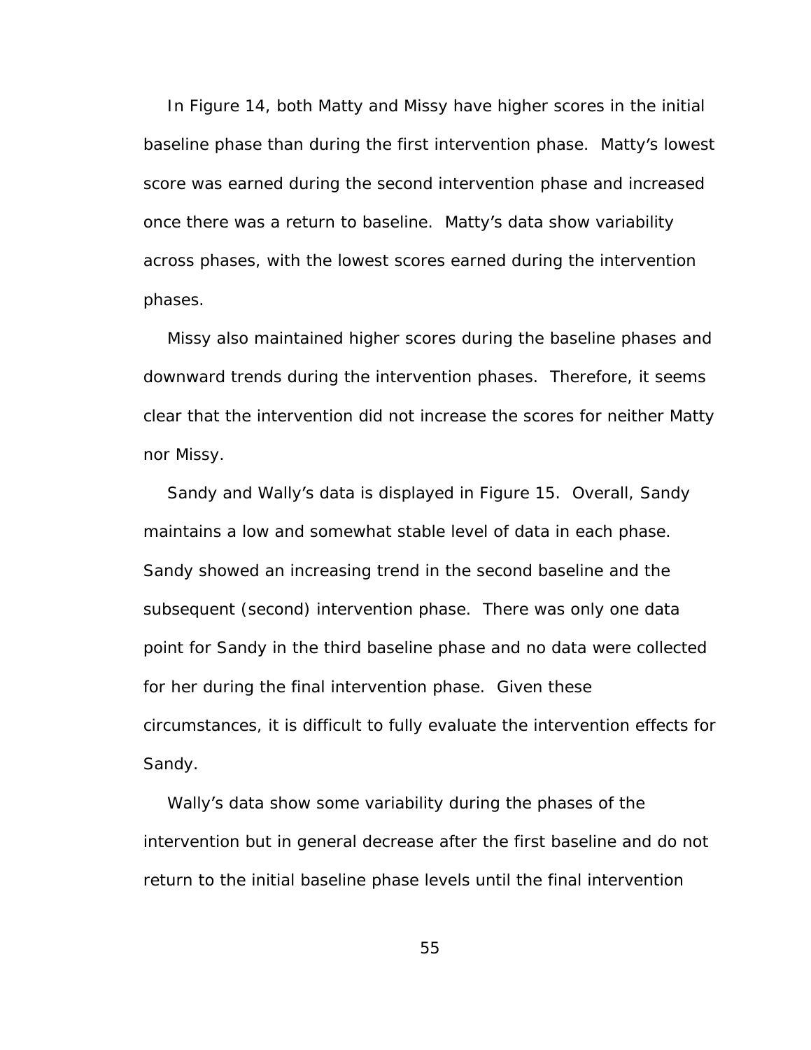In Figure 14, both Matty and Missy have higher scores in the initial baseline phase than during the first intervention phase. Matty's lowest score was earned during the second intervention phase and increased once there was a return to baseline. Matty's data show variability across phases, with the lowest scores earned during the intervention phases.

Missy also maintained higher scores during the baseline phases and downward trends during the intervention phases. Therefore, it seems clear that the intervention did not increase the scores for neither Matty nor Missy.

Sandy and Wally's data is displayed in Figure 15. Overall, Sandy maintains a low and somewhat stable level of data in each phase. Sandy showed an increasing trend in the second baseline and the subsequent (second) intervention phase. There was only one data point for Sandy in the third baseline phase and no data were collected for her during the final intervention phase. Given these circumstances, it is difficult to fully evaluate the intervention effects for Sandy.

Wally's data show some variability during the phases of the intervention but in general decrease after the first baseline and do not return to the initial baseline phase levels until the final intervention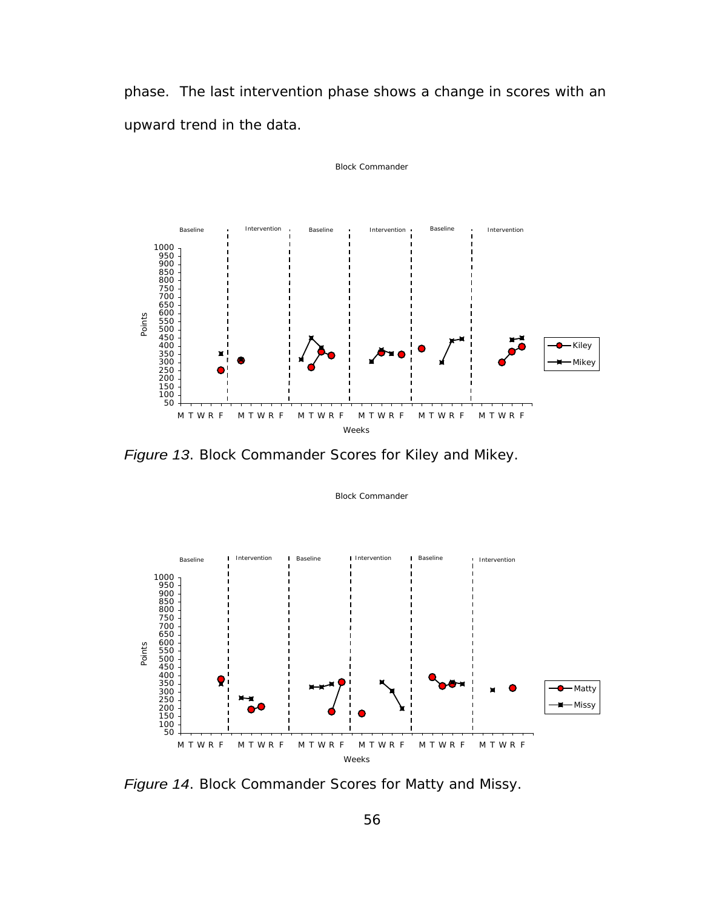phase. The last intervention phase shows a change in scores with an upward trend in the data.

*Figure 13*. Block Commander Scores for Kiley and Mikey.

*Figure 14*. Block Commander Scores for Matty and Missy.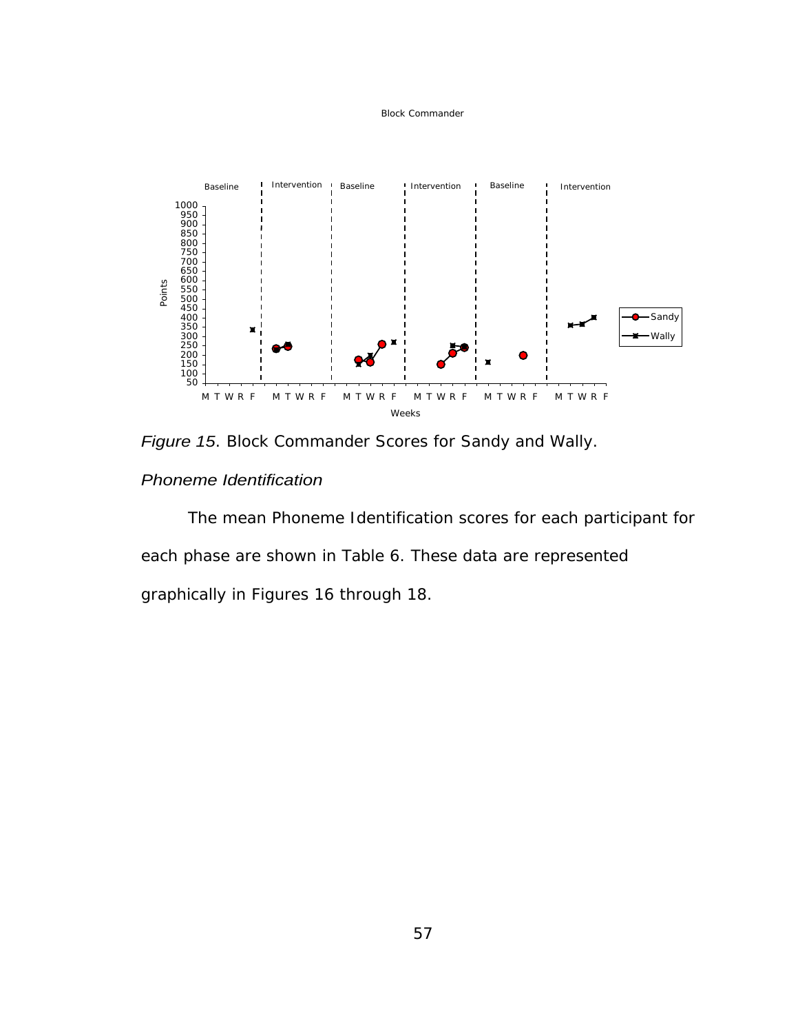*Figure 15*. Block Commander Scores for Sandy and Wally.

### *Phoneme Identification*

The mean Phoneme Identification scores for each participant for each phase are shown in Table 6. These data are represented graphically in Figures 16 through 18.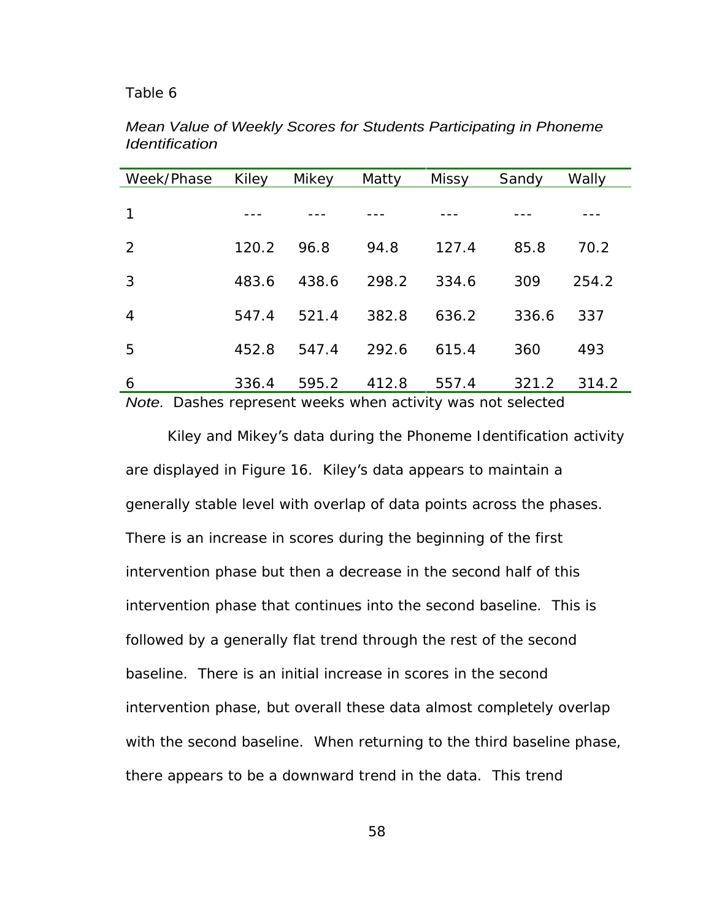Table 6

*Mean Value of Weekly Scores for Students Participating in Phoneme Identification*

| Week/Phase | Kiley | Mikey | Matty | Missy | Sandy | Wally |
|---|---|---|---|---|---|---|
| 1 | --- | --- | --- | --- | --- | --- |
| 2 | 120.2 | 96.8 | 94.8 | 127.4 | 85.8 | 70.2 |
| 3 | 483.6 | 438.6 | 298.2 | 334.6 | 309 | 254.2 |
| 4 | 547.4 | 521.4 | 382.8 | 636.2 | 336.6 | 337 |
| 5 | 452.8 | 547.4 | 292.6 | 615.4 | 360 | 493 |
| 6 | 336.4 | 595.2 | 412.8 | 557.4 | 321.2 | 314.2 |

*Note.* Dashes represent weeks when activity was not selected

Kiley and Mikey's data during the Phoneme Identification activity are displayed in Figure 16. Kiley's data appears to maintain a generally stable level with overlap of data points across the phases. There is an increase in scores during the beginning of the first intervention phase but then a decrease in the second half of this intervention phase that continues into the second baseline. This is followed by a generally flat trend through the rest of the second baseline. There is an initial increase in scores in the second intervention phase, but overall these data almost completely overlap with the second baseline. When returning to the third baseline phase, there appears to be a downward trend in the data. This trend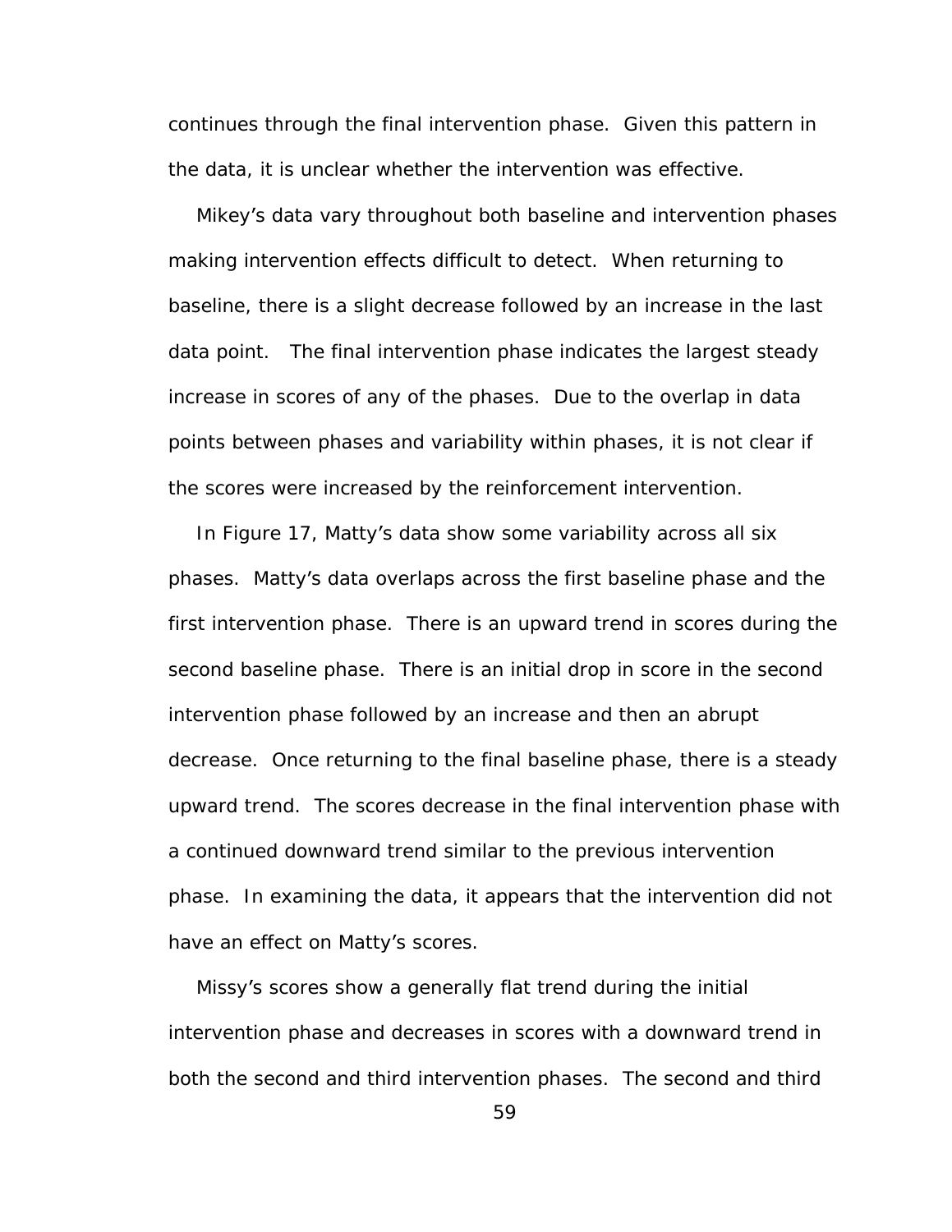continues through the final intervention phase. Given this pattern in the data, it is unclear whether the intervention was effective.

Mikey's data vary throughout both baseline and intervention phases making intervention effects difficult to detect. When returning to baseline, there is a slight decrease followed by an increase in the last data point. The final intervention phase indicates the largest steady increase in scores of any of the phases. Due to the overlap in data points between phases and variability within phases, it is not clear if the scores were increased by the reinforcement intervention.

In Figure 17, Matty's data show some variability across all six phases. Matty's data overlaps across the first baseline phase and the first intervention phase. There is an upward trend in scores during the second baseline phase. There is an initial drop in score in the second intervention phase followed by an increase and then an abrupt decrease. Once returning to the final baseline phase, there is a steady upward trend. The scores decrease in the final intervention phase with a continued downward trend similar to the previous intervention phase. In examining the data, it appears that the intervention did not have an effect on Matty's scores.

Missy's scores show a generally flat trend during the initial intervention phase and decreases in scores with a downward trend in both the second and third intervention phases. The second and third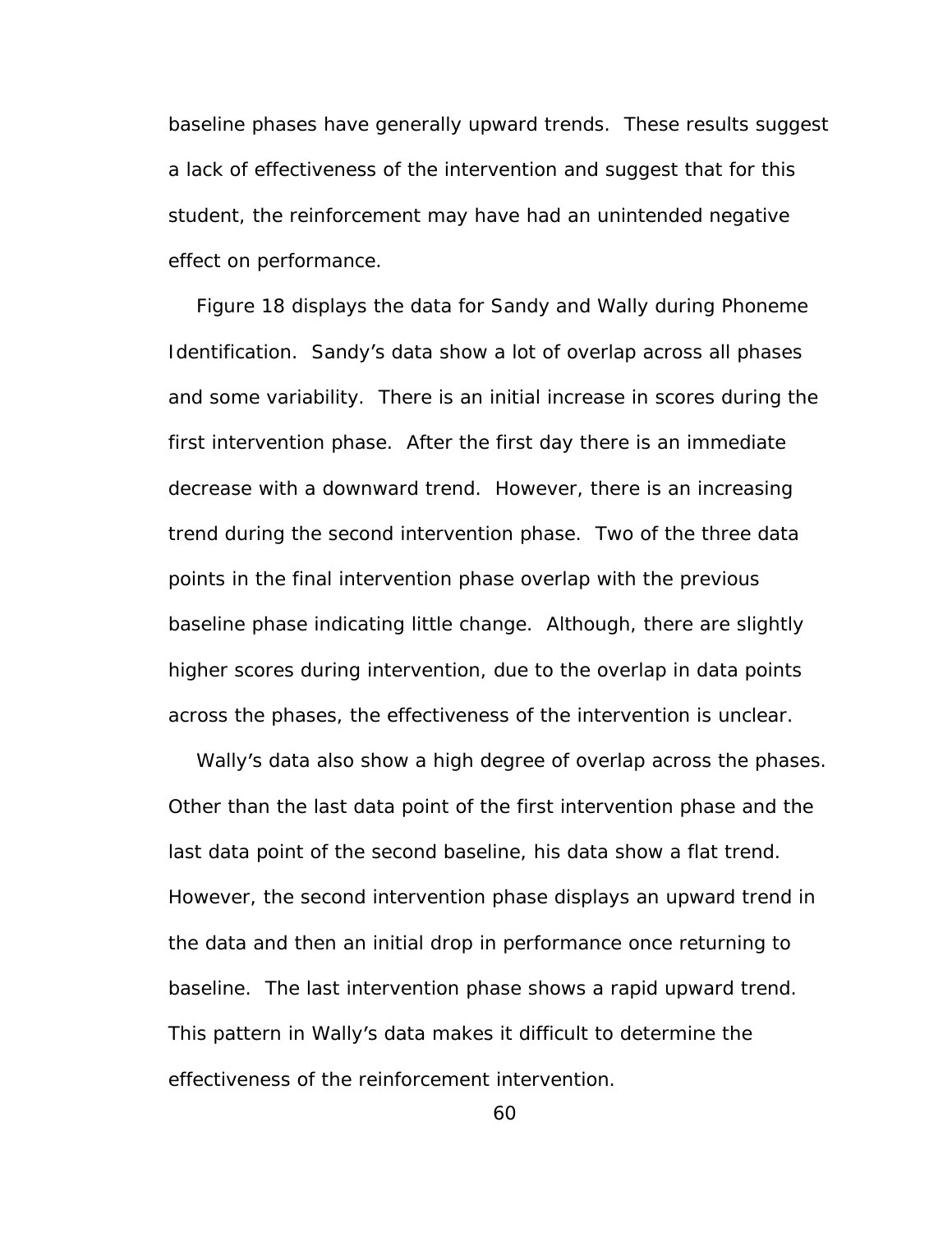baseline phases have generally upward trends. These results suggest a lack of effectiveness of the intervention and suggest that for this student, the reinforcement may have had an unintended negative effect on performance.

Figure 18 displays the data for Sandy and Wally during Phoneme Identification. Sandy's data show a lot of overlap across all phases and some variability. There is an initial increase in scores during the first intervention phase. After the first day there is an immediate decrease with a downward trend. However, there is an increasing trend during the second intervention phase. Two of the three data points in the final intervention phase overlap with the previous baseline phase indicating little change. Although, there are slightly higher scores during intervention, due to the overlap in data points across the phases, the effectiveness of the intervention is unclear.

Wally's data also show a high degree of overlap across the phases. Other than the last data point of the first intervention phase and the last data point of the second baseline, his data show a flat trend. However, the second intervention phase displays an upward trend in the data and then an initial drop in performance once returning to baseline. The last intervention phase shows a rapid upward trend. This pattern in Wally's data makes it difficult to determine the effectiveness of the reinforcement intervention.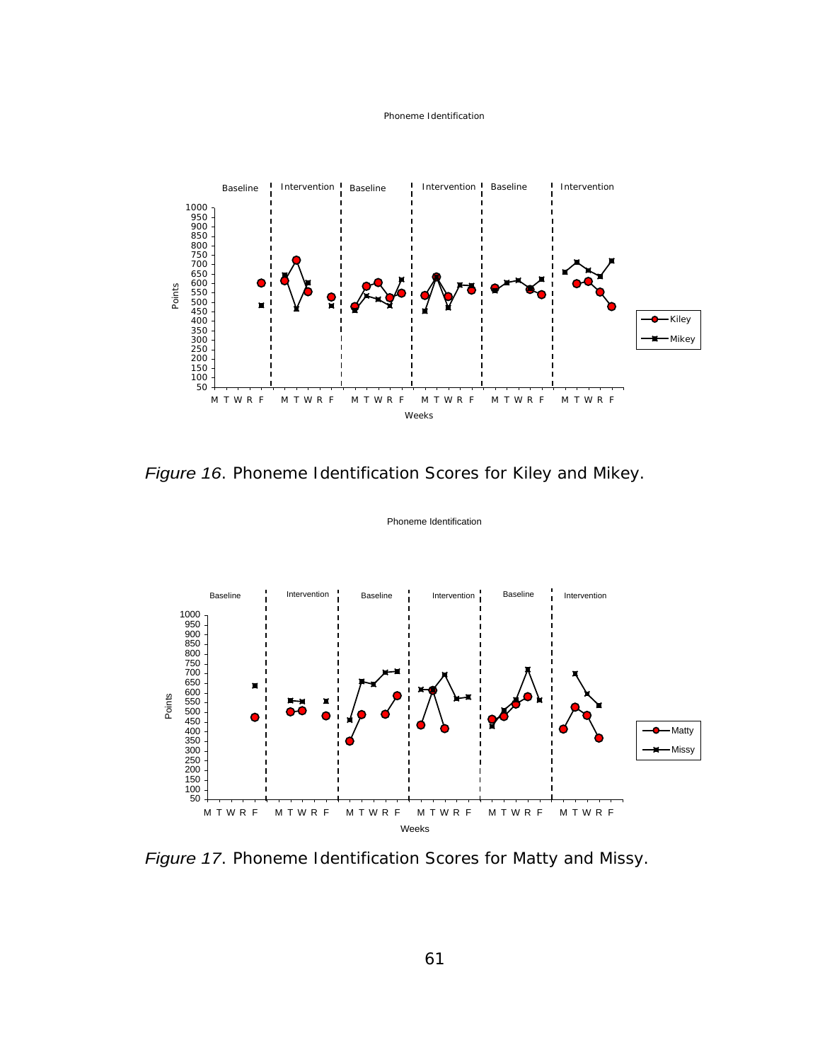*Figure 16*. Phoneme Identification Scores for Kiley and Mikey.

*Figure 17*. Phoneme Identification Scores for Matty and Missy.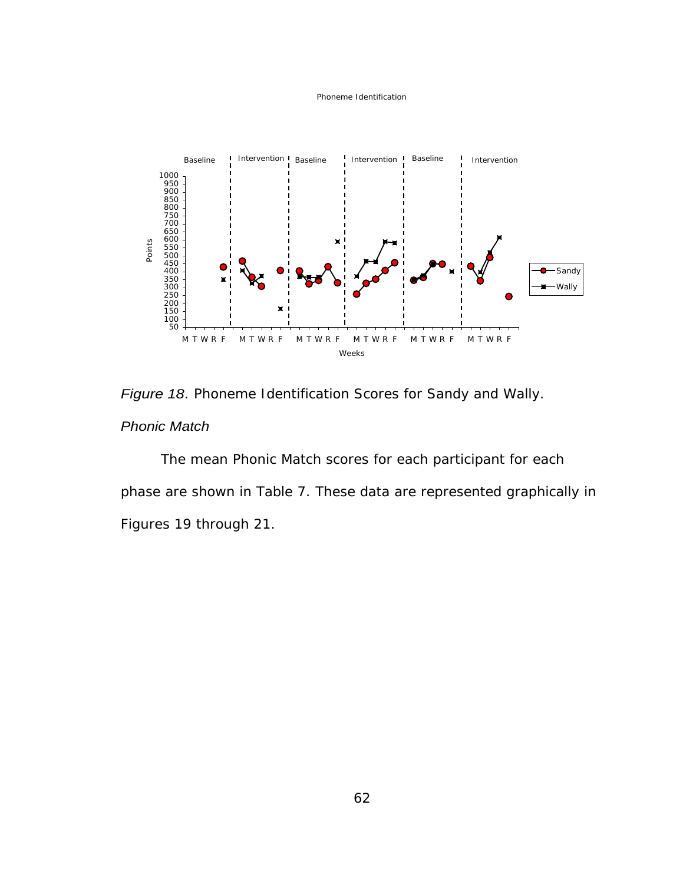*Figure 18*. Phoneme Identification Scores for Sandy and Wally.

*Phonic Match*

The mean Phonic Match scores for each participant for each phase are shown in Table 7. These data are represented graphically in Figures 19 through 21.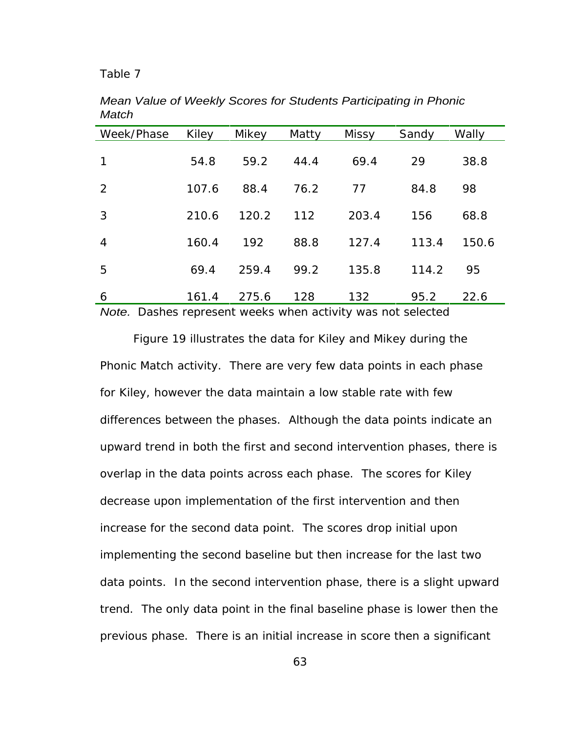Table 7

*Mean Value of Weekly Scores for Students Participating in Phonic Match*

| Week/Phase | Kiley | Mikey | Matty | Missy | Sandy | Wally |
|---|---|---|---|---|---|---|
| 1 | 54.8 | 59.2 | 44.4 | 69.4 | 29 | 38.8 |
| 2 | 107.6 | 88.4 | 76.2 | 77 | 84.8 | 98 |
| 3 | 210.6 | 120.2 | 112 | 203.4 | 156 | 68.8 |
| 4 | 160.4 | 192 | 88.8 | 127.4 | 113.4 | 150.6 |
| 5 | 69.4 | 259.4 | 99.2 | 135.8 | 114.2 | 95 |
| 6 | 161.4 | 275.6 | 128 | 132 | 95.2 | 22.6 |

*Note.* Dashes represent weeks when activity was not selected

Figure 19 illustrates the data for Kiley and Mikey during the Phonic Match activity. There are very few data points in each phase for Kiley, however the data maintain a low stable rate with few differences between the phases. Although the data points indicate an upward trend in both the first and second intervention phases, there is overlap in the data points across each phase. The scores for Kiley decrease upon implementation of the first intervention and then increase for the second data point. The scores drop initial upon implementing the second baseline but then increase for the last two data points. In the second intervention phase, there is a slight upward trend. The only data point in the final baseline phase is lower then the previous phase. There is an initial increase in score then a significant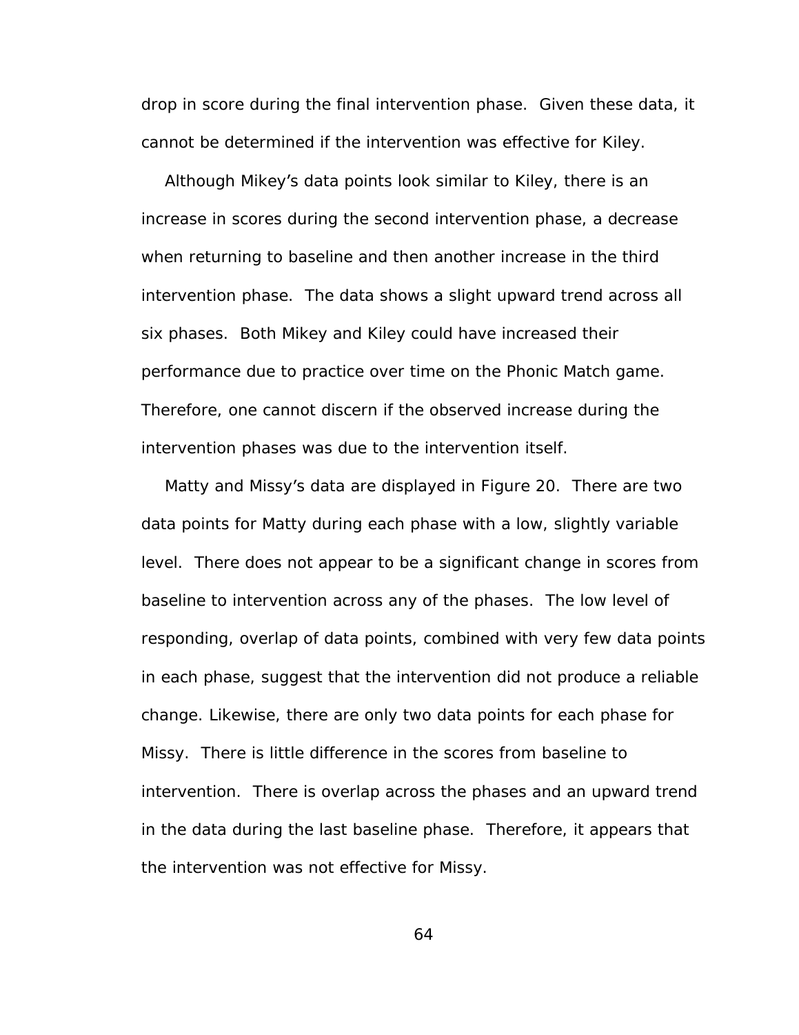drop in score during the final intervention phase. Given these data, it cannot be determined if the intervention was effective for Kiley.

Although Mikey's data points look similar to Kiley, there is an increase in scores during the second intervention phase, a decrease when returning to baseline and then another increase in the third intervention phase. The data shows a slight upward trend across all six phases. Both Mikey and Kiley could have increased their performance due to practice over time on the Phonic Match game. Therefore, one cannot discern if the observed increase during the intervention phases was due to the intervention itself.

Matty and Missy's data are displayed in Figure 20. There are two data points for Matty during each phase with a low, slightly variable level. There does not appear to be a significant change in scores from baseline to intervention across any of the phases. The low level of responding, overlap of data points, combined with very few data points in each phase, suggest that the intervention did not produce a reliable change. Likewise, there are only two data points for each phase for Missy. There is little difference in the scores from baseline to intervention. There is overlap across the phases and an upward trend in the data during the last baseline phase. Therefore, it appears that the intervention was not effective for Missy.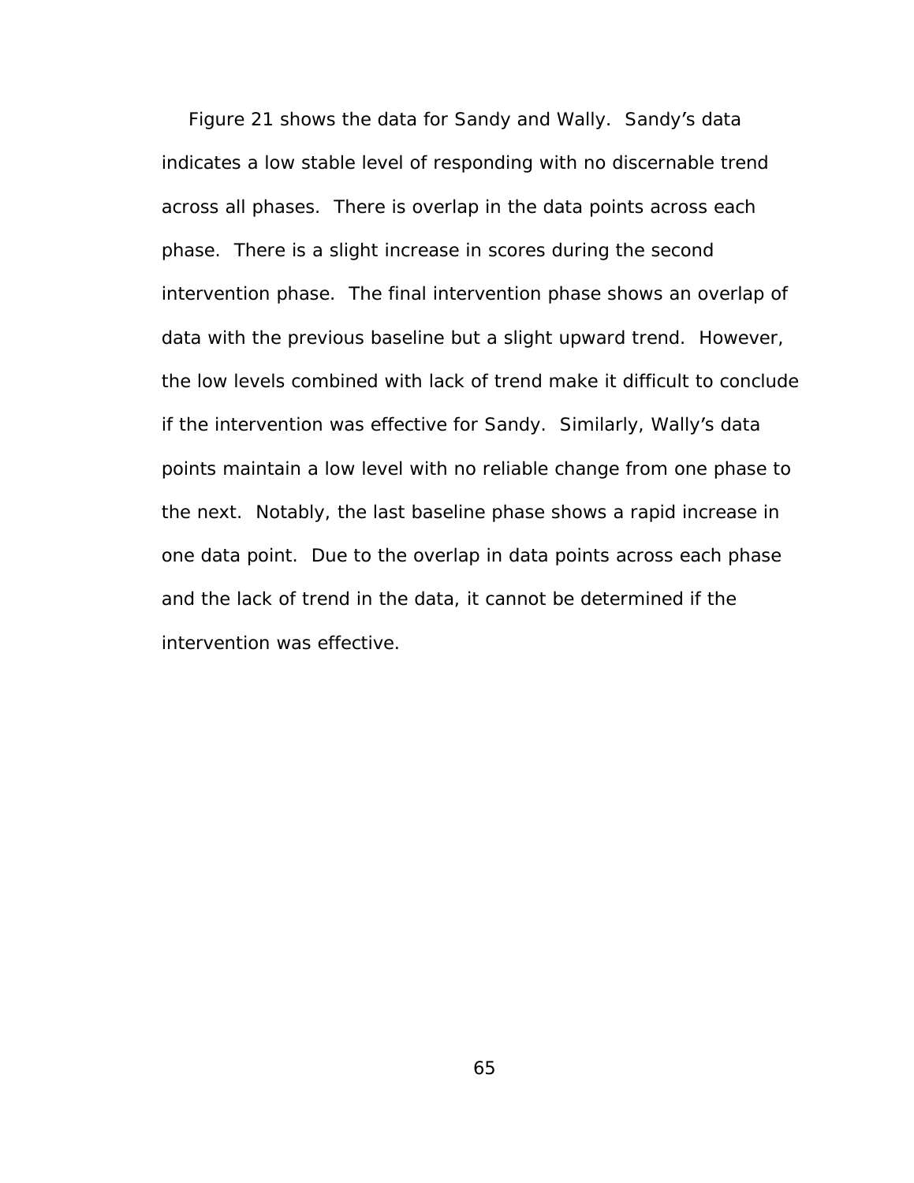Figure 21 shows the data for Sandy and Wally. Sandy's data indicates a low stable level of responding with no discernable trend across all phases. There is overlap in the data points across each phase. There is a slight increase in scores during the second intervention phase. The final intervention phase shows an overlap of data with the previous baseline but a slight upward trend. However, the low levels combined with lack of trend make it difficult to conclude if the intervention was effective for Sandy. Similarly, Wally's data points maintain a low level with no reliable change from one phase to the next. Notably, the last baseline phase shows a rapid increase in one data point. Due to the overlap in data points across each phase and the lack of trend in the data, it cannot be determined if the intervention was effective.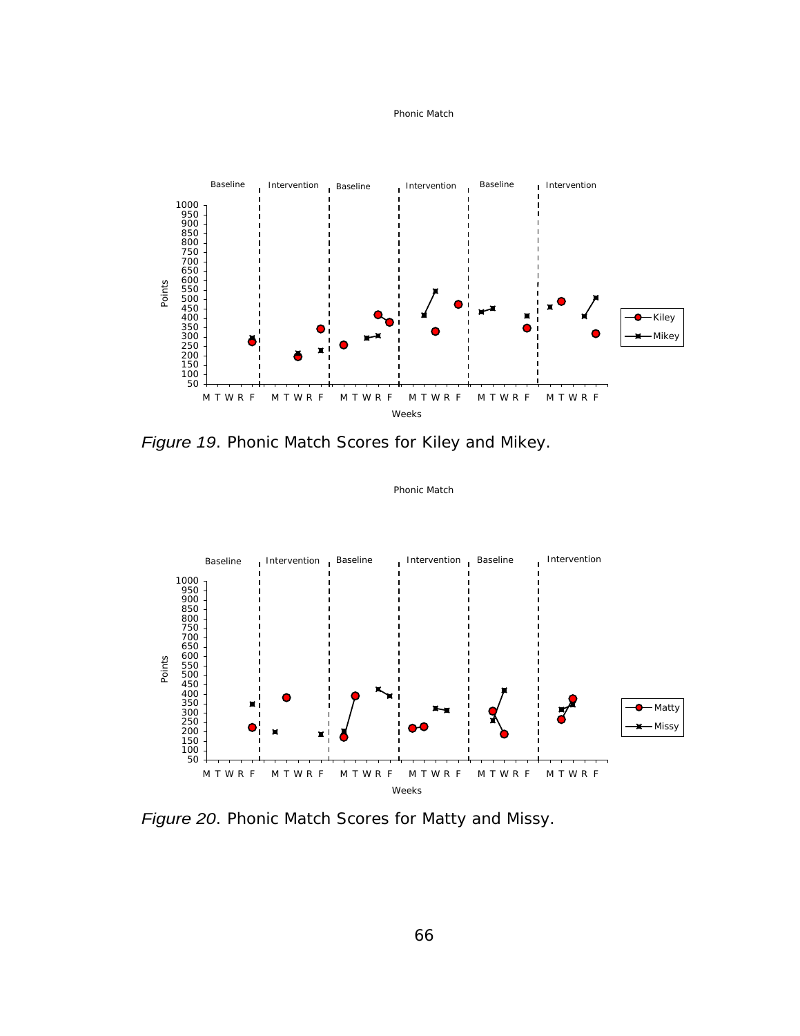*Figure 19*. Phonic Match Scores for Kiley and Mikey.

*Figure 20*. Phonic Match Scores for Matty and Missy.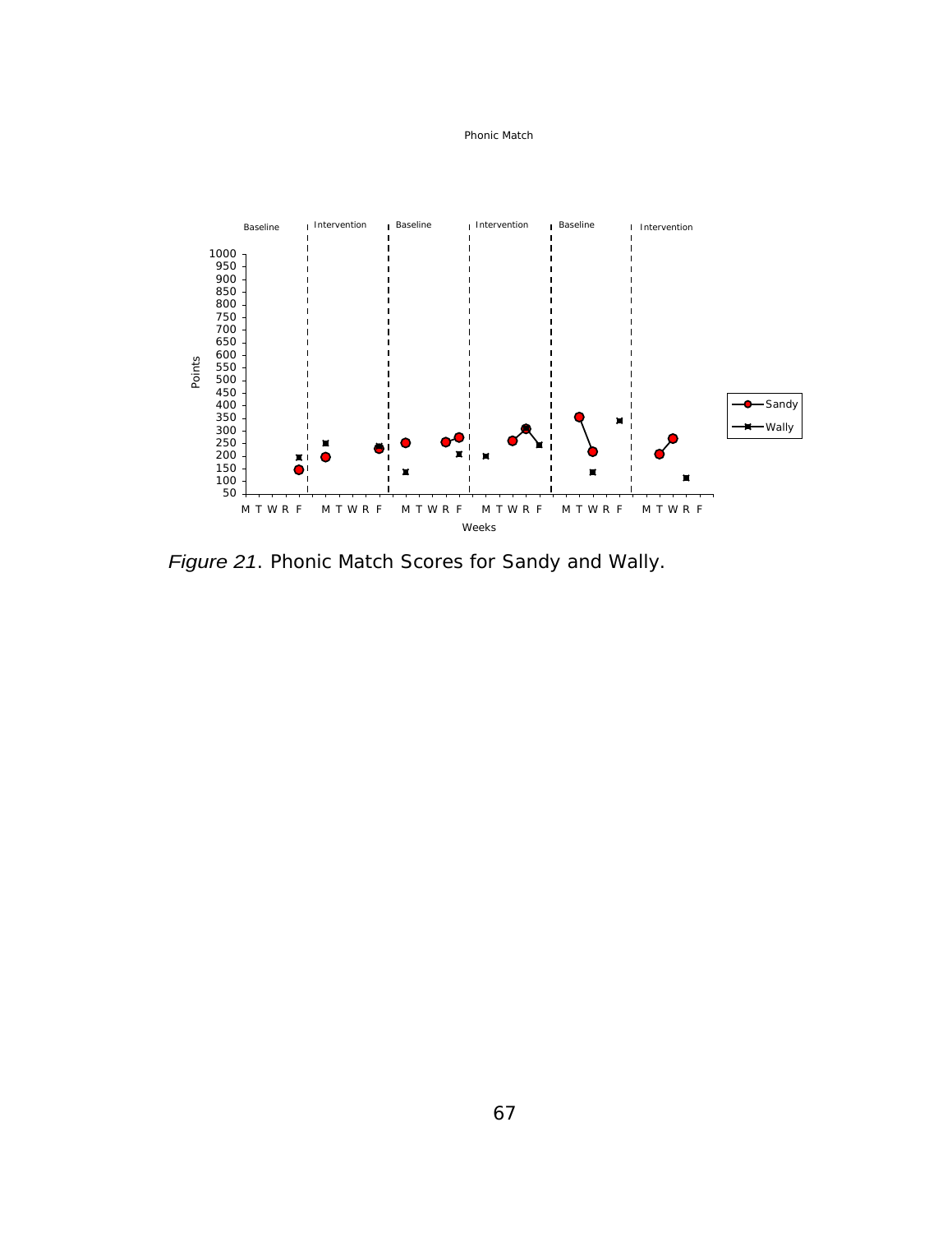Phonic Match

Baseline | Intervention | Baseline | Intervention | Baseline | Intervention

Points: 1000, 950, 900, 850, 800, 750, 700, 650, 600, 550, 500, 450, 400, 350, 300, 250, 200, 150, 100, 50

M T W R F M T W R F M T W R F M T W R F M T W R F M T W R F

Weeks

Sandy
Wally

*Figure 21*. Phonic Match Scores for Sandy and Wally.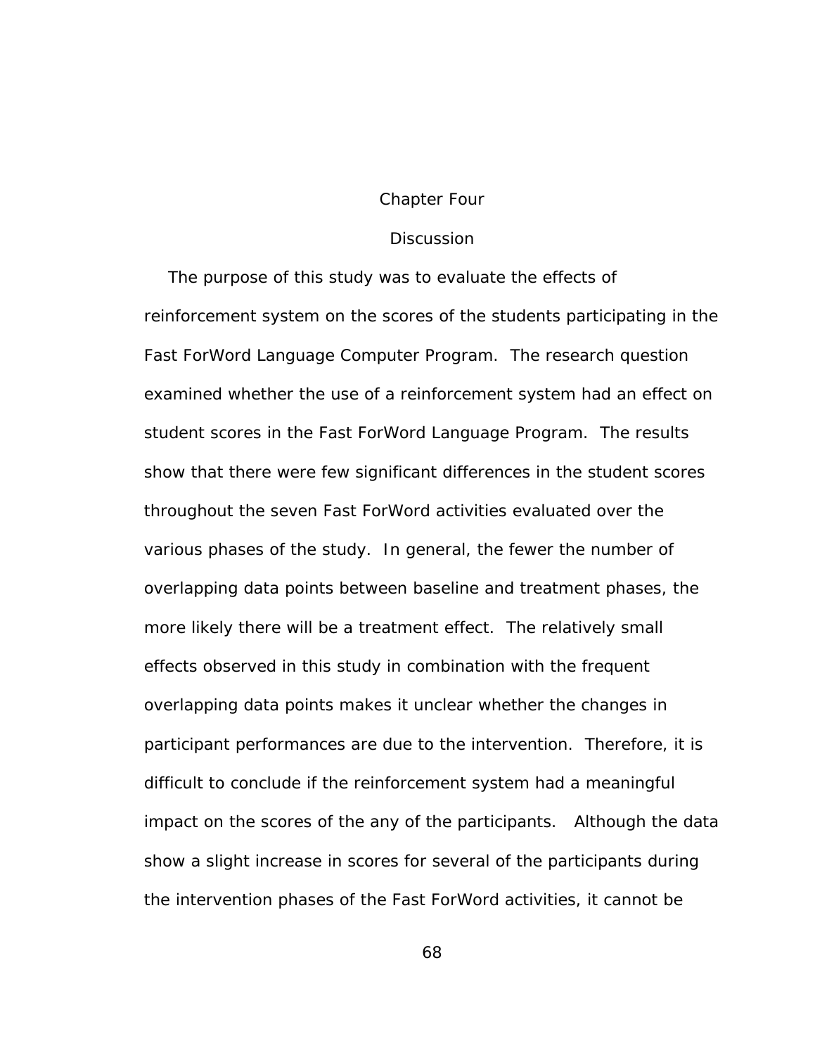# Chapter Four

## Discussion

The purpose of this study was to evaluate the effects of reinforcement system on the scores of the students participating in the Fast ForWord Language Computer Program. The research question examined whether the use of a reinforcement system had an effect on student scores in the Fast ForWord Language Program. The results show that there were few significant differences in the student scores throughout the seven Fast ForWord activities evaluated over the various phases of the study. In general, the fewer the number of overlapping data points between baseline and treatment phases, the more likely there will be a treatment effect. The relatively small effects observed in this study in combination with the frequent overlapping data points makes it unclear whether the changes in participant performances are due to the intervention. Therefore, it is difficult to conclude if the reinforcement system had a meaningful impact on the scores of the any of the participants. Although the data show a slight increase in scores for several of the participants during the intervention phases of the Fast ForWord activities, it cannot be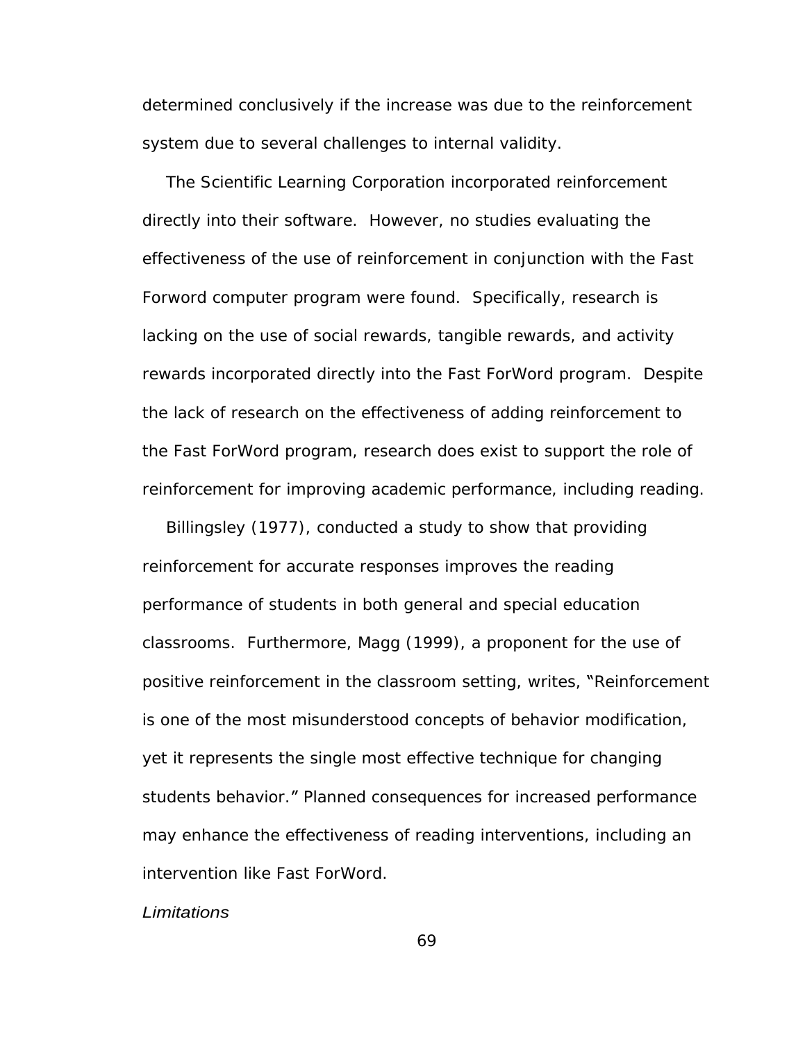determined conclusively if the increase was due to the reinforcement system due to several challenges to internal validity.

The Scientific Learning Corporation incorporated reinforcement directly into their software. However, no studies evaluating the effectiveness of the use of reinforcement in conjunction with the Fast Forword computer program were found. Specifically, research is lacking on the use of social rewards, tangible rewards, and activity rewards incorporated directly into the Fast ForWord program. Despite the lack of research on the effectiveness of adding reinforcement to the Fast ForWord program, research does exist to support the role of reinforcement for improving academic performance, including reading.

Billingsley (1977), conducted a study to show that providing reinforcement for accurate responses improves the reading performance of students in both general and special education classrooms. Furthermore, Magg (1999), a proponent for the use of positive reinforcement in the classroom setting, writes, "Reinforcement is one of the most misunderstood concepts of behavior modification, yet it represents the single most effective technique for changing students behavior." Planned consequences for increased performance may enhance the effectiveness of reading interventions, including an intervention like Fast ForWord.

*Limitations*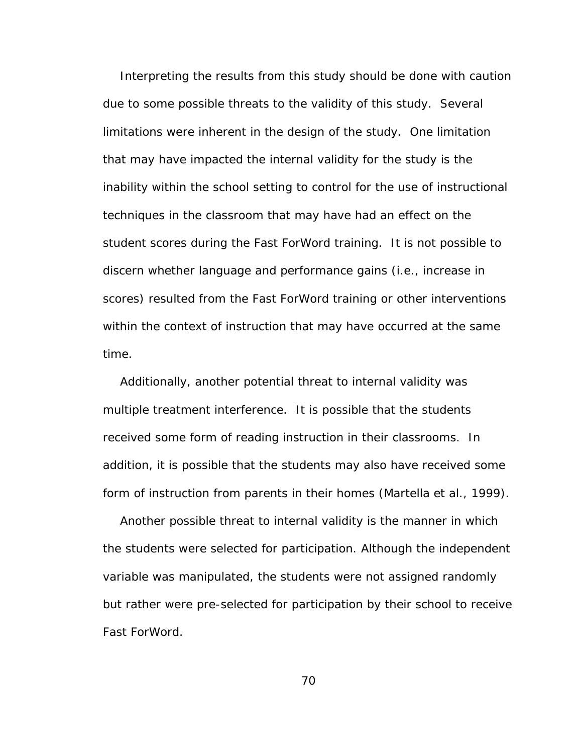Interpreting the results from this study should be done with caution due to some possible threats to the validity of this study. Several limitations were inherent in the design of the study. One limitation that may have impacted the internal validity for the study is the inability within the school setting to control for the use of instructional techniques in the classroom that may have had an effect on the student scores during the Fast ForWord training. It is not possible to discern whether language and performance gains (i.e., increase in scores) resulted from the Fast ForWord training or other interventions within the context of instruction that may have occurred at the same time.

Additionally, another potential threat to internal validity was multiple treatment interference. It is possible that the students received some form of reading instruction in their classrooms. In addition, it is possible that the students may also have received some form of instruction from parents in their homes (Martella et al., 1999).

Another possible threat to internal validity is the manner in which the students were selected for participation. Although the independent variable was manipulated, the students were not assigned randomly but rather were pre-selected for participation by their school to receive Fast ForWord.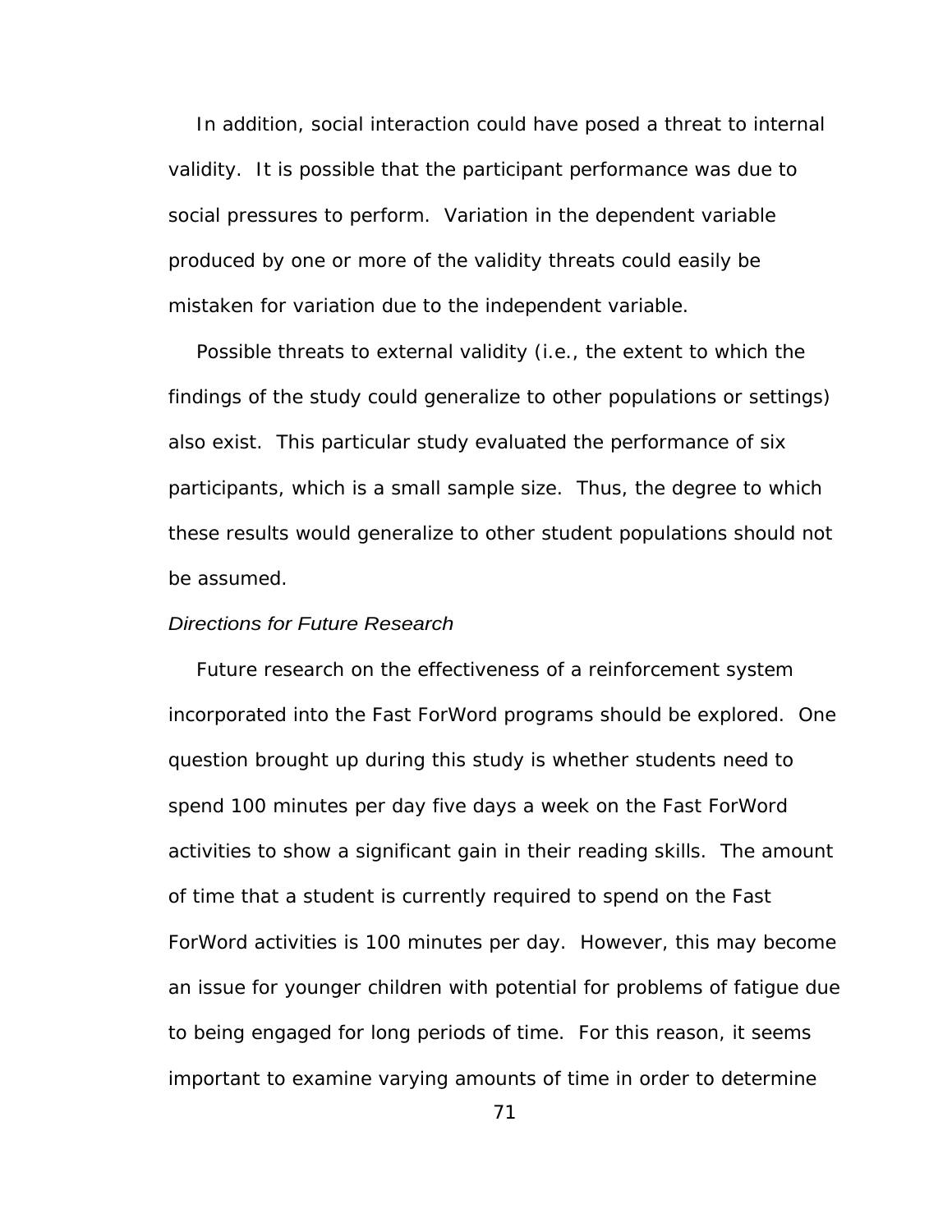In addition, social interaction could have posed a threat to internal validity. It is possible that the participant performance was due to social pressures to perform. Variation in the dependent variable produced by one or more of the validity threats could easily be mistaken for variation due to the independent variable.

Possible threats to external validity (i.e., the extent to which the findings of the study could generalize to other populations or settings) also exist. This particular study evaluated the performance of six participants, which is a small sample size. Thus, the degree to which these results would generalize to other student populations should not be assumed.

*Directions for Future Research*

Future research on the effectiveness of a reinforcement system incorporated into the Fast ForWord programs should be explored. One question brought up during this study is whether students need to spend 100 minutes per day five days a week on the Fast ForWord activities to show a significant gain in their reading skills. The amount of time that a student is currently required to spend on the Fast ForWord activities is 100 minutes per day. However, this may become an issue for younger children with potential for problems of fatigue due to being engaged for long periods of time. For this reason, it seems important to examine varying amounts of time in order to determine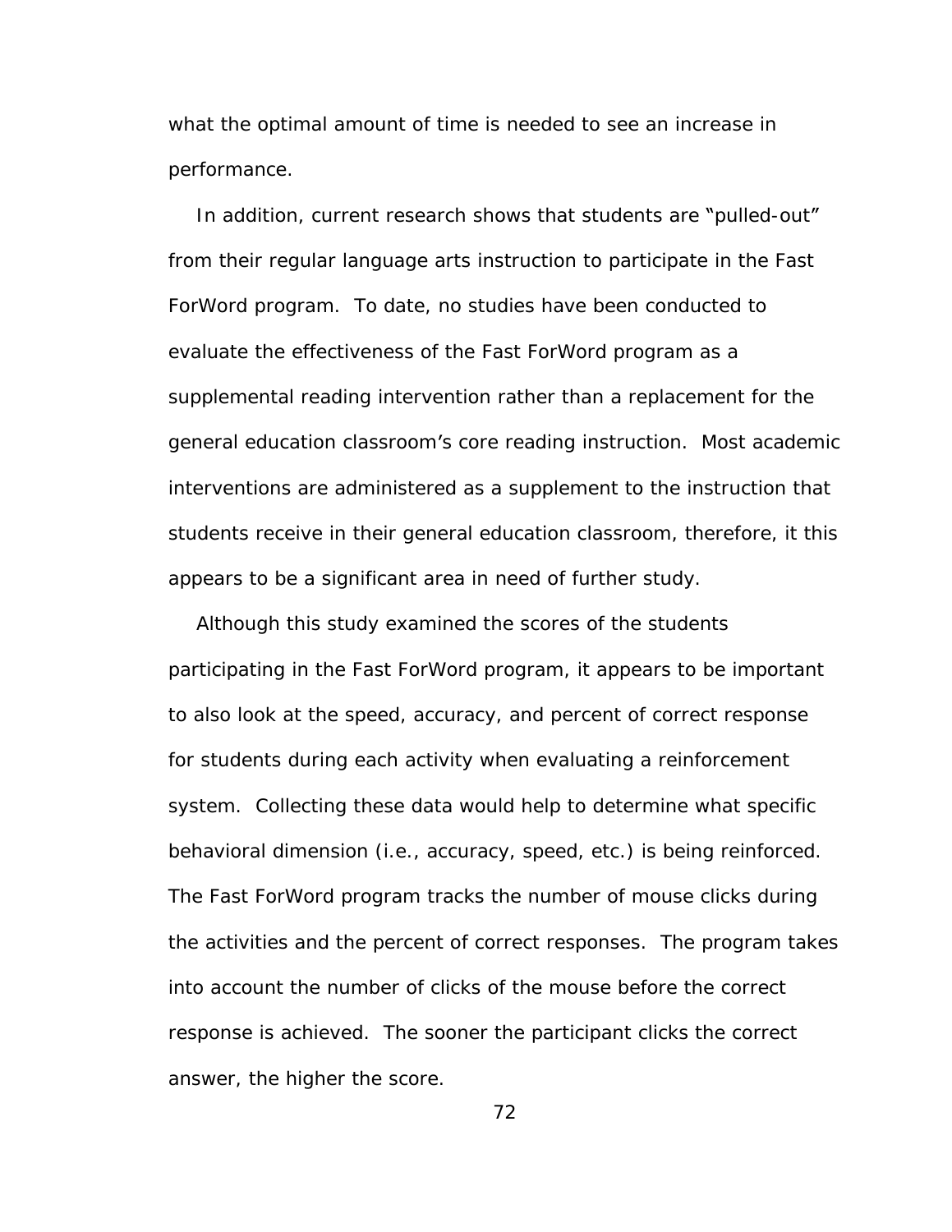what the optimal amount of time is needed to see an increase in performance.

In addition, current research shows that students are "pulled-out" from their regular language arts instruction to participate in the Fast ForWord program. To date, no studies have been conducted to evaluate the effectiveness of the Fast ForWord program as a supplemental reading intervention rather than a replacement for the general education classroom's core reading instruction. Most academic interventions are administered as a supplement to the instruction that students receive in their general education classroom, therefore, it this appears to be a significant area in need of further study.

Although this study examined the scores of the students participating in the Fast ForWord program, it appears to be important to also look at the speed, accuracy, and percent of correct response for students during each activity when evaluating a reinforcement system. Collecting these data would help to determine what specific behavioral dimension (i.e., accuracy, speed, etc.) is being reinforced. The Fast ForWord program tracks the number of mouse clicks during the activities and the percent of correct responses. The program takes into account the number of clicks of the mouse before the correct response is achieved. The sooner the participant clicks the correct answer, the higher the score.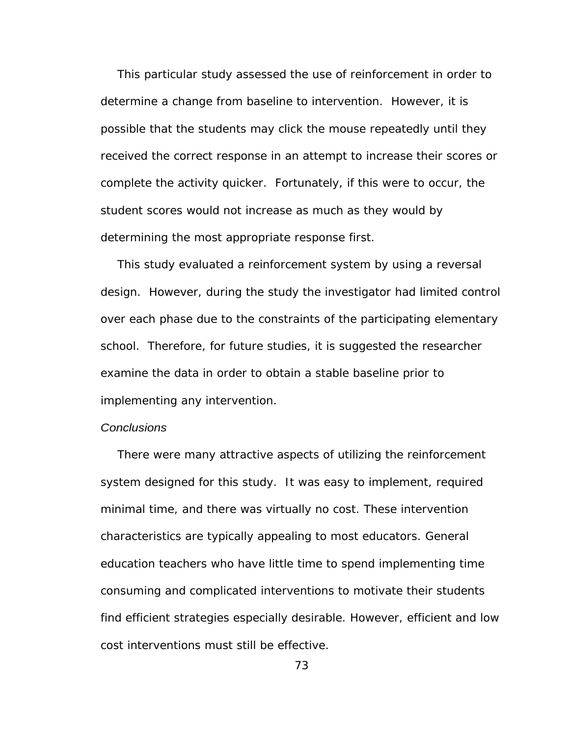This particular study assessed the use of reinforcement in order to determine a change from baseline to intervention. However, it is possible that the students may click the mouse repeatedly until they received the correct response in an attempt to increase their scores or complete the activity quicker. Fortunately, if this were to occur, the student scores would not increase as much as they would by determining the most appropriate response first.

This study evaluated a reinforcement system by using a reversal design. However, during the study the investigator had limited control over each phase due to the constraints of the participating elementary school. Therefore, for future studies, it is suggested the researcher examine the data in order to obtain a stable baseline prior to implementing any intervention.

*Conclusions*

There were many attractive aspects of utilizing the reinforcement system designed for this study. It was easy to implement, required minimal time, and there was virtually no cost. These intervention characteristics are typically appealing to most educators. General education teachers who have little time to spend implementing time consuming and complicated interventions to motivate their students find efficient strategies especially desirable. However, efficient and low cost interventions must still be effective.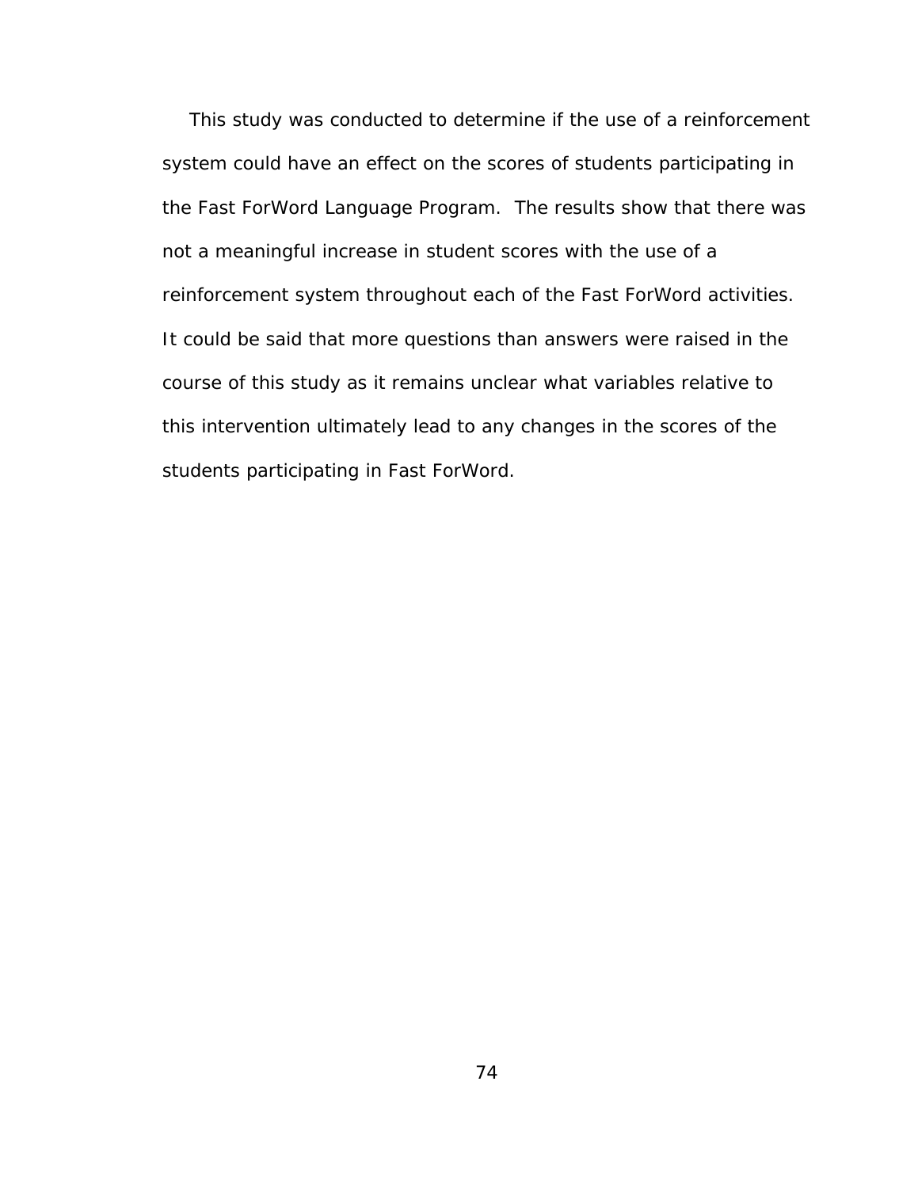This study was conducted to determine if the use of a reinforcement system could have an effect on the scores of students participating in the Fast ForWord Language Program. The results show that there was not a meaningful increase in student scores with the use of a reinforcement system throughout each of the Fast ForWord activities. It could be said that more questions than answers were raised in the course of this study as it remains unclear what variables relative to this intervention ultimately lead to any changes in the scores of the students participating in Fast ForWord.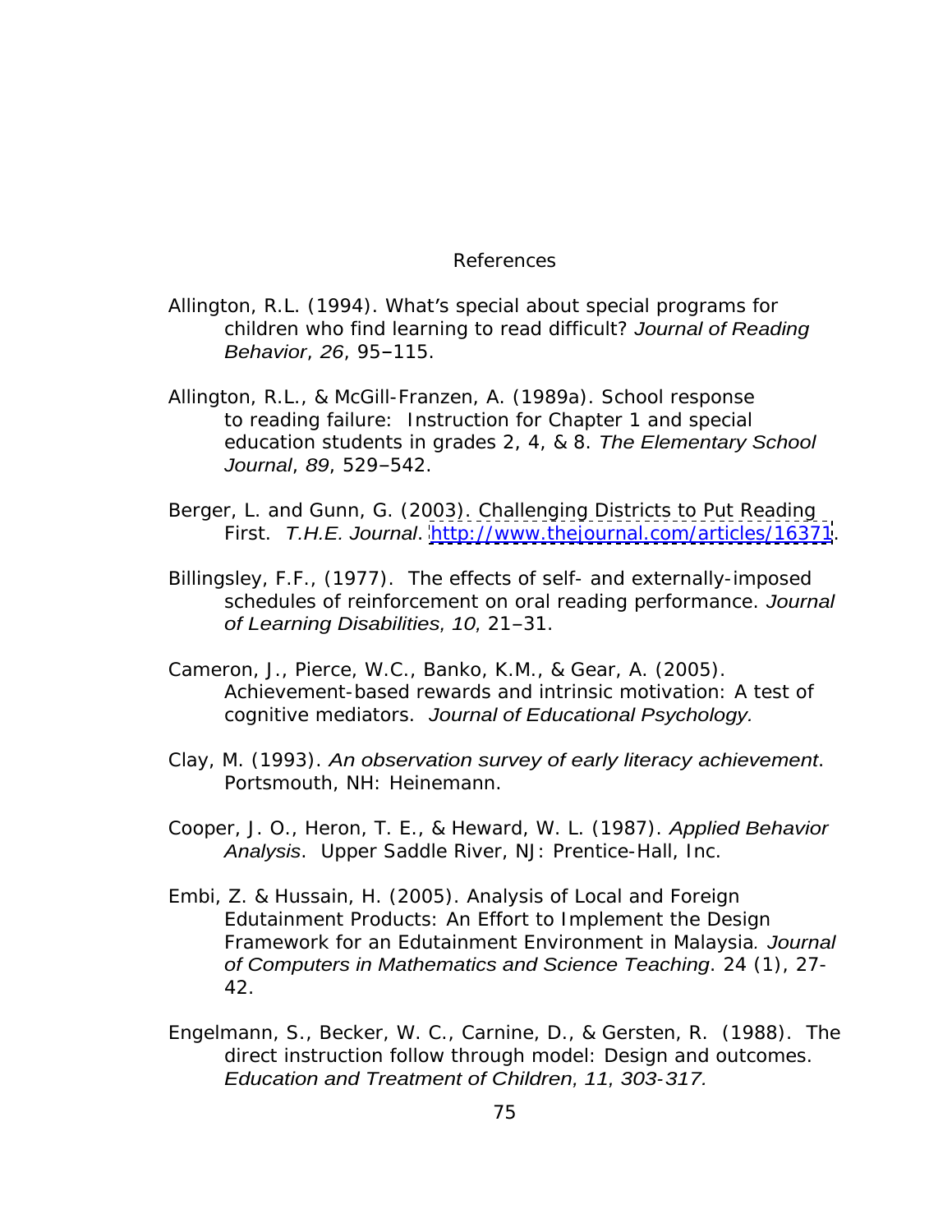# References

Allington, R.L. (1994). What's special about special programs for children who find learning to read difficult? *Journal of Reading Behavior*, *26*, 95–115.

Allington, R.L., & McGill-Franzen, A. (1989a). School response to reading failure: Instruction for Chapter 1 and special education students in grades 2, 4, & 8. *The Elementary School Journal*, *89*, 529–542.

Berger, L. and Gunn, G. (2003). Challenging Districts to Put Reading First. *T.H.E. Journal*. http://www.thejournal.com/articles/16371.

Billingsley, F.F., (1977). The effects of self- and externally-imposed schedules of reinforcement on oral reading performance. *Journal of Learning Disabilities*, *10*, 21–31.

Cameron, J., Pierce, W.C., Banko, K.M., & Gear, A. (2005). Achievement-based rewards and intrinsic motivation: A test of cognitive mediators. *Journal of Educational Psychology.*

Clay, M. (1993). *An observation survey of early literacy achievement*. Portsmouth, NH: Heinemann.

Cooper, J. O., Heron, T. E., & Heward, W. L. (1987). *Applied Behavior Analysis*. Upper Saddle River, NJ: Prentice-Hall, Inc.

Embi, Z. & Hussain, H. (2005). Analysis of Local and Foreign Edutainment Products: An Effort to Implement the Design Framework for an Edutainment Environment in Malaysia*. Journal of Computers in Mathematics and Science Teaching*. 24 (1), 27-42.

Engelmann, S., Becker, W. C., Carnine, D., & Gersten, R. (1988). The direct instruction follow through model: Design and outcomes. *Education and Treatment of Children, 11, 303-317.*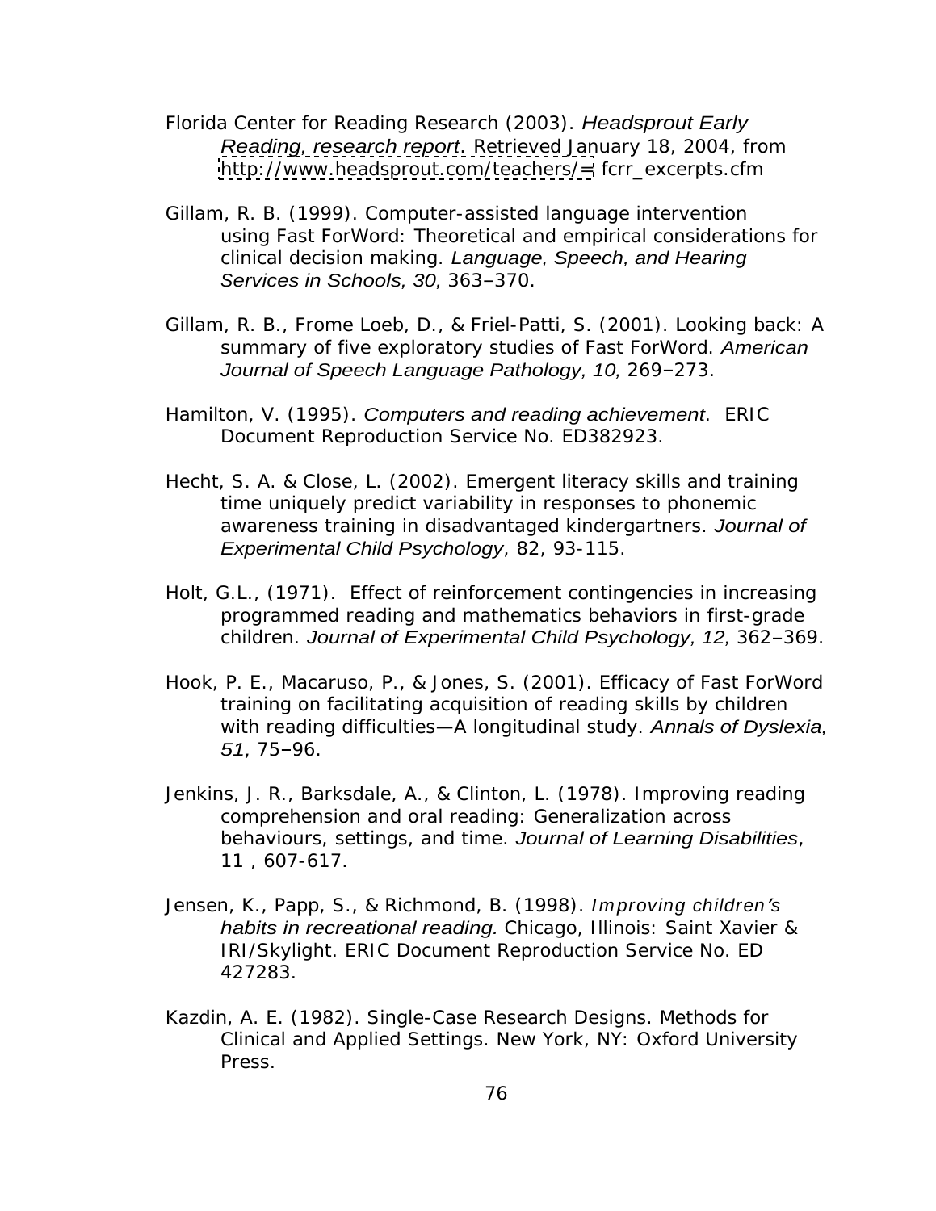Florida Center for Reading Research (2003). *Headsprout Early Reading, research report*. Retrieved January 18, 2004, from http://www.headsprout.com/teachers/= fcrr_excerpts.cfm

Gillam, R. B. (1999). Computer-assisted language intervention using Fast ForWord: Theoretical and empirical considerations for clinical decision making. *Language, Speech, and Hearing Services in Schools, 30*, 363–370.

Gillam, R. B., Frome Loeb, D., & Friel-Patti, S. (2001). Looking back: A summary of five exploratory studies of Fast ForWord. *American Journal of Speech Language Pathology, 10*, 269–273.

Hamilton, V. (1995). *Computers and reading achievement*. ERIC Document Reproduction Service No. ED382923.

Hecht, S. A. & Close, L. (2002). Emergent literacy skills and training time uniquely predict variability in responses to phonemic awareness training in disadvantaged kindergartners. *Journal of Experimental Child Psychology*, 82, 93-115.

Holt, G.L., (1971). Effect of reinforcement contingencies in increasing programmed reading and mathematics behaviors in first-grade children. *Journal of Experimental Child Psychology, 12*, 362–369.

Hook, P. E., Macaruso, P., & Jones, S. (2001). Efficacy of Fast ForWord training on facilitating acquisition of reading skills by children with reading difficulties—A longitudinal study. *Annals of Dyslexia, 51*, 75–96.

Jenkins, J. R., Barksdale, A., & Clinton, L. (1978). Improving reading comprehension and oral reading: Generalization across behaviours, settings, and time. *Journal of Learning Disabilities*, 11 , 607-617.

Jensen, K., Papp, S., & Richmond, B. (1998). *Improving children's habits in recreational reading.* Chicago, Illinois: Saint Xavier & IRI/Skylight. ERIC Document Reproduction Service No. ED 427283.

Kazdin, A. E. (1982). Single-Case Research Designs. Methods for Clinical and Applied Settings. New York, NY: Oxford University Press.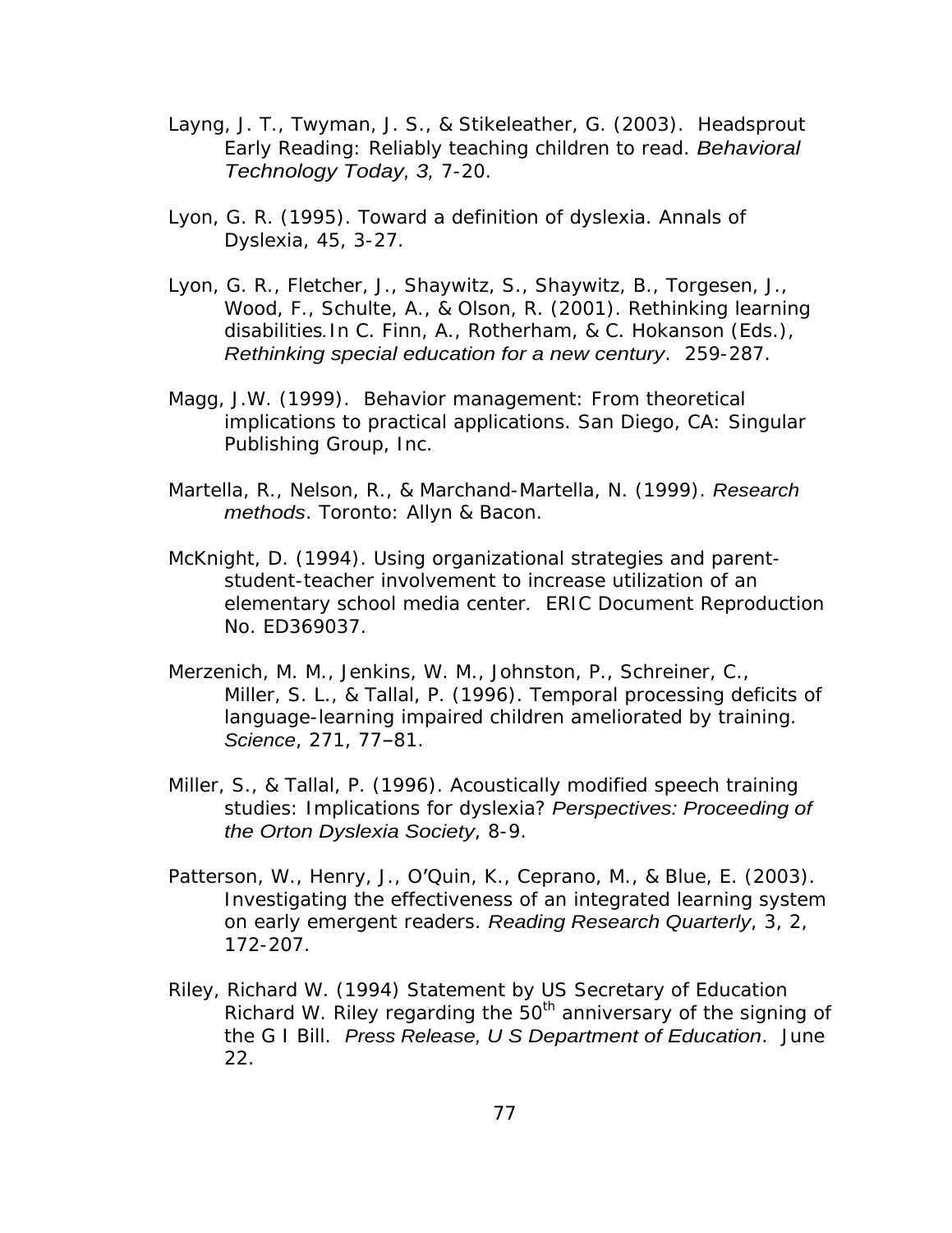Layng, J. T., Twyman, J. S., & Stikeleather, G. (2003). Headsprout Early Reading: Reliably teaching children to read. *Behavioral Technology Today*, *3*, 7-20.

Lyon, G. R. (1995). Toward a definition of dyslexia. Annals of Dyslexia, 45, 3-27.

Lyon, G. R., Fletcher, J., Shaywitz, S., Shaywitz, B., Torgesen, J., Wood, F., Schulte, A., & Olson, R. (2001). Rethinking learning disabilities. In C. Finn, A., Rotherham, & C. Hokanson (Eds.), *Rethinking special education for a new century*. 259-287.

Magg, J.W. (1999). Behavior management: From theoretical implications to practical applications. San Diego, CA: Singular Publishing Group, Inc.

Martella, R., Nelson, R., & Marchand-Martella, N. (1999). *Research methods*. Toronto: Allyn & Bacon.

McKnight, D. (1994). Using organizational strategies and parent-student-teacher involvement to increase utilization of an elementary school media center. ERIC Document Reproduction No. ED369037.

Merzenich, M. M., Jenkins, W. M., Johnston, P., Schreiner, C., Miller, S. L., & Tallal, P. (1996). Temporal processing deficits of language-learning impaired children ameliorated by training. *Science*, 271, 77–81.

Miller, S., & Tallal, P. (1996). Acoustically modified speech training studies: Implications for dyslexia? *Perspectives: Proceeding of the Orton Dyslexia Society*, 8-9.

Patterson, W., Henry, J., O'Quin, K., Ceprano, M., & Blue, E. (2003). Investigating the effectiveness of an integrated learning system on early emergent readers. *Reading Research Quarterly*, 3, 2, 172-207.

Riley, Richard W. (1994) Statement by US Secretary of Education Richard W. Riley regarding the 50th anniversary of the signing of the G I Bill. *Press Release, U S Department of Education*. June 22.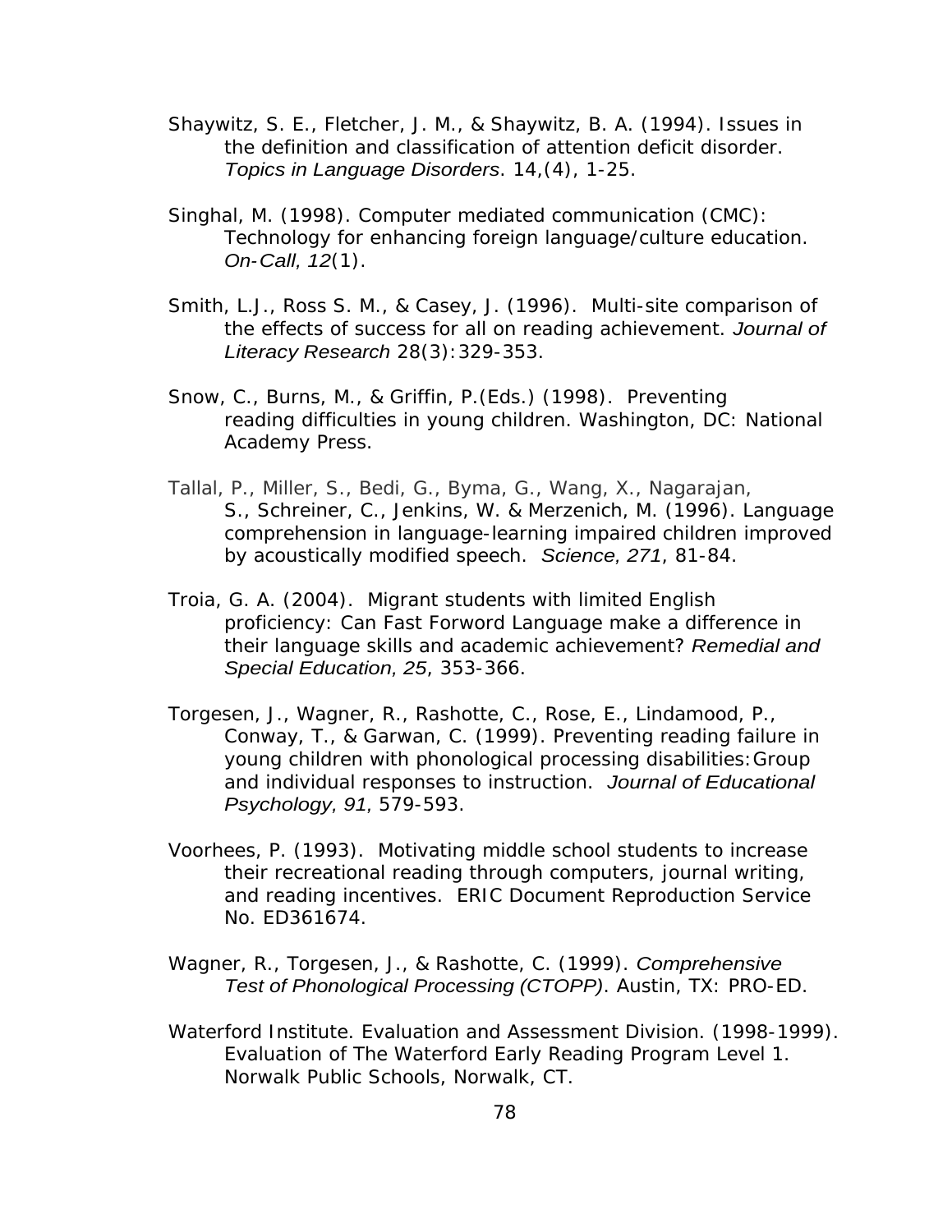Shaywitz, S. E., Fletcher, J. M., & Shaywitz, B. A. (1994). Issues in the definition and classification of attention deficit disorder. *Topics in Language Disorders*. 14,(4), 1-25.

Singhal, M. (1998). Computer mediated communication (CMC): Technology for enhancing foreign language/culture education. *On-Call*, *12*(1).

Smith, L.J., Ross S. M., & Casey, J. (1996). Multi-site comparison of the effects of success for all on reading achievement. *Journal of Literacy Research* 28(3):329-353.

Snow, C., Burns, M., & Griffin, P.(Eds.) (1998). Preventing reading difficulties in young children. Washington, DC: National Academy Press.

Tallal, P., Miller, S., Bedi, G., Byma, G., Wang, X., Nagarajan, S., Schreiner, C., Jenkins, W. & Merzenich, M. (1996). Language comprehension in language-learning impaired children improved by acoustically modified speech. *Science*, *271*, 81-84.

Troia, G. A. (2004). Migrant students with limited English proficiency: Can Fast Forword Language make a difference in their language skills and academic achievement? *Remedial and Special Education*, *25*, 353-366.

Torgesen, J., Wagner, R., Rashotte, C., Rose, E., Lindamood, P., Conway, T., & Garwan, C. (1999). Preventing reading failure in young children with phonological processing disabilities:Group and individual responses to instruction. *Journal of Educational Psychology*, *91*, 579-593.

Voorhees, P. (1993). Motivating middle school students to increase their recreational reading through computers, journal writing, and reading incentives. ERIC Document Reproduction Service No. ED361674.

Wagner, R., Torgesen, J., & Rashotte, C. (1999). *Comprehensive Test of Phonological Processing (CTOPP)*. Austin, TX: PRO-ED.

Waterford Institute. Evaluation and Assessment Division. (1998-1999). Evaluation of The Waterford Early Reading Program Level 1. Norwalk Public Schools, Norwalk, CT.